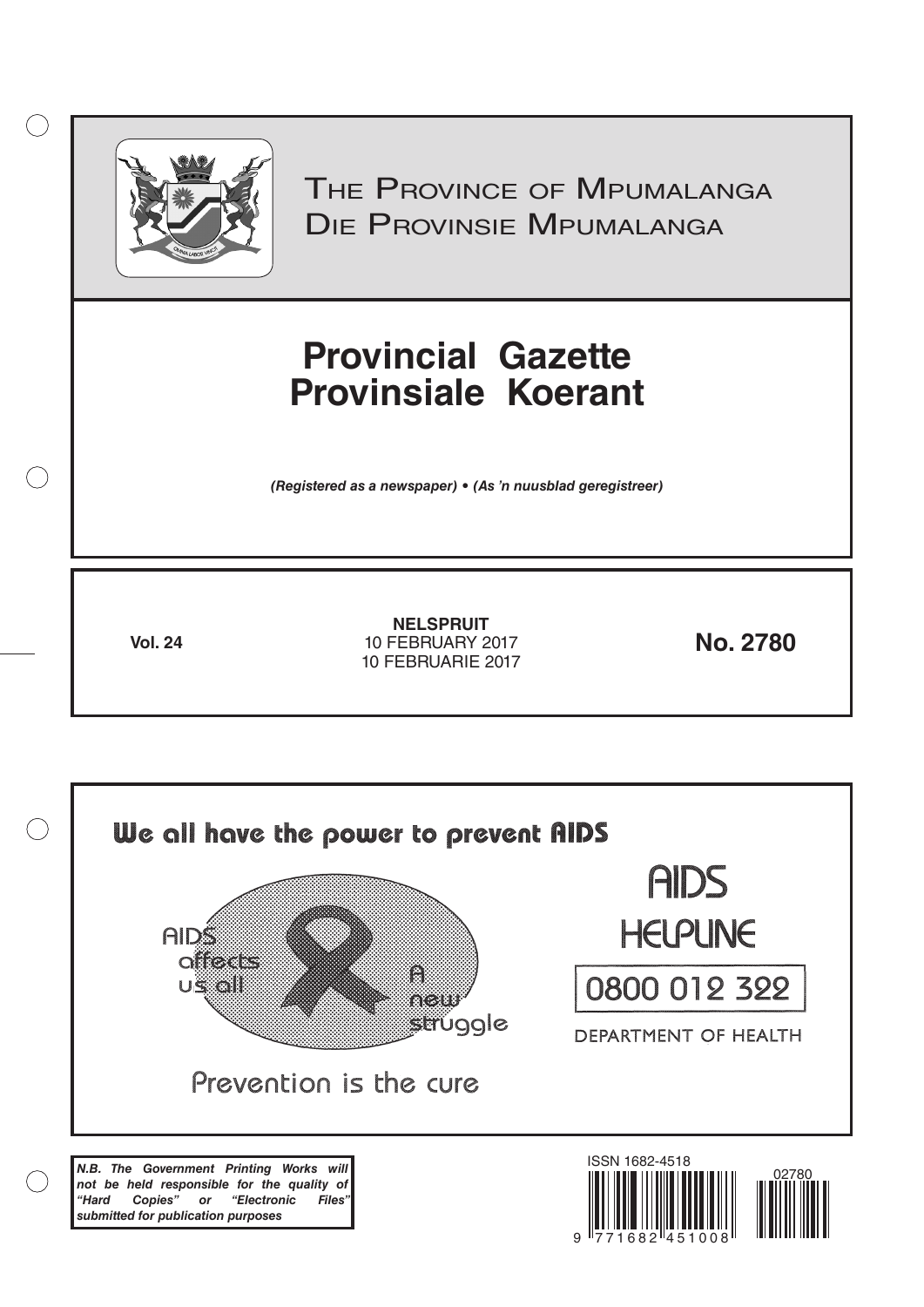# The Province of Mpumalanga
# Die Provinsie Mpumalanga

# Provincial Gazette
# Provinsiale Koerant

***(Registered as a newspaper) • (As 'n nuusblad geregistreer)***

**Vol. 24**

**NELSPRUIT**
10 FEBRUARY 2017
10 FEBRUARIE 2017

**No. 2780**

**We all have the power to prevent AIDS**

AIDS affects us all

A new struggle

Prevention is the cure

AIDS HELPLINE

0800 012 322

DEPARTMENT OF HEALTH

***N.B. The Government Printing Works will not be held responsible for the quality of "Hard Copies" or "Electronic Files" submitted for publication purposes***

ISSN 1682-4518

9 771682 451008

02780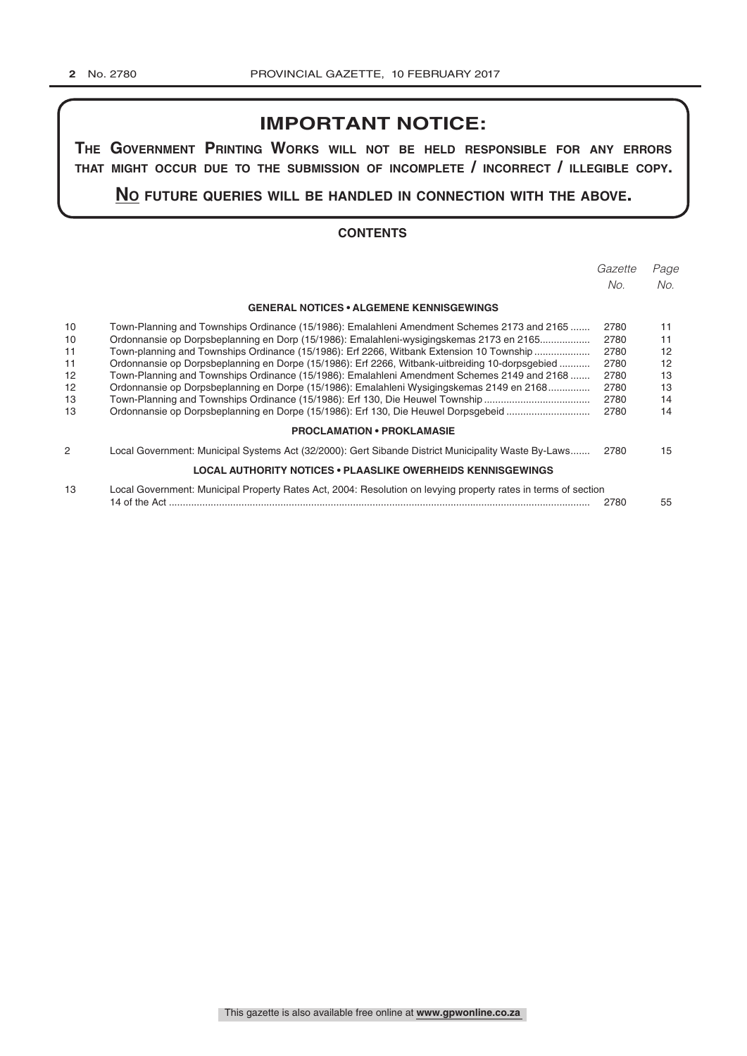## IMPORTANT NOTICE:

**THE GOVERNMENT PRINTING WORKS WILL NOT BE HELD RESPONSIBLE FOR ANY ERRORS THAT MIGHT OCCUR DUE TO THE SUBMISSION OF INCOMPLETE / INCORRECT / ILLEGIBLE COPY.**

**NO FUTURE QUERIES WILL BE HANDLED IN CONNECTION WITH THE ABOVE.**

### CONTENTS

| | | *Gazette No.* | *Page No.* |
|---|---|---|---|
| | **GENERAL NOTICES • ALGEMENE KENNISGEWINGS** | | |
| 10 | Town-Planning and Townships Ordinance (15/1986): Emalahleni Amendment Schemes 2173 and 2165 | 2780 | 11 |
| 10 | Ordonnansie op Dorpsbeplanning en Dorp (15/1986): Emalahleni-wysigingskemas 2173 en 2165 | 2780 | 11 |
| 11 | Town-planning and Townships Ordinance (15/1986): Erf 2266, Witbank Extension 10 Township | 2780 | 12 |
| 11 | Ordonnansie op Dorpsbeplanning en Dorpe (15/1986): Erf 2266, Witbank-uitbreiding 10-dorpsgebied | 2780 | 12 |
| 12 | Town-Planning and Townships Ordinance (15/1986): Emalahleni Amendment Schemes 2149 and 2168 | 2780 | 13 |
| 12 | Ordonnansie op Dorpsbeplanning en Dorpe (15/1986): Emalahleni Wysigingskemas 2149 en 2168 | 2780 | 13 |
| 13 | Town-Planning and Townships Ordinance (15/1986): Erf 130, Die Heuwel Township | 2780 | 14 |
| 13 | Ordonnansie op Dorpsbeplanning en Dorpe (15/1986): Erf 130, Die Heuwel Dorpsgebeid | 2780 | 14 |
| | **PROCLAMATION • PROKLAMASIE** | | |
| 2 | Local Government: Municipal Systems Act (32/2000): Gert Sibande District Municipality Waste By-Laws | 2780 | 15 |
| | **LOCAL AUTHORITY NOTICES • PLAASLIKE OWERHEIDS KENNISGEWINGS** | | |
| 13 | Local Government: Municipal Property Rates Act, 2004: Resolution on levying property rates in terms of section 14 of the Act | 2780 | 55 |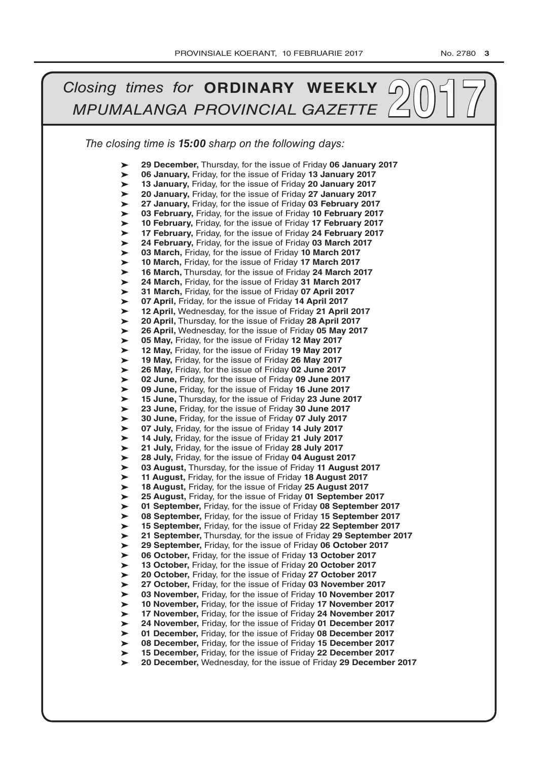# *Closing times for* **ORDINARY WEEKLY** *MPUMALANGA PROVINCIAL GAZETTE* 2017

*The closing time is **15:00** sharp on the following days:*

- **29 December,** Thursday, for the issue of Friday **06 January 2017**
- **06 January,** Friday, for the issue of Friday **13 January 2017**
- **13 January,** Friday, for the issue of Friday **20 January 2017**
- **20 January,** Friday, for the issue of Friday **27 January 2017**
- **27 January,** Friday, for the issue of Friday **03 February 2017**
- **03 February,** Friday, for the issue of Friday **10 February 2017**
- **10 February,** Friday, for the issue of Friday **17 February 2017**
- **17 February,** Friday, for the issue of Friday **24 February 2017**
- **24 February,** Friday, for the issue of Friday **03 March 2017**
- **03 March,** Friday, for the issue of Friday **10 March 2017**
- **10 March,** Friday, for the issue of Friday **17 March 2017**
- **16 March,** Thursday, for the issue of Friday **24 March 2017**
- **24 March,** Friday, for the issue of Friday **31 March 2017**
- **31 March,** Friday, for the issue of Friday **07 April 2017**
- **07 April,** Friday, for the issue of Friday **14 April 2017**
- **12 April,** Wednesday, for the issue of Friday **21 April 2017**
- **20 April,** Thursday, for the issue of Friday **28 April 2017**
- **26 April,** Wednesday, for the issue of Friday **05 May 2017**
- **05 May,** Friday, for the issue of Friday **12 May 2017**
- **12 May,** Friday, for the issue of Friday **19 May 2017**
- **19 May,** Friday, for the issue of Friday **26 May 2017**
- **26 May,** Friday, for the issue of Friday **02 June 2017**
- **02 June,** Friday, for the issue of Friday **09 June 2017**
- **09 June,** Friday, for the issue of Friday **16 June 2017**
- **15 June,** Thursday, for the issue of Friday **23 June 2017**
- **23 June,** Friday, for the issue of Friday **30 June 2017**
- **30 June,** Friday, for the issue of Friday **07 July 2017**
- **07 July,** Friday, for the issue of Friday **14 July 2017**
- **14 July,** Friday, for the issue of Friday **21 July 2017**
- **21 July,** Friday, for the issue of Friday **28 July 2017**
- **28 July,** Friday, for the issue of Friday **04 August 2017**
- **03 August,** Thursday, for the issue of Friday **11 August 2017**
- **11 August,** Friday, for the issue of Friday **18 August 2017**
- **18 August,** Friday, for the issue of Friday **25 August 2017**
- **25 August,** Friday, for the issue of Friday **01 September 2017**
- **01 September,** Friday, for the issue of Friday **08 September 2017**
- **08 September,** Friday, for the issue of Friday **15 September 2017**
- **15 September,** Friday, for the issue of Friday **22 September 2017**
- **21 September,** Thursday, for the issue of Friday **29 September 2017**
- **29 September,** Friday, for the issue of Friday **06 October 2017**
- **06 October,** Friday, for the issue of Friday **13 October 2017**
- **13 October,** Friday, for the issue of Friday **20 October 2017**
- **20 October,** Friday, for the issue of Friday **27 October 2017**
- **27 October,** Friday, for the issue of Friday **03 November 2017**
- **03 November,** Friday, for the issue of Friday **10 November 2017**
- **10 November,** Friday, for the issue of Friday **17 November 2017**
- **17 November,** Friday, for the issue of Friday **24 November 2017**
- **24 November,** Friday, for the issue of Friday **01 December 2017**
- **01 December,** Friday, for the issue of Friday **08 December 2017**
- **08 December,** Friday, for the issue of Friday **15 December 2017**
- **15 December,** Friday, for the issue of Friday **22 December 2017**
- **20 December,** Wednesday, for the issue of Friday **29 December 2017**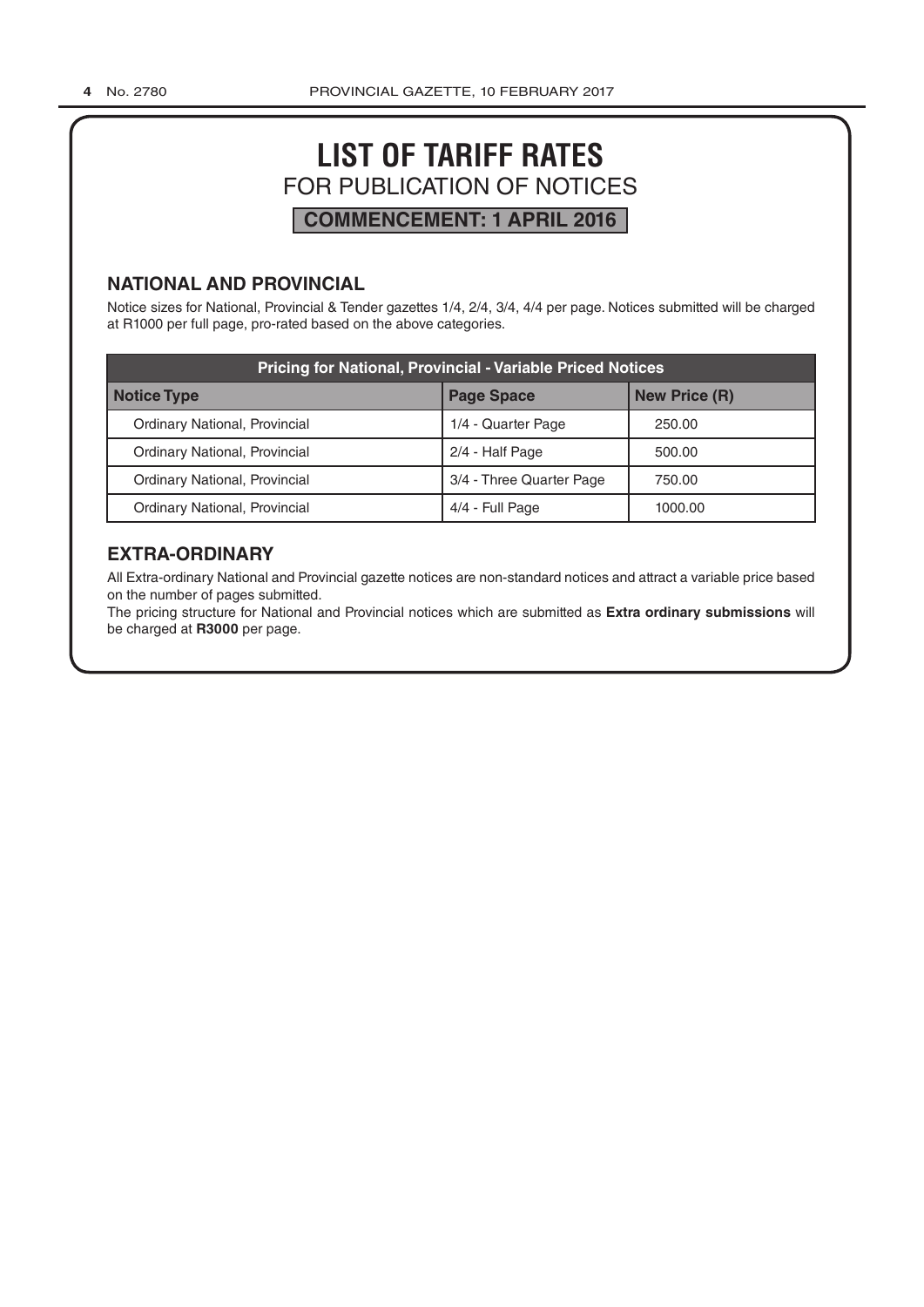# LIST OF TARIFF RATES

## FOR PUBLICATION OF NOTICES

**COMMENCEMENT: 1 APRIL 2016**

### NATIONAL AND PROVINCIAL

Notice sizes for National, Provincial & Tender gazettes 1/4, 2/4, 3/4, 4/4 per page. Notices submitted will be charged at R1000 per full page, pro-rated based on the above categories.

| Pricing for National, Provincial - Variable Priced Notices | | |
|---|---|---|
| **Notice Type** | **Page Space** | **New Price (R)** |
| Ordinary National, Provincial | 1/4 - Quarter Page | 250.00 |
| Ordinary National, Provincial | 2/4 - Half Page | 500.00 |
| Ordinary National, Provincial | 3/4 - Three Quarter Page | 750.00 |
| Ordinary National, Provincial | 4/4 - Full Page | 1000.00 |

### EXTRA-ORDINARY

All Extra-ordinary National and Provincial gazette notices are non-standard notices and attract a variable price based on the number of pages submitted.

The pricing structure for National and Provincial notices which are submitted as **Extra ordinary submissions** will be charged at **R3000** per page.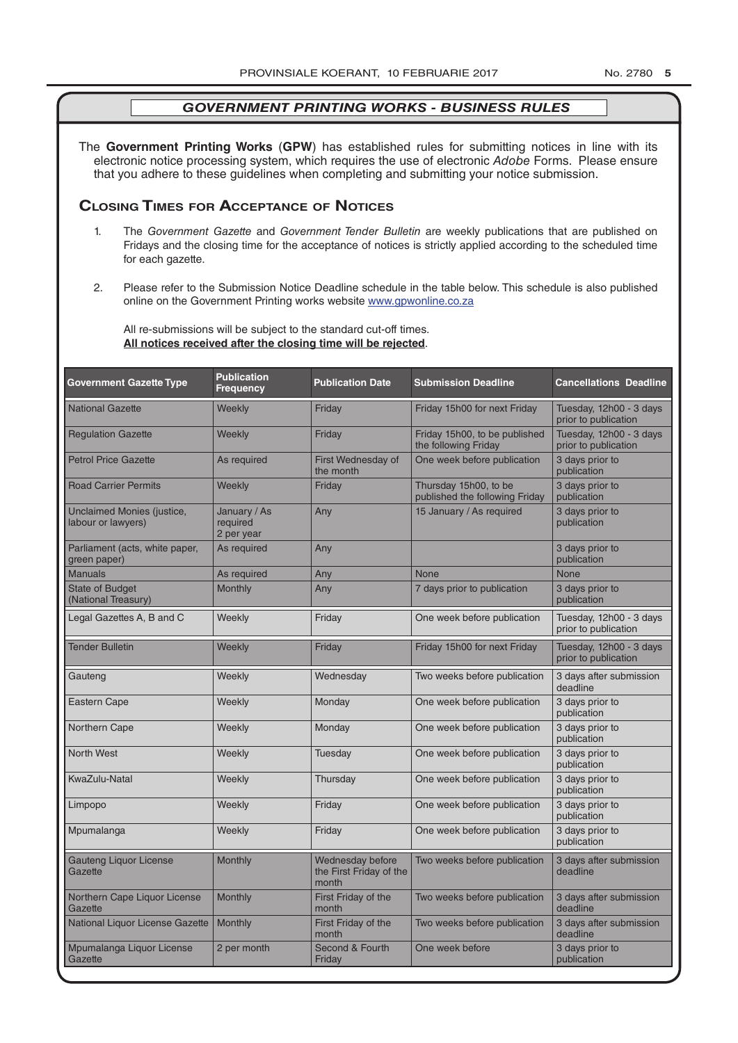## *GOVERNMENT PRINTING WORKS - BUSINESS RULES*

The **Government Printing Works** (**GPW**) has established rules for submitting notices in line with its electronic notice processing system, which requires the use of electronic *Adobe* Forms. Please ensure that you adhere to these guidelines when completing and submitting your notice submission.

## Closing Times for Acceptance of Notices

1. The *Government Gazette* and *Government Tender Bulletin* are weekly publications that are published on Fridays and the closing time for the acceptance of notices is strictly applied according to the scheduled time for each gazette.

2. Please refer to the Submission Notice Deadline schedule in the table below. This schedule is also published online on the Government Printing works website www.gpwonline.co.za

   All re-submissions will be subject to the standard cut-off times.
   **All notices received after the closing time will be rejected**.

| Government Gazette Type | Publication Frequency | Publication Date | Submission Deadline | Cancellations Deadline |
|---|---|---|---|---|
| National Gazette | Weekly | Friday | Friday 15h00 for next Friday | Tuesday, 12h00 - 3 days prior to publication |
| Regulation Gazette | Weekly | Friday | Friday 15h00, to be published the following Friday | Tuesday, 12h00 - 3 days prior to publication |
| Petrol Price Gazette | As required | First Wednesday of the month | One week before publication | 3 days prior to publication |
| Road Carrier Permits | Weekly | Friday | Thursday 15h00, to be published the following Friday | 3 days prior to publication |
| Unclaimed Monies (justice, labour or lawyers) | January / As required 2 per year | Any | 15 January / As required | 3 days prior to publication |
| Parliament (acts, white paper, green paper) | As required | Any | | 3 days prior to publication |
| Manuals | As required | Any | None | None |
| State of Budget (National Treasury) | Monthly | Any | 7 days prior to publication | 3 days prior to publication |
| Legal Gazettes A, B and C | Weekly | Friday | One week before publication | Tuesday, 12h00 - 3 days prior to publication |
| Tender Bulletin | Weekly | Friday | Friday 15h00 for next Friday | Tuesday, 12h00 - 3 days prior to publication |
| Gauteng | Weekly | Wednesday | Two weeks before publication | 3 days after submission deadline |
| Eastern Cape | Weekly | Monday | One week before publication | 3 days prior to publication |
| Northern Cape | Weekly | Monday | One week before publication | 3 days prior to publication |
| North West | Weekly | Tuesday | One week before publication | 3 days prior to publication |
| KwaZulu-Natal | Weekly | Thursday | One week before publication | 3 days prior to publication |
| Limpopo | Weekly | Friday | One week before publication | 3 days prior to publication |
| Mpumalanga | Weekly | Friday | One week before publication | 3 days prior to publication |
| Gauteng Liquor License Gazette | Monthly | Wednesday before the First Friday of the month | Two weeks before publication | 3 days after submission deadline |
| Northern Cape Liquor License Gazette | Monthly | First Friday of the month | Two weeks before publication | 3 days after submission deadline |
| National Liquor License Gazette | Monthly | First Friday of the month | Two weeks before publication | 3 days after submission deadline |
| Mpumalanga Liquor License Gazette | 2 per month | Second & Fourth Friday | One week before | 3 days prior to publication |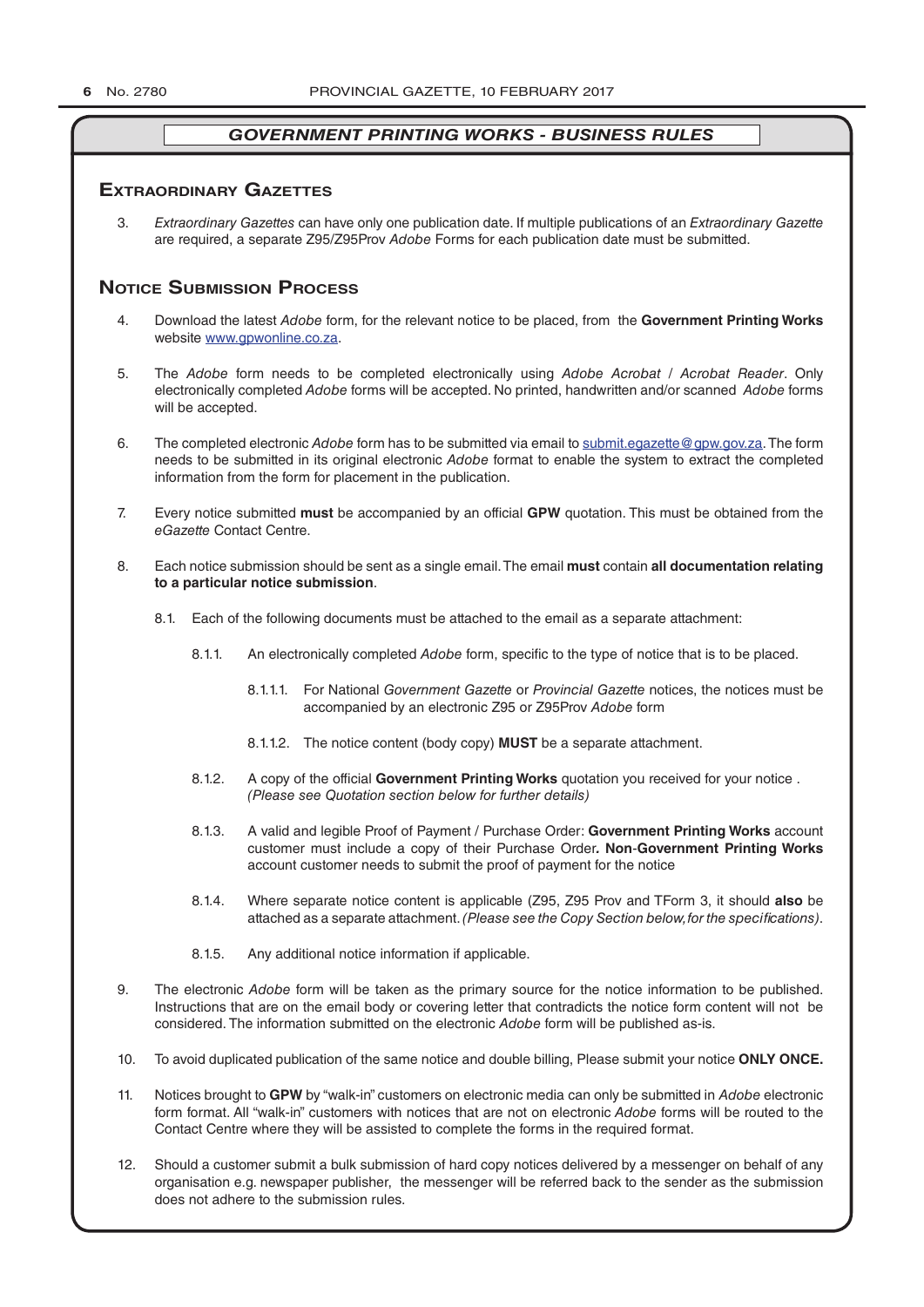## GOVERNMENT PRINTING WORKS - BUSINESS RULES

### Extraordinary Gazettes

3. *Extraordinary Gazettes* can have only one publication date. If multiple publications of an *Extraordinary Gazette* are required, a separate Z95/Z95Prov *Adobe* Forms for each publication date must be submitted.

### Notice Submission Process

4. Download the latest *Adobe* form, for the relevant notice to be placed, from the **Government Printing Works** website www.gpwonline.co.za.

5. The *Adobe* form needs to be completed electronically using *Adobe Acrobat* / *Acrobat Reader*. Only electronically completed *Adobe* forms will be accepted. No printed, handwritten and/or scanned *Adobe* forms will be accepted.

6. The completed electronic *Adobe* form has to be submitted via email to submit.egazette@gpw.gov.za. The form needs to be submitted in its original electronic *Adobe* format to enable the system to extract the completed information from the form for placement in the publication.

7. Every notice submitted **must** be accompanied by an official **GPW** quotation. This must be obtained from the *eGazette* Contact Centre.

8. Each notice submission should be sent as a single email. The email **must** contain **all documentation relating to a particular notice submission**.

   8.1. Each of the following documents must be attached to the email as a separate attachment:

      8.1.1. An electronically completed *Adobe* form, specific to the type of notice that is to be placed.

         8.1.1.1. For National *Government Gazette* or *Provincial Gazette* notices, the notices must be accompanied by an electronic Z95 or Z95Prov *Adobe* form

         8.1.1.2. The notice content (body copy) **MUST** be a separate attachment.

      8.1.2. A copy of the official **Government Printing Works** quotation you received for your notice . *(Please see Quotation section below for further details)*

      8.1.3. A valid and legible Proof of Payment / Purchase Order: **Government Printing Works** account customer must include a copy of their Purchase Order**. Non**-**Government Printing Works** account customer needs to submit the proof of payment for the notice

      8.1.4. Where separate notice content is applicable (Z95, Z95 Prov and TForm 3, it should **also** be attached as a separate attachment. *(Please see the Copy Section below, for the specifications)*.

      8.1.5. Any additional notice information if applicable.

9. The electronic *Adobe* form will be taken as the primary source for the notice information to be published. Instructions that are on the email body or covering letter that contradicts the notice form content will not be considered. The information submitted on the electronic *Adobe* form will be published as-is.

10. To avoid duplicated publication of the same notice and double billing, Please submit your notice **ONLY ONCE.**

11. Notices brought to **GPW** by "walk-in" customers on electronic media can only be submitted in *Adobe* electronic form format. All "walk-in" customers with notices that are not on electronic *Adobe* forms will be routed to the Contact Centre where they will be assisted to complete the forms in the required format.

12. Should a customer submit a bulk submission of hard copy notices delivered by a messenger on behalf of any organisation e.g. newspaper publisher, the messenger will be referred back to the sender as the submission does not adhere to the submission rules.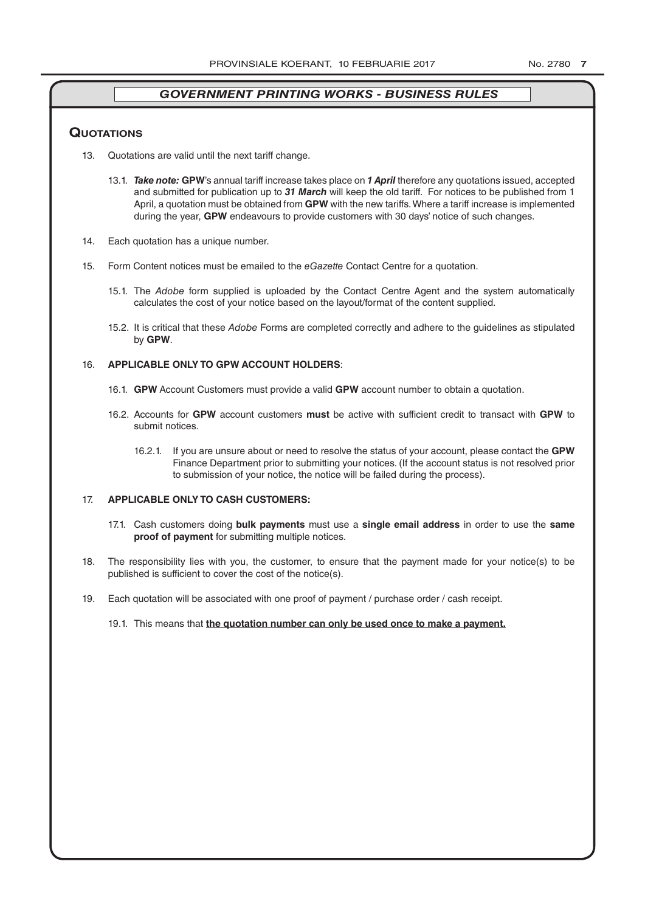## GOVERNMENT PRINTING WORKS - BUSINESS RULES

### Quotations

13. Quotations are valid until the next tariff change.

    13.1. ***Take note:*** **GPW**'s annual tariff increase takes place on ***1 April*** therefore any quotations issued, accepted and submitted for publication up to ***31 March*** will keep the old tariff. For notices to be published from 1 April, a quotation must be obtained from **GPW** with the new tariffs. Where a tariff increase is implemented during the year, **GPW** endeavours to provide customers with 30 days' notice of such changes.

14. Each quotation has a unique number.

15. Form Content notices must be emailed to the *eGazette* Contact Centre for a quotation.

    15.1. The *Adobe* form supplied is uploaded by the Contact Centre Agent and the system automatically calculates the cost of your notice based on the layout/format of the content supplied.

    15.2. It is critical that these *Adobe* Forms are completed correctly and adhere to the guidelines as stipulated by **GPW**.

16. **APPLICABLE ONLY TO GPW ACCOUNT HOLDERS**:

    16.1. **GPW** Account Customers must provide a valid **GPW** account number to obtain a quotation.

    16.2. Accounts for **GPW** account customers **must** be active with sufficient credit to transact with **GPW** to submit notices.

    16.2.1. If you are unsure about or need to resolve the status of your account, please contact the **GPW** Finance Department prior to submitting your notices. (If the account status is not resolved prior to submission of your notice, the notice will be failed during the process).

17. **APPLICABLE ONLY TO CASH CUSTOMERS:**

    17.1. Cash customers doing **bulk payments** must use a **single email address** in order to use the **same proof of payment** for submitting multiple notices.

18. The responsibility lies with you, the customer, to ensure that the payment made for your notice(s) to be published is sufficient to cover the cost of the notice(s).

19. Each quotation will be associated with one proof of payment / purchase order / cash receipt.

    19.1. This means that **the quotation number can only be used once to make a payment.**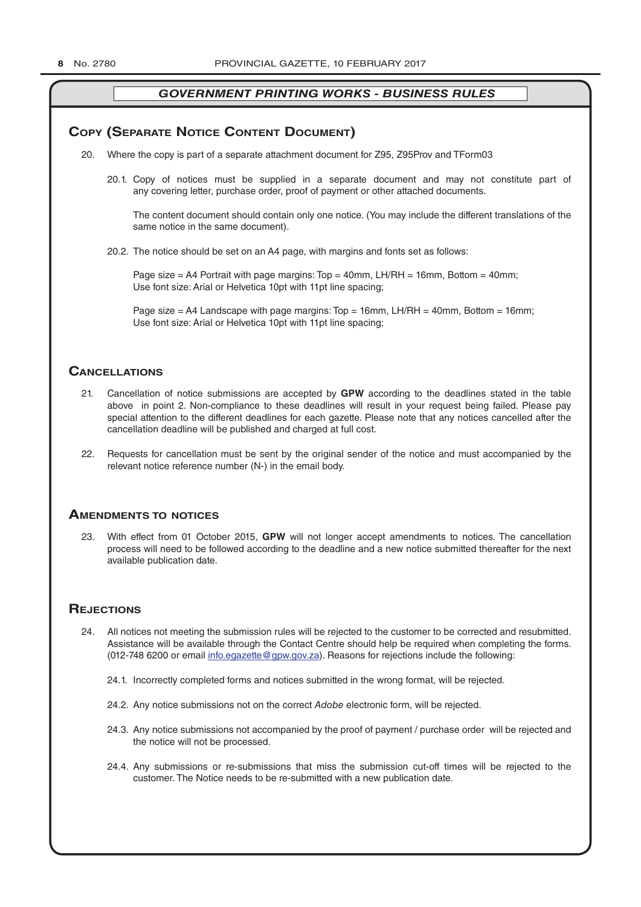## GOVERNMENT PRINTING WORKS - BUSINESS RULES

### Copy (Separate Notice Content Document)

20. Where the copy is part of a separate attachment document for Z95, Z95Prov and TForm03

    20.1. Copy of notices must be supplied in a separate document and may not constitute part of any covering letter, purchase order, proof of payment or other attached documents.

    The content document should contain only one notice. (You may include the different translations of the same notice in the same document).

    20.2. The notice should be set on an A4 page, with margins and fonts set as follows:

    Page size = A4 Portrait with page margins: Top = 40mm, LH/RH = 16mm, Bottom = 40mm;
    Use font size: Arial or Helvetica 10pt with 11pt line spacing;

    Page size = A4 Landscape with page margins: Top = 16mm, LH/RH = 40mm, Bottom = 16mm;
    Use font size: Arial or Helvetica 10pt with 11pt line spacing;

### Cancellations

21. Cancellation of notice submissions are accepted by **GPW** according to the deadlines stated in the table above in point 2. Non-compliance to these deadlines will result in your request being failed. Please pay special attention to the different deadlines for each gazette. Please note that any notices cancelled after the cancellation deadline will be published and charged at full cost.

22. Requests for cancellation must be sent by the original sender of the notice and must accompanied by the relevant notice reference number (N-) in the email body.

### Amendments to notices

23. With effect from 01 October 2015, **GPW** will not longer accept amendments to notices. The cancellation process will need to be followed according to the deadline and a new notice submitted thereafter for the next available publication date.

### Rejections

24. All notices not meeting the submission rules will be rejected to the customer to be corrected and resubmitted. Assistance will be available through the Contact Centre should help be required when completing the forms. (012-748 6200 or email info.egazette@gpw.gov.za). Reasons for rejections include the following:

    24.1. Incorrectly completed forms and notices submitted in the wrong format, will be rejected.

    24.2. Any notice submissions not on the correct *Adobe* electronic form, will be rejected.

    24.3. Any notice submissions not accompanied by the proof of payment / purchase order will be rejected and the notice will not be processed.

    24.4. Any submissions or re-submissions that miss the submission cut-off times will be rejected to the customer. The Notice needs to be re-submitted with a new publication date.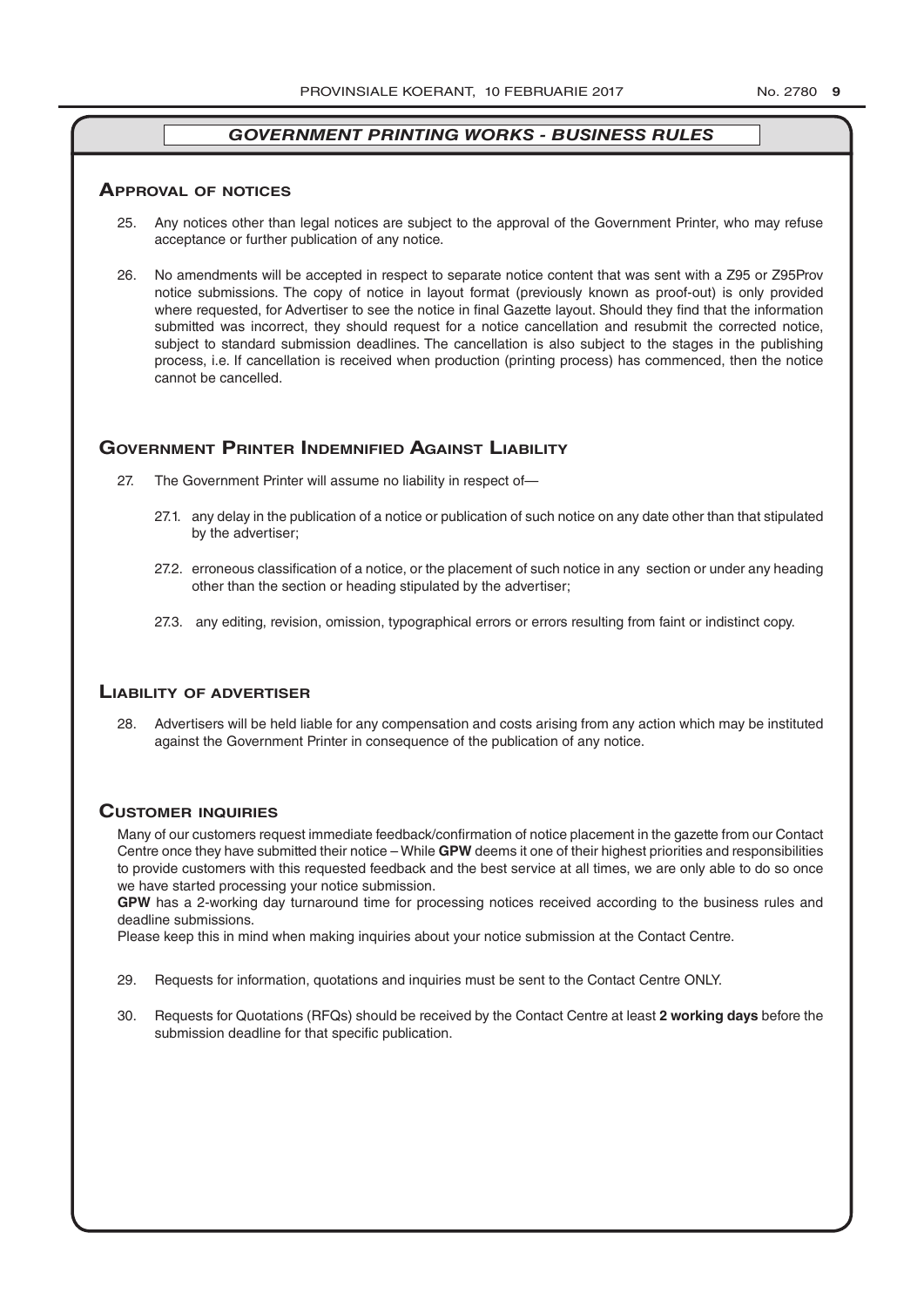## *GOVERNMENT PRINTING WORKS - BUSINESS RULES*

### Approval of notices

25. Any notices other than legal notices are subject to the approval of the Government Printer, who may refuse acceptance or further publication of any notice.

26. No amendments will be accepted in respect to separate notice content that was sent with a Z95 or Z95Prov notice submissions. The copy of notice in layout format (previously known as proof-out) is only provided where requested, for Advertiser to see the notice in final Gazette layout. Should they find that the information submitted was incorrect, they should request for a notice cancellation and resubmit the corrected notice, subject to standard submission deadlines. The cancellation is also subject to the stages in the publishing process, i.e. If cancellation is received when production (printing process) has commenced, then the notice cannot be cancelled.

### Government Printer Indemnified Against Liability

27. The Government Printer will assume no liability in respect of—

    27.1. any delay in the publication of a notice or publication of such notice on any date other than that stipulated by the advertiser;

    27.2. erroneous classification of a notice, or the placement of such notice in any section or under any heading other than the section or heading stipulated by the advertiser;

    27.3. any editing, revision, omission, typographical errors or errors resulting from faint or indistinct copy.

### Liability of advertiser

28. Advertisers will be held liable for any compensation and costs arising from any action which may be instituted against the Government Printer in consequence of the publication of any notice.

### Customer inquiries

Many of our customers request immediate feedback/confirmation of notice placement in the gazette from our Contact Centre once they have submitted their notice – While **GPW** deems it one of their highest priorities and responsibilities to provide customers with this requested feedback and the best service at all times, we are only able to do so once we have started processing your notice submission.

**GPW** has a 2-working day turnaround time for processing notices received according to the business rules and deadline submissions.

Please keep this in mind when making inquiries about your notice submission at the Contact Centre.

29. Requests for information, quotations and inquiries must be sent to the Contact Centre ONLY.

30. Requests for Quotations (RFQs) should be received by the Contact Centre at least **2 working days** before the submission deadline for that specific publication.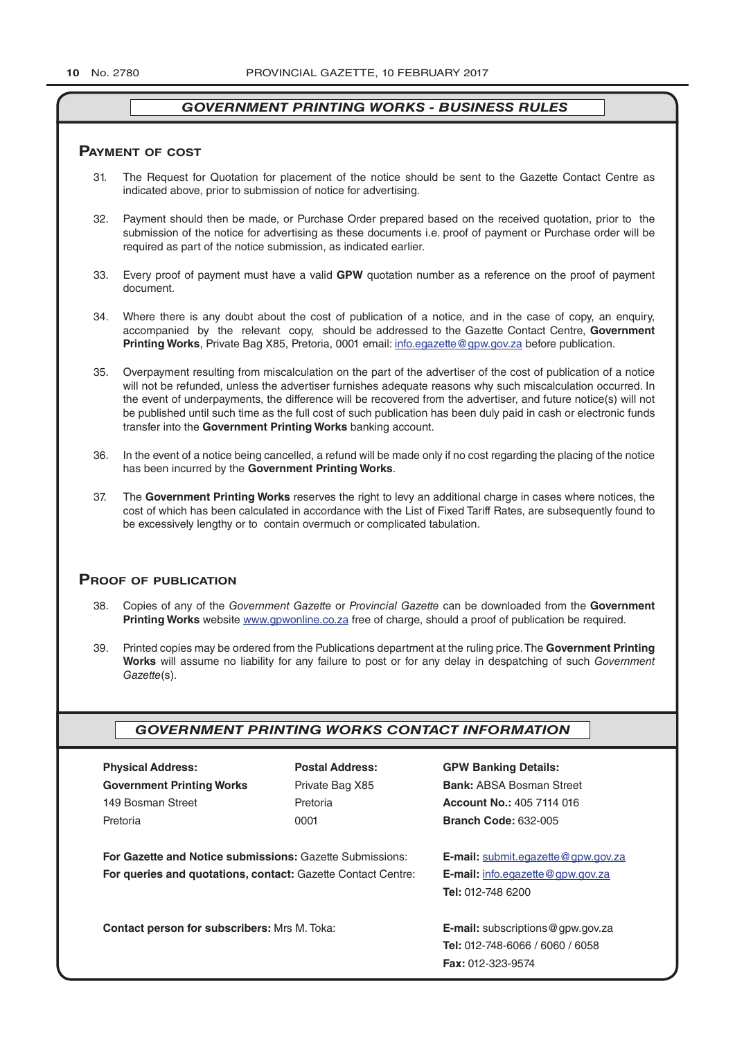## GOVERNMENT PRINTING WORKS - BUSINESS RULES

### Payment of cost

31. The Request for Quotation for placement of the notice should be sent to the Gazette Contact Centre as indicated above, prior to submission of notice for advertising.

32. Payment should then be made, or Purchase Order prepared based on the received quotation, prior to the submission of the notice for advertising as these documents i.e. proof of payment or Purchase order will be required as part of the notice submission, as indicated earlier.

33. Every proof of payment must have a valid **GPW** quotation number as a reference on the proof of payment document.

34. Where there is any doubt about the cost of publication of a notice, and in the case of copy, an enquiry, accompanied by the relevant copy, should be addressed to the Gazette Contact Centre, **Government Printing Works**, Private Bag X85, Pretoria, 0001 email: info.egazette@gpw.gov.za before publication.

35. Overpayment resulting from miscalculation on the part of the advertiser of the cost of publication of a notice will not be refunded, unless the advertiser furnishes adequate reasons why such miscalculation occurred. In the event of underpayments, the difference will be recovered from the advertiser, and future notice(s) will not be published until such time as the full cost of such publication has been duly paid in cash or electronic funds transfer into the **Government Printing Works** banking account.

36. In the event of a notice being cancelled, a refund will be made only if no cost regarding the placing of the notice has been incurred by the **Government Printing Works**.

37. The **Government Printing Works** reserves the right to levy an additional charge in cases where notices, the cost of which has been calculated in accordance with the List of Fixed Tariff Rates, are subsequently found to be excessively lengthy or to contain overmuch or complicated tabulation.

### Proof of publication

38. Copies of any of the *Government Gazette* or *Provincial Gazette* can be downloaded from the **Government Printing Works** website www.gpwonline.co.za free of charge, should a proof of publication be required.

39. Printed copies may be ordered from the Publications department at the ruling price. The **Government Printing Works** will assume no liability for any failure to post or for any delay in despatching of such *Government Gazette*(s).

## GOVERNMENT PRINTING WORKS CONTACT INFORMATION

**Physical Address:**
**Government Printing Works**
149 Bosman Street
Pretoria

**Postal Address:**
Private Bag X85
Pretoria
0001

**GPW Banking Details:**
**Bank:** ABSA Bosman Street
**Account No.:** 405 7114 016
**Branch Code:** 632-005

**For Gazette and Notice submissions:** Gazette Submissions: **E-mail:** submit.egazette@gpw.gov.za

**For queries and quotations, contact:** Gazette Contact Centre: **E-mail:** info.egazette@gpw.gov.za
**Tel:** 012-748 6200

**Contact person for subscribers:** Mrs M. Toka: **E-mail:** subscriptions@gpw.gov.za
**Tel:** 012-748-6066 / 6060 / 6058
**Fax:** 012-323-9574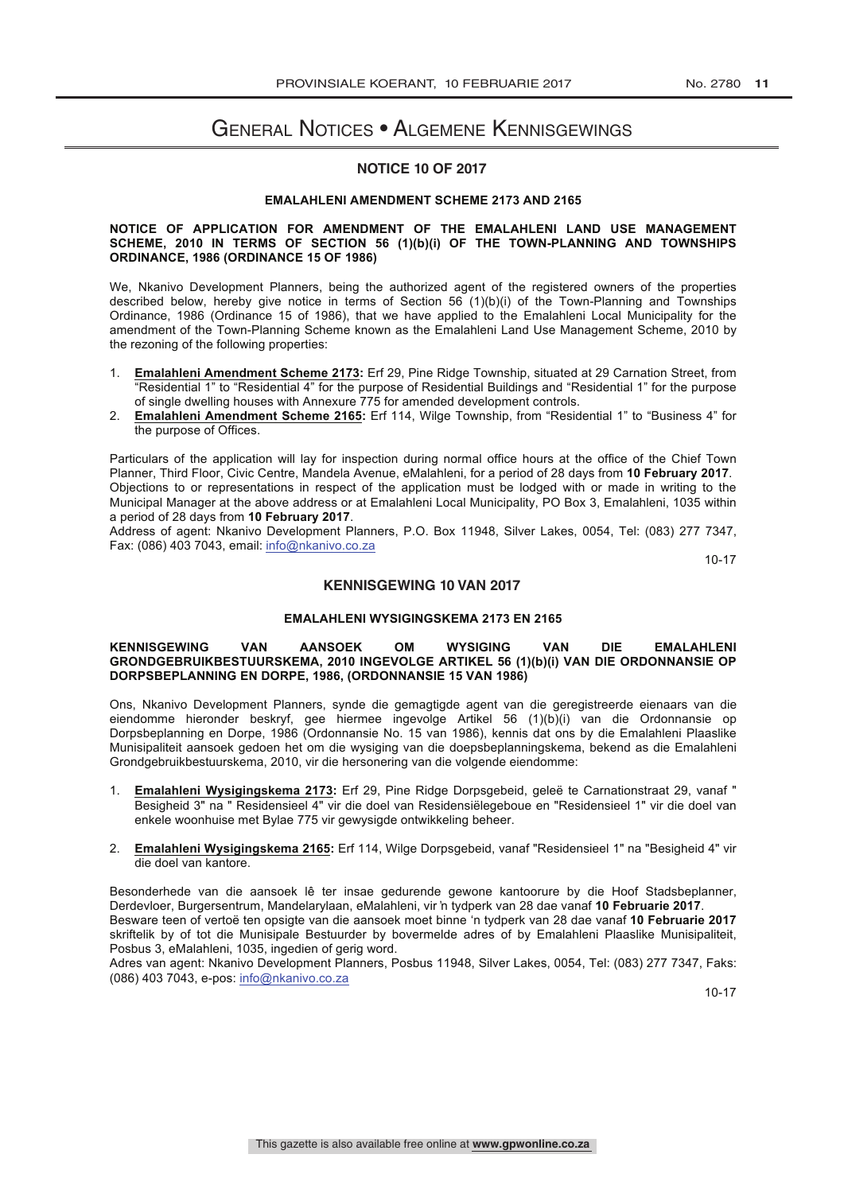# General Notices • Algemene Kennisgewings

## NOTICE 10 OF 2017

### EMALAHLENI AMENDMENT SCHEME 2173 AND 2165

**NOTICE OF APPLICATION FOR AMENDMENT OF THE EMALAHLENI LAND USE MANAGEMENT SCHEME, 2010 IN TERMS OF SECTION 56 (1)(b)(i) OF THE TOWN-PLANNING AND TOWNSHIPS ORDINANCE, 1986 (ORDINANCE 15 OF 1986)**

We, Nkanivo Development Planners, being the authorized agent of the registered owners of the properties described below, hereby give notice in terms of Section 56 (1)(b)(i) of the Town-Planning and Townships Ordinance, 1986 (Ordinance 15 of 1986), that we have applied to the Emalahleni Local Municipality for the amendment of the Town-Planning Scheme known as the Emalahleni Land Use Management Scheme, 2010 by the rezoning of the following properties:

1. **Emalahleni Amendment Scheme 2173:** Erf 29, Pine Ridge Township, situated at 29 Carnation Street, from "Residential 1" to "Residential 4" for the purpose of Residential Buildings and "Residential 1" for the purpose of single dwelling houses with Annexure 775 for amended development controls.
2. **Emalahleni Amendment Scheme 2165:** Erf 114, Wilge Township, from "Residential 1" to "Business 4" for the purpose of Offices.

Particulars of the application will lay for inspection during normal office hours at the office of the Chief Town Planner, Third Floor, Civic Centre, Mandela Avenue, eMalahleni, for a period of 28 days from **10 February 2017**. Objections to or representations in respect of the application must be lodged with or made in writing to the Municipal Manager at the above address or at Emalahleni Local Municipality, PO Box 3, Emalahleni, 1035 within a period of 28 days from **10 February 2017**.

Address of agent: Nkanivo Development Planners, P.O. Box 11948, Silver Lakes, 0054, Tel: (083) 277 7347, Fax: (086) 403 7043, email: info@nkanivo.co.za

10-17

## KENNISGEWING 10 VAN 2017

### EMALAHLENI WYSIGINGSKEMA 2173 EN 2165

**KENNISGEWING VAN AANSOEK OM WYSIGING VAN DIE EMALAHLENI GRONDGEBRUIKBESTUURSKEMA, 2010 INGEVOLGE ARTIKEL 56 (1)(b)(i) VAN DIE ORDONNANSIE OP DORPSBEPLANNING EN DORPE, 1986, (ORDONNANSIE 15 VAN 1986)**

Ons, Nkanivo Development Planners, synde die gemagtigde agent van die geregistreerde eienaars van die eiendomme hieronder beskryf, gee hiermee ingevolge Artikel 56 (1)(b)(i) van die Ordonnansie op Dorpsbeplanning en Dorpe, 1986 (Ordonnansie No. 15 van 1986), kennis dat ons by die Emalahleni Plaaslike Munisipaliteit aansoek gedoen het om die wysiging van die doepsbeplanningskema, bekend as die Emalahleni Grondgebruikbestuurskema, 2010, vir die hersonering van die volgende eiendomme:

1. **Emalahleni Wysigingskema 2173:** Erf 29, Pine Ridge Dorpsgebeid, geleë te Carnationstraat 29, vanaf " Besigheid 3" na " Residensieel 4" vir die doel van Residensiëlegeboue en "Residensieel 1" vir die doel van enkele woonhuise met Bylae 775 vir gewysigde ontwikkeling beheer.
2. **Emalahleni Wysigingskema 2165:** Erf 114, Wilge Dorpsgebeid, vanaf "Residensieel 1" na "Besigheid 4" vir die doel van kantore.

Besonderhede van die aansoek lê ter insae gedurende gewone kantoorure by die Hoof Stadsbeplanner, Derdevloer, Burgersentrum, Mandelarylaan, eMalahleni, vir 'n tydperk van 28 dae vanaf **10 Februarie 2017**.

Besware teen of vertoë ten opsigte van die aansoek moet binne 'n tydperk van 28 dae vanaf **10 Februarie 2017** skriftelik by of tot die Munisipale Bestuurder by bovermelde adres of by Emalahleni Plaaslike Munisipaliteit, Posbus 3, eMalahleni, 1035, ingedien of gerig word.

Adres van agent: Nkanivo Development Planners, Posbus 11948, Silver Lakes, 0054, Tel: (083) 277 7347, Faks: (086) 403 7043, e-pos: info@nkanivo.co.za

10-17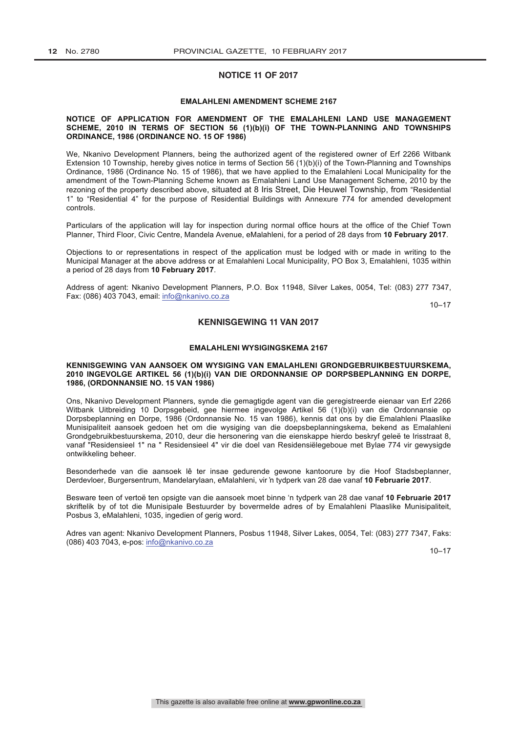## NOTICE 11 OF 2017

### EMALAHLENI AMENDMENT SCHEME 2167

**NOTICE OF APPLICATION FOR AMENDMENT OF THE EMALAHLENI LAND USE MANAGEMENT SCHEME, 2010 IN TERMS OF SECTION 56 (1)(b)(i) OF THE TOWN-PLANNING AND TOWNSHIPS ORDINANCE, 1986 (ORDINANCE NO. 15 OF 1986)**

We, Nkanivo Development Planners, being the authorized agent of the registered owner of Erf 2266 Witbank Extension 10 Township, hereby gives notice in terms of Section 56 (1)(b)(i) of the Town-Planning and Townships Ordinance, 1986 (Ordinance No. 15 of 1986), that we have applied to the Emalahleni Local Municipality for the amendment of the Town-Planning Scheme known as Emalahleni Land Use Management Scheme, 2010 by the rezoning of the property described above, situated at 8 Iris Street, Die Heuwel Township, from "Residential 1" to "Residential 4" for the purpose of Residential Buildings with Annexure 774 for amended development controls.

Particulars of the application will lay for inspection during normal office hours at the office of the Chief Town Planner, Third Floor, Civic Centre, Mandela Avenue, eMalahleni, for a period of 28 days from **10 February 2017**.

Objections to or representations in respect of the application must be lodged with or made in writing to the Municipal Manager at the above address or at Emalahleni Local Municipality, PO Box 3, Emalahleni, 1035 within a period of 28 days from **10 February 2017**.

Address of agent: Nkanivo Development Planners, P.O. Box 11948, Silver Lakes, 0054, Tel: (083) 277 7347, Fax: (086) 403 7043, email: info@nkanivo.co.za

10–17

## KENNISGEWING 11 VAN 2017

### EMALAHLENI WYSIGINGSKEMA 2167

**KENNISGEWING VAN AANSOEK OM WYSIGING VAN EMALAHLENI GRONDGEBRUIKBESTUURSKEMA, 2010 INGEVOLGE ARTIKEL 56 (1)(b)(i) VAN DIE ORDONNANSIE OP DORPSBEPLANNING EN DORPE, 1986, (ORDONNANSIE NO. 15 VAN 1986)**

Ons, Nkanivo Development Planners, synde die gemagtigde agent van die geregistreerde eienaar van Erf 2266 Witbank Uitbreiding 10 Dorpsgebeid, gee hiermee ingevolge Artikel 56 (1)(b)(i) van die Ordonnansie op Dorpsbeplanning en Dorpe, 1986 (Ordonnansie No. 15 van 1986), kennis dat ons by die Emalahleni Plaaslike Munisipaliteit aansoek gedoen het om die wysiging van die doepsbeplanningskema, bekend as Emalahleni Grondgebruikbestuurskema, 2010, deur die hersonering van die eienskappe hierdo beskryf geleë te Irisstraat 8, vanaf "Residensieel 1" na " Residensieel 4" vir die doel van Residensiëlegeboue met Bylae 774 vir gewysigde ontwikkeling beheer.

Besonderhede van die aansoek lê ter insae gedurende gewone kantoorure by die Hoof Stadsbeplanner, Derdevloer, Burgersentrum, Mandelarylaan, eMalahleni, vir 'n tydperk van 28 dae vanaf **10 Februarie 2017**.

Besware teen of vertoë ten opsigte van die aansoek moet binne 'n tydperk van 28 dae vanaf **10 Februarie 2017** skriftelik by of tot die Munisipale Bestuurder by bovermelde adres of by Emalahleni Plaaslike Munisipaliteit, Posbus 3, eMalahleni, 1035, ingedien of gerig word.

Adres van agent: Nkanivo Development Planners, Posbus 11948, Silver Lakes, 0054, Tel: (083) 277 7347, Faks: (086) 403 7043, e-pos: info@nkanivo.co.za

10–17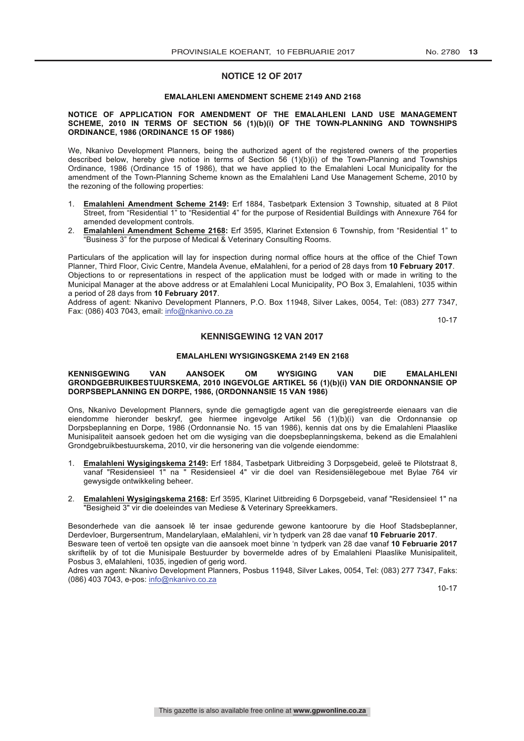## NOTICE 12 OF 2017

### EMALAHLENI AMENDMENT SCHEME 2149 AND 2168

**NOTICE OF APPLICATION FOR AMENDMENT OF THE EMALAHLENI LAND USE MANAGEMENT SCHEME, 2010 IN TERMS OF SECTION 56 (1)(b)(i) OF THE TOWN-PLANNING AND TOWNSHIPS ORDINANCE, 1986 (ORDINANCE 15 OF 1986)**

We, Nkanivo Development Planners, being the authorized agent of the registered owners of the properties described below, hereby give notice in terms of Section 56 (1)(b)(i) of the Town-Planning and Townships Ordinance, 1986 (Ordinance 15 of 1986), that we have applied to the Emalahleni Local Municipality for the amendment of the Town-Planning Scheme known as the Emalahleni Land Use Management Scheme, 2010 by the rezoning of the following properties:

1. **Emalahleni Amendment Scheme 2149:** Erf 1884, Tasbetpark Extension 3 Township, situated at 8 Pilot Street, from "Residential 1" to "Residential 4" for the purpose of Residential Buildings with Annexure 764 for amended development controls.
2. **Emalahleni Amendment Scheme 2168:** Erf 3595, Klarinet Extension 6 Township, from "Residential 1" to "Business 3" for the purpose of Medical & Veterinary Consulting Rooms.

Particulars of the application will lay for inspection during normal office hours at the office of the Chief Town Planner, Third Floor, Civic Centre, Mandela Avenue, eMalahleni, for a period of 28 days from **10 February 2017**.
Objections to or representations in respect of the application must be lodged with or made in writing to the Municipal Manager at the above address or at Emalahleni Local Municipality, PO Box 3, Emalahleni, 1035 within a period of 28 days from **10 February 2017**.
Address of agent: Nkanivo Development Planners, P.O. Box 11948, Silver Lakes, 0054, Tel: (083) 277 7347, Fax: (086) 403 7043, email: info@nkanivo.co.za

10-17

## KENNISGEWING 12 VAN 2017

### EMALAHLENI WYSIGINGSKEMA 2149 EN 2168

**KENNISGEWING VAN AANSOEK OM WYSIGING VAN DIE EMALAHLENI GRONDGEBRUIKBESTUURSKEMA, 2010 INGEVOLGE ARTIKEL 56 (1)(b)(i) VAN DIE ORDONNANSIE OP DORPSBEPLANNING EN DORPE, 1986, (ORDONNANSIE 15 VAN 1986)**

Ons, Nkanivo Development Planners, synde die gemagtigde agent van die geregistreerde eienaars van die eiendomme hieronder beskryf, gee hiermee ingevolge Artikel 56 (1)(b)(i) van die Ordonnansie op Dorpsbeplanning en Dorpe, 1986 (Ordonnansie No. 15 van 1986), kennis dat ons by die Emalahleni Plaaslike Munisipaliteit aansoek gedoen het om die wysiging van die doepsbeplanningskema, bekend as die Emalahleni Grondgebruikbestuurskema, 2010, vir die hersonering van die volgende eiendomme:

1. **Emalahleni Wysigingskema 2149:** Erf 1884, Tasbetpark Uitbreiding 3 Dorpsgebeid, geleë te Pilotstraat 8, vanaf "Residensieel 1" na " Residensieel 4" vir die doel van Residensiëlegeboue met Bylae 764 vir gewysigde ontwikkeling beheer.
2. **Emalahleni Wysigingskema 2168:** Erf 3595, Klarinet Uitbreiding 6 Dorpsgebeid, vanaf "Residensieel 1" na "Besigheid 3" vir die doeleindes van Mediese & Veterinary Spreekkamers.

Besonderhede van die aansoek lê ter insae gedurende gewone kantoorure by die Hoof Stadsbeplanner, Derdevloer, Burgersentrum, Mandelarylaan, eMalahleni, vir 'n tydperk van 28 dae vanaf **10 Februarie 2017**.
Besware teen of vertoë ten opsigte van die aansoek moet binne 'n tydperk van 28 dae vanaf **10 Februarie 2017** skriftelik by of tot die Munisipale Bestuurder by bovermelde adres of by Emalahleni Plaaslike Munisipaliteit, Posbus 3, eMalahleni, 1035, ingedien of gerig word.
Adres van agent: Nkanivo Development Planners, Posbus 11948, Silver Lakes, 0054, Tel: (083) 277 7347, Faks: (086) 403 7043, e-pos: info@nkanivo.co.za

10-17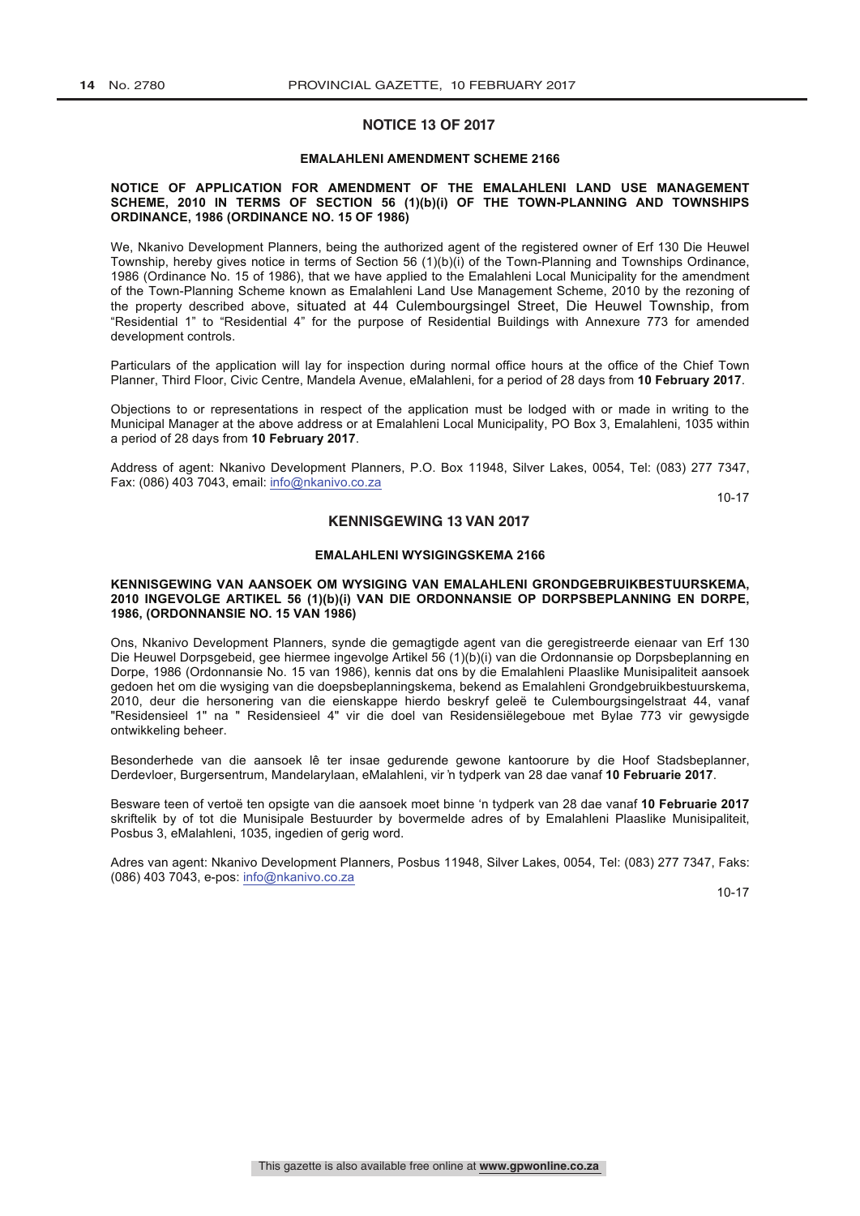## NOTICE 13 OF 2017

### EMALAHLENI AMENDMENT SCHEME 2166

**NOTICE OF APPLICATION FOR AMENDMENT OF THE EMALAHLENI LAND USE MANAGEMENT SCHEME, 2010 IN TERMS OF SECTION 56 (1)(b)(i) OF THE TOWN-PLANNING AND TOWNSHIPS ORDINANCE, 1986 (ORDINANCE NO. 15 OF 1986)**

We, Nkanivo Development Planners, being the authorized agent of the registered owner of Erf 130 Die Heuwel Township, hereby gives notice in terms of Section 56 (1)(b)(i) of the Town-Planning and Townships Ordinance, 1986 (Ordinance No. 15 of 1986), that we have applied to the Emalahleni Local Municipality for the amendment of the Town-Planning Scheme known as Emalahleni Land Use Management Scheme, 2010 by the rezoning of the property described above, situated at 44 Culembourgsingel Street, Die Heuwel Township, from "Residential 1" to "Residential 4" for the purpose of Residential Buildings with Annexure 773 for amended development controls.

Particulars of the application will lay for inspection during normal office hours at the office of the Chief Town Planner, Third Floor, Civic Centre, Mandela Avenue, eMalahleni, for a period of 28 days from **10 February 2017**.

Objections to or representations in respect of the application must be lodged with or made in writing to the Municipal Manager at the above address or at Emalahleni Local Municipality, PO Box 3, Emalahleni, 1035 within a period of 28 days from **10 February 2017**.

Address of agent: Nkanivo Development Planners, P.O. Box 11948, Silver Lakes, 0054, Tel: (083) 277 7347, Fax: (086) 403 7043, email: info@nkanivo.co.za

10-17

## KENNISGEWING 13 VAN 2017

### EMALAHLENI WYSIGINGSKEMA 2166

**KENNISGEWING VAN AANSOEK OM WYSIGING VAN EMALAHLENI GRONDGEBRUIKBESTUURSKEMA, 2010 INGEVOLGE ARTIKEL 56 (1)(b)(i) VAN DIE ORDONNANSIE OP DORPSBEPLANNING EN DORPE, 1986, (ORDONNANSIE NO. 15 VAN 1986)**

Ons, Nkanivo Development Planners, synde die gemagtigde agent van die geregistreerde eienaar van Erf 130 Die Heuwel Dorpsgebeid, gee hiermee ingevolge Artikel 56 (1)(b)(i) van die Ordonnansie op Dorpsbeplanning en Dorpe, 1986 (Ordonnansie No. 15 van 1986), kennis dat ons by die Emalahleni Plaaslike Munisipaliteit aansoek gedoen het om die wysiging van die doepsbeplanningskema, bekend as Emalahleni Grondgebruikbestuurskema, 2010, deur die hersonering van die eienskappe hierdo beskryf geleë te Culembourgsingelstraat 44, vanaf "Residensieel 1" na " Residensieel 4" vir die doel van Residensiëlegeboue met Bylae 773 vir gewysigde ontwikkeling beheer.

Besonderhede van die aansoek lê ter insae gedurende gewone kantoorure by die Hoof Stadsbeplanner, Derdevloer, Burgersentrum, Mandelarylaan, eMalahleni, vir 'n tydperk van 28 dae vanaf **10 Februarie 2017**.

Besware teen of vertoë ten opsigte van die aansoek moet binne 'n tydperk van 28 dae vanaf **10 Februarie 2017** skriftelik by of tot die Munisipale Bestuurder by bovermelde adres of by Emalahleni Plaaslike Munisipaliteit, Posbus 3, eMalahleni, 1035, ingedien of gerig word.

Adres van agent: Nkanivo Development Planners, Posbus 11948, Silver Lakes, 0054, Tel: (083) 277 7347, Faks: (086) 403 7043, e-pos: info@nkanivo.co.za

10-17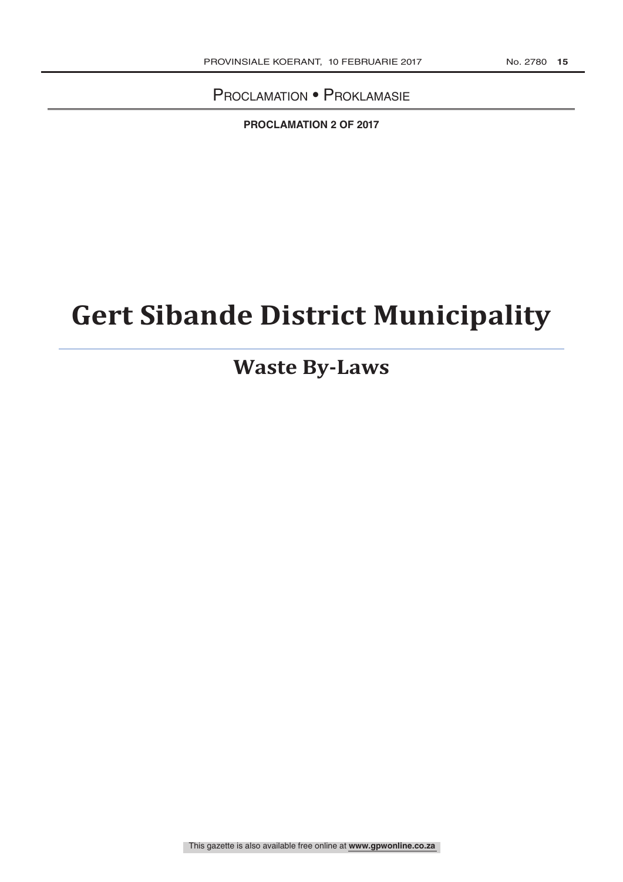Proclamation • Proklamasie

**PROCLAMATION 2 OF 2017**

# Gert Sibande District Municipality

## Waste By-Laws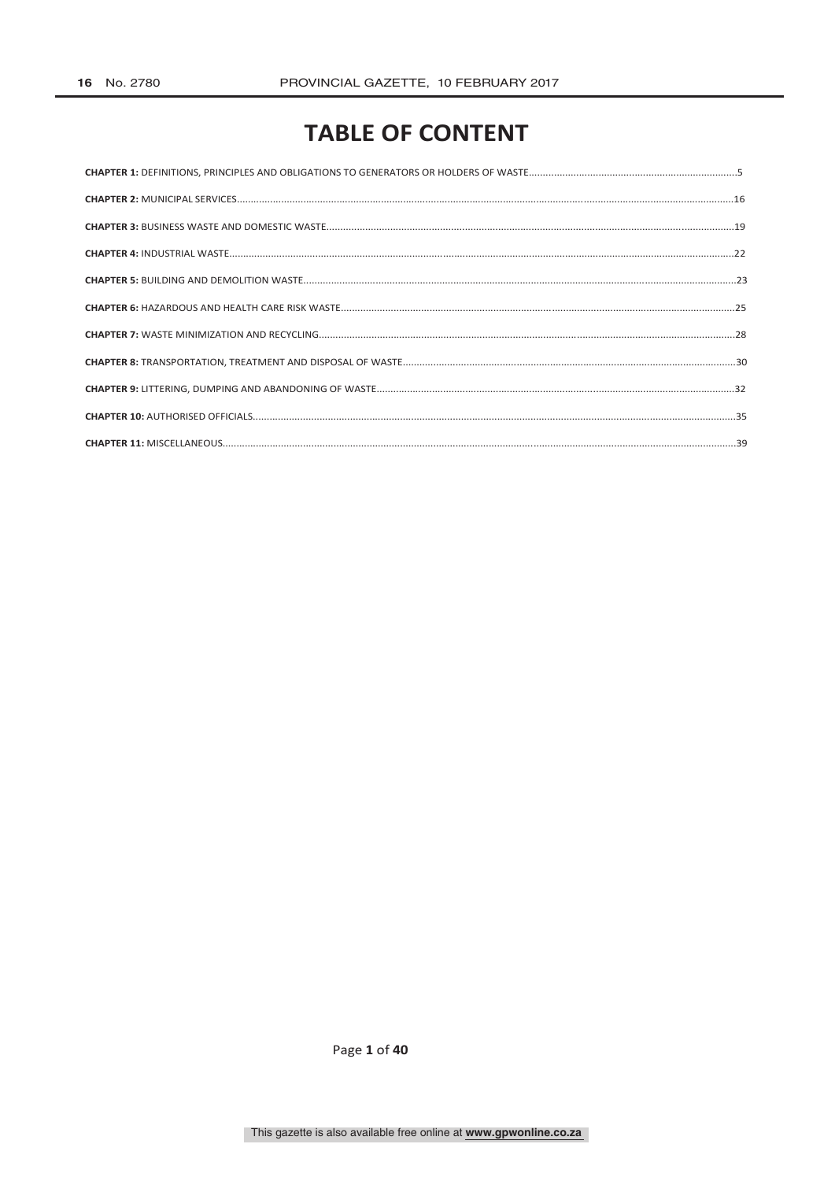# TABLE OF CONTENT

**CHAPTER 1:** DEFINITIONS, PRINCIPLES AND OBLIGATIONS TO GENERATORS OR HOLDERS OF WASTE....................5

**CHAPTER 2:** MUNICIPAL SERVICES....................16

**CHAPTER 3:** BUSINESS WASTE AND DOMESTIC WASTE....................19

**CHAPTER 4:** INDUSTRIAL WASTE....................22

**CHAPTER 5:** BUILDING AND DEMOLITION WASTE....................23

**CHAPTER 6:** HAZARDOUS AND HEALTH CARE RISK WASTE....................25

**CHAPTER 7:** WASTE MINIMIZATION AND RECYCLING....................28

**CHAPTER 8:** TRANSPORTATION, TREATMENT AND DISPOSAL OF WASTE....................30

**CHAPTER 9:** LITTERING, DUMPING AND ABANDONING OF WASTE....................32

**CHAPTER 10:** AUTHORISED OFFICIALS....................35

**CHAPTER 11:** MISCELLANEOUS....................39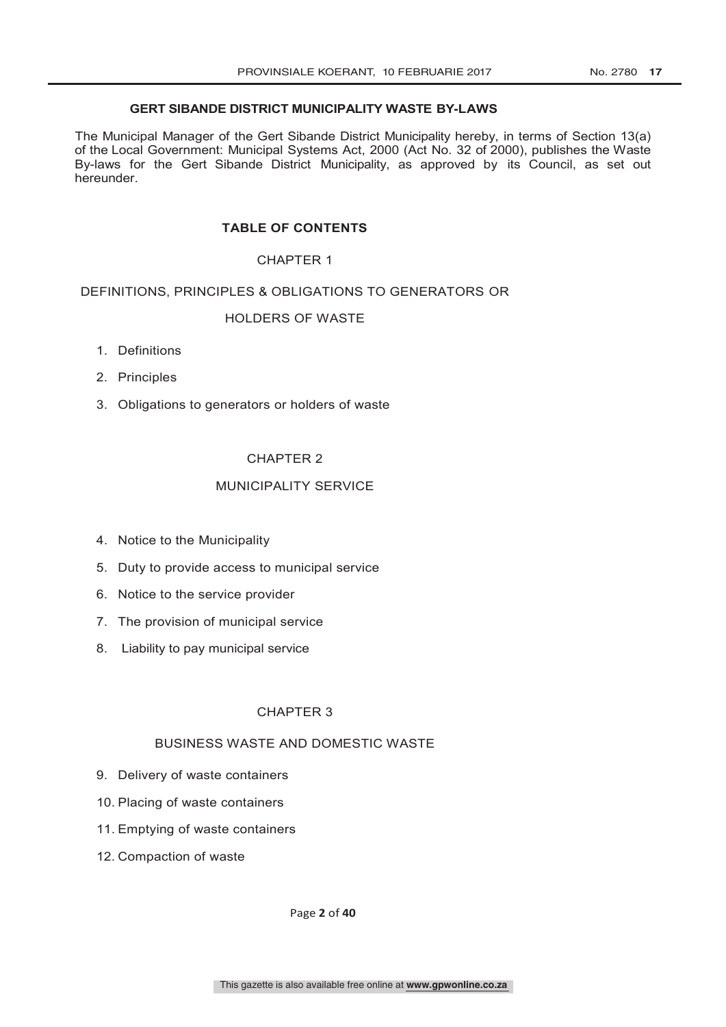## GERT SIBANDE DISTRICT MUNICIPALITY WASTE BY-LAWS

The Municipal Manager of the Gert Sibande District Municipality hereby, in terms of Section 13(a) of the Local Government: Municipal Systems Act, 2000 (Act No. 32 of 2000), publishes the Waste By-laws for the Gert Sibande District Municipality, as approved by its Council, as set out hereunder.

### TABLE OF CONTENTS

CHAPTER 1

DEFINITIONS, PRINCIPLES & OBLIGATIONS TO GENERATORS OR HOLDERS OF WASTE

1. Definitions
2. Principles
3. Obligations to generators or holders of waste

CHAPTER 2

MUNICIPALITY SERVICE

4. Notice to the Municipality
5. Duty to provide access to municipal service
6. Notice to the service provider
7. The provision of municipal service
8. Liability to pay municipal service

CHAPTER 3

BUSINESS WASTE AND DOMESTIC WASTE

9. Delivery of waste containers
10. Placing of waste containers
11. Emptying of waste containers
12. Compaction of waste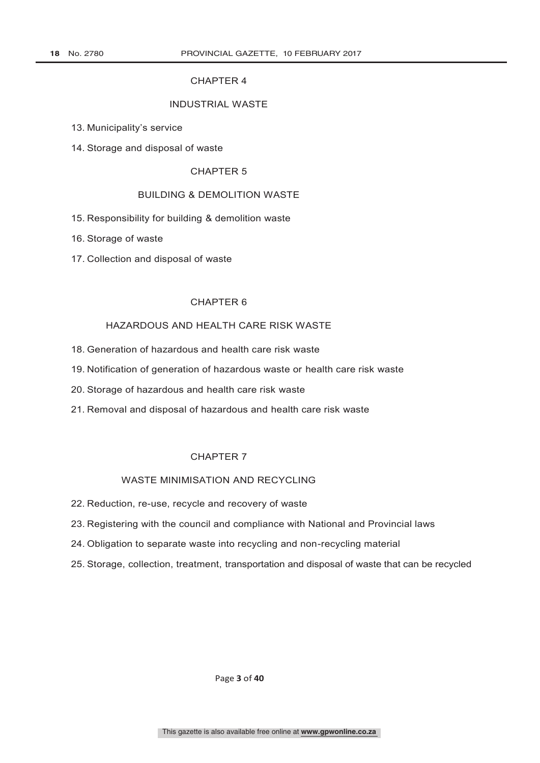## CHAPTER 4

## INDUSTRIAL WASTE

13. Municipality's service
14. Storage and disposal of waste

## CHAPTER 5

## BUILDING & DEMOLITION WASTE

15. Responsibility for building & demolition waste
16. Storage of waste
17. Collection and disposal of waste

## CHAPTER 6

## HAZARDOUS AND HEALTH CARE RISK WASTE

18. Generation of hazardous and health care risk waste
19. Notification of generation of hazardous waste or health care risk waste
20. Storage of hazardous and health care risk waste
21. Removal and disposal of hazardous and health care risk waste

## CHAPTER 7

## WASTE MINIMISATION AND RECYCLING

22. Reduction, re-use, recycle and recovery of waste
23. Registering with the council and compliance with National and Provincial laws
24. Obligation to separate waste into recycling and non-recycling material
25. Storage, collection, treatment, transportation and disposal of waste that can be recycled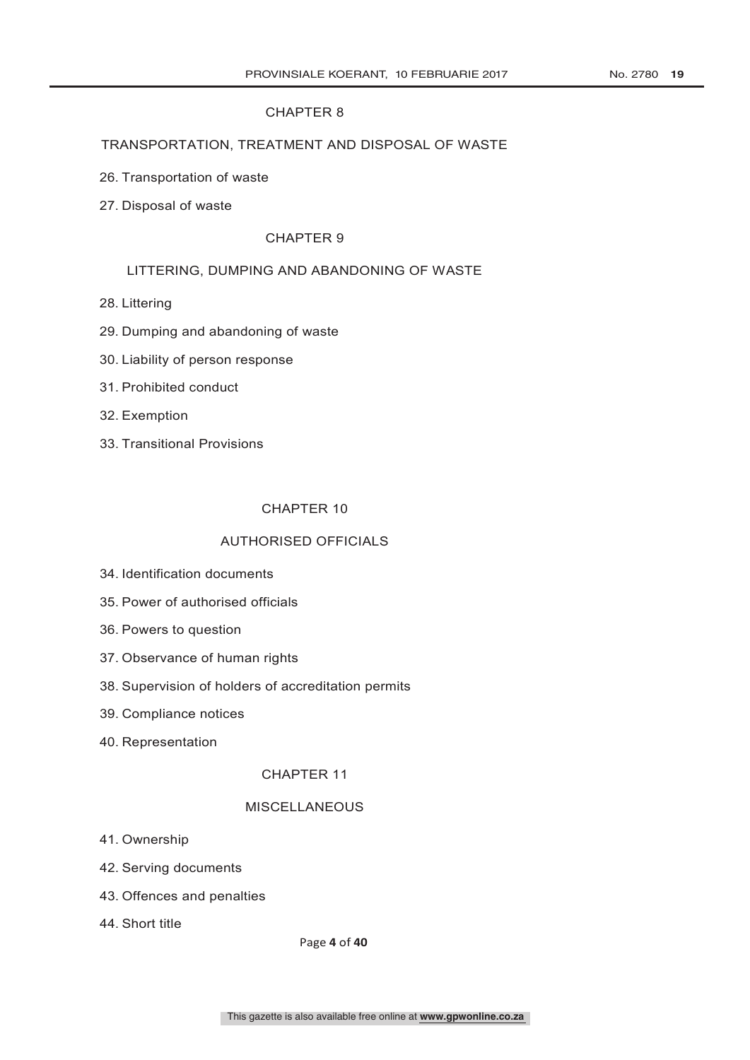CHAPTER 8

TRANSPORTATION, TREATMENT AND DISPOSAL OF WASTE

26. Transportation of waste
27. Disposal of waste

CHAPTER 9

LITTERING, DUMPING AND ABANDONING OF WASTE

28. Littering
29. Dumping and abandoning of waste
30. Liability of person response
31. Prohibited conduct
32. Exemption
33. Transitional Provisions

CHAPTER 10

AUTHORISED OFFICIALS

34. Identification documents
35. Power of authorised officials
36. Powers to question
37. Observance of human rights
38. Supervision of holders of accreditation permits
39. Compliance notices
40. Representation

CHAPTER 11

MISCELLANEOUS

41. Ownership
42. Serving documents
43. Offences and penalties
44. Short title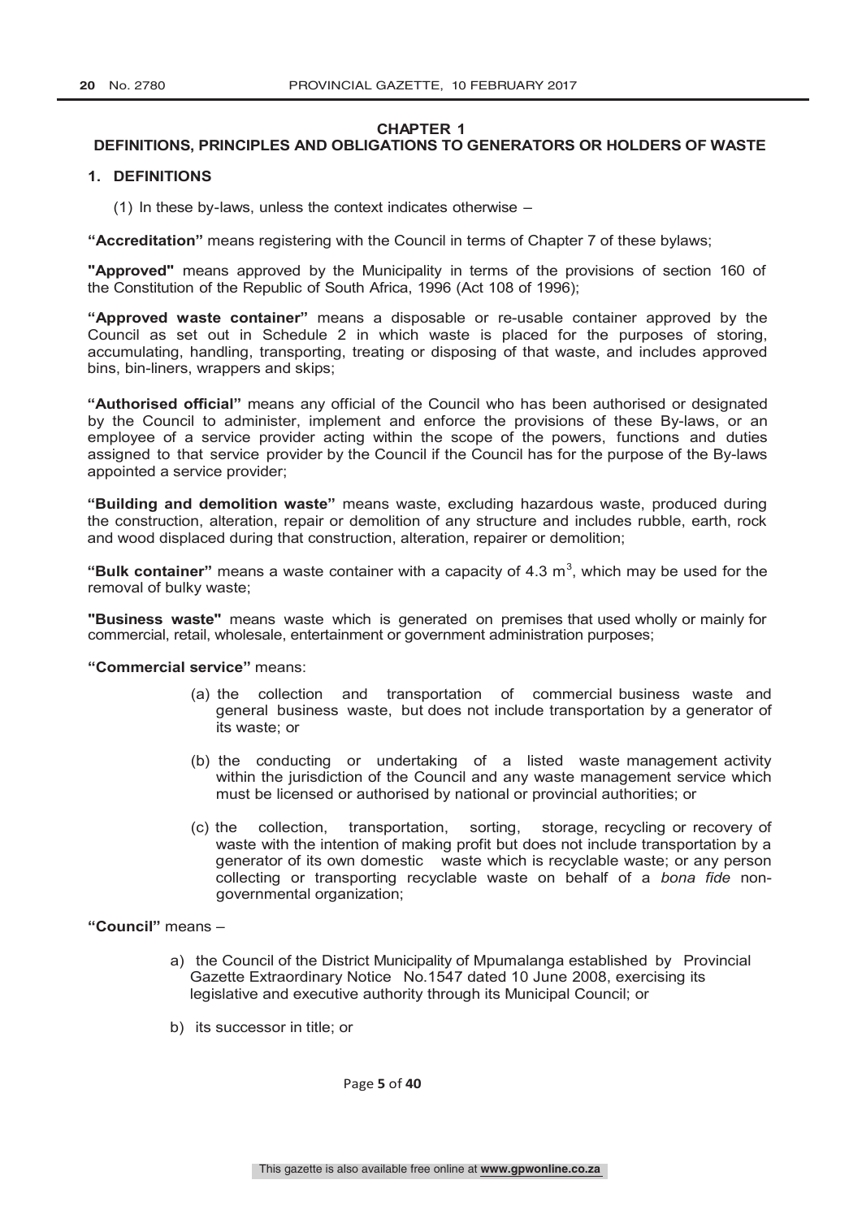# CHAPTER 1

## DEFINITIONS, PRINCIPLES AND OBLIGATIONS TO GENERATORS OR HOLDERS OF WASTE

### 1. DEFINITIONS

(1) In these by-laws, unless the context indicates otherwise –

**"Accreditation"** means registering with the Council in terms of Chapter 7 of these bylaws;

**"Approved"** means approved by the Municipality in terms of the provisions of section 160 of the Constitution of the Republic of South Africa, 1996 (Act 108 of 1996);

**"Approved waste container"** means a disposable or re-usable container approved by the Council as set out in Schedule 2 in which waste is placed for the purposes of storing, accumulating, handling, transporting, treating or disposing of that waste, and includes approved bins, bin-liners, wrappers and skips;

**"Authorised official"** means any official of the Council who has been authorised or designated by the Council to administer, implement and enforce the provisions of these By-laws, or an employee of a service provider acting within the scope of the powers, functions and duties assigned to that service provider by the Council if the Council has for the purpose of the By-laws appointed a service provider;

**"Building and demolition waste"** means waste, excluding hazardous waste, produced during the construction, alteration, repair or demolition of any structure and includes rubble, earth, rock and wood displaced during that construction, alteration, repairer or demolition;

**"Bulk container"** means a waste container with a capacity of 4.3 $m^3$, which may be used for the removal of bulky waste;

**"Business waste"** means waste which is generated on premises that used wholly or mainly for commercial, retail, wholesale, entertainment or government administration purposes;

**"Commercial service"** means:

(a) the collection and transportation of commercial business waste and general business waste, but does not include transportation by a generator of its waste; or

(b) the conducting or undertaking of a listed waste management activity within the jurisdiction of the Council and any waste management service which must be licensed or authorised by national or provincial authorities; or

(c) the collection, transportation, sorting, storage, recycling or recovery of waste with the intention of making profit but does not include transportation by a generator of its own domestic waste which is recyclable waste; or any person collecting or transporting recyclable waste on behalf of a *bona fide* non-governmental organization;

**"Council"** means –

a) the Council of the District Municipality of Mpumalanga established by Provincial Gazette Extraordinary Notice No.1547 dated 10 June 2008, exercising its legislative and executive authority through its Municipal Council; or

b) its successor in title; or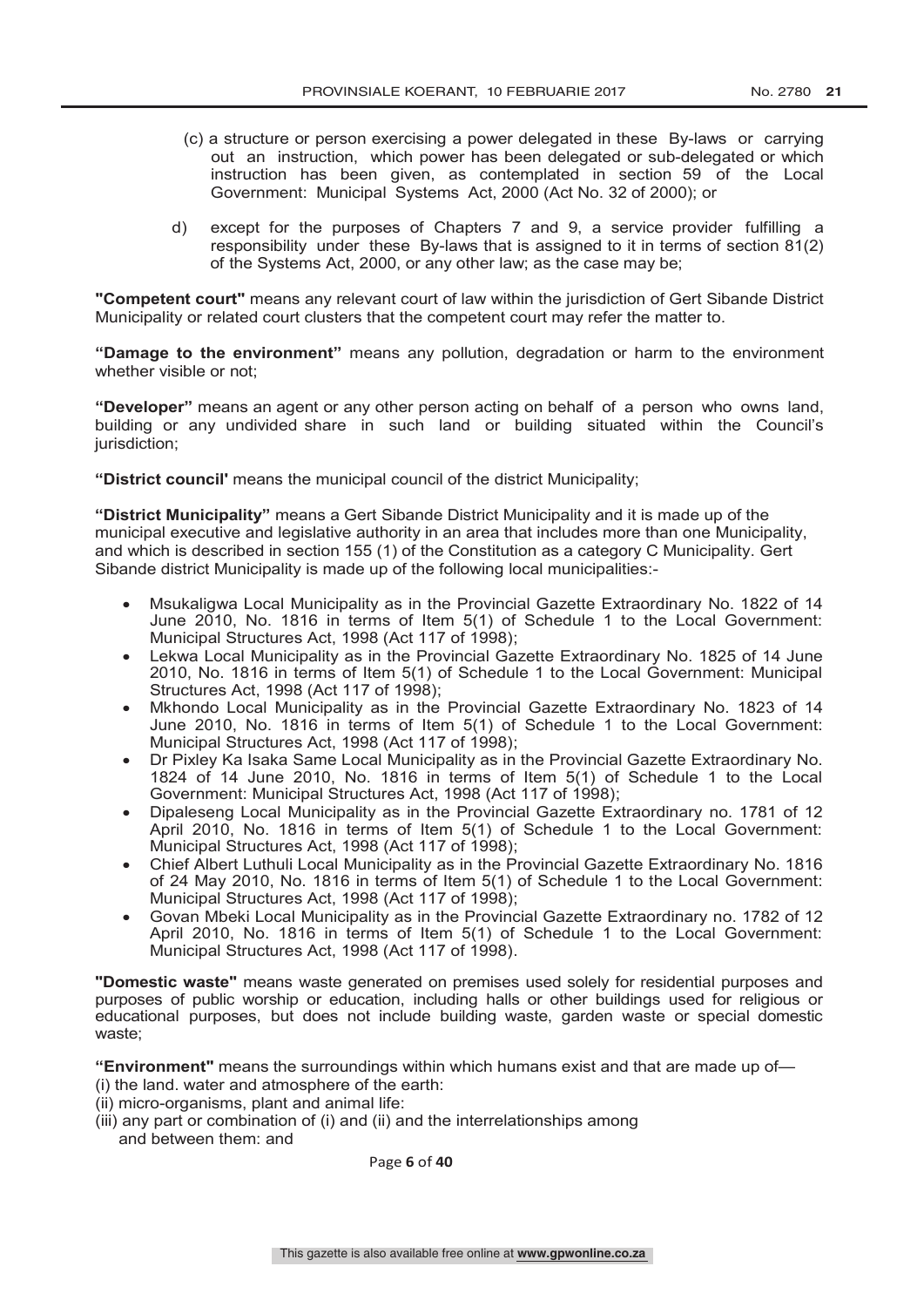(c) a structure or person exercising a power delegated in these By-laws or carrying out an instruction, which power has been delegated or sub-delegated or which instruction has been given, as contemplated in section 59 of the Local Government: Municipal Systems Act, 2000 (Act No. 32 of 2000); or

d) except for the purposes of Chapters 7 and 9, a service provider fulfilling a responsibility under these By-laws that is assigned to it in terms of section 81(2) of the Systems Act, 2000, or any other law; as the case may be;

**"Competent court"** means any relevant court of law within the jurisdiction of Gert Sibande District Municipality or related court clusters that the competent court may refer the matter to.

**"Damage to the environment"** means any pollution, degradation or harm to the environment whether visible or not;

**"Developer"** means an agent or any other person acting on behalf of a person who owns land, building or any undivided share in such land or building situated within the Council's jurisdiction;

**"District council'** means the municipal council of the district Municipality;

**"District Municipality"** means a Gert Sibande District Municipality and it is made up of the municipal executive and legislative authority in an area that includes more than one Municipality, and which is described in section 155 (1) of the Constitution as a category C Municipality. Gert Sibande district Municipality is made up of the following local municipalities:-

- Msukaligwa Local Municipality as in the Provincial Gazette Extraordinary No. 1822 of 14 June 2010, No. 1816 in terms of Item 5(1) of Schedule 1 to the Local Government: Municipal Structures Act, 1998 (Act 117 of 1998);
- Lekwa Local Municipality as in the Provincial Gazette Extraordinary No. 1825 of 14 June 2010, No. 1816 in terms of Item 5(1) of Schedule 1 to the Local Government: Municipal Structures Act, 1998 (Act 117 of 1998);
- Mkhondo Local Municipality as in the Provincial Gazette Extraordinary No. 1823 of 14 June 2010, No. 1816 in terms of Item 5(1) of Schedule 1 to the Local Government: Municipal Structures Act, 1998 (Act 117 of 1998);
- Dr Pixley Ka Isaka Same Local Municipality as in the Provincial Gazette Extraordinary No. 1824 of 14 June 2010, No. 1816 in terms of Item 5(1) of Schedule 1 to the Local Government: Municipal Structures Act, 1998 (Act 117 of 1998);
- Dipaleseng Local Municipality as in the Provincial Gazette Extraordinary no. 1781 of 12 April 2010, No. 1816 in terms of Item 5(1) of Schedule 1 to the Local Government: Municipal Structures Act, 1998 (Act 117 of 1998);
- Chief Albert Luthuli Local Municipality as in the Provincial Gazette Extraordinary No. 1816 of 24 May 2010, No. 1816 in terms of Item 5(1) of Schedule 1 to the Local Government: Municipal Structures Act, 1998 (Act 117 of 1998);
- Govan Mbeki Local Municipality as in the Provincial Gazette Extraordinary no. 1782 of 12 April 2010, No. 1816 in terms of Item 5(1) of Schedule 1 to the Local Government: Municipal Structures Act, 1998 (Act 117 of 1998).

**"Domestic waste"** means waste generated on premises used solely for residential purposes and purposes of public worship or education, including halls or other buildings used for religious or educational purposes, but does not include building waste, garden waste or special domestic waste;

**"Environment"** means the surroundings within which humans exist and that are made up of—
(i) the land. water and atmosphere of the earth:
(ii) micro-organisms, plant and animal life:
(iii) any part or combination of (i) and (ii) and the interrelationships among and between them: and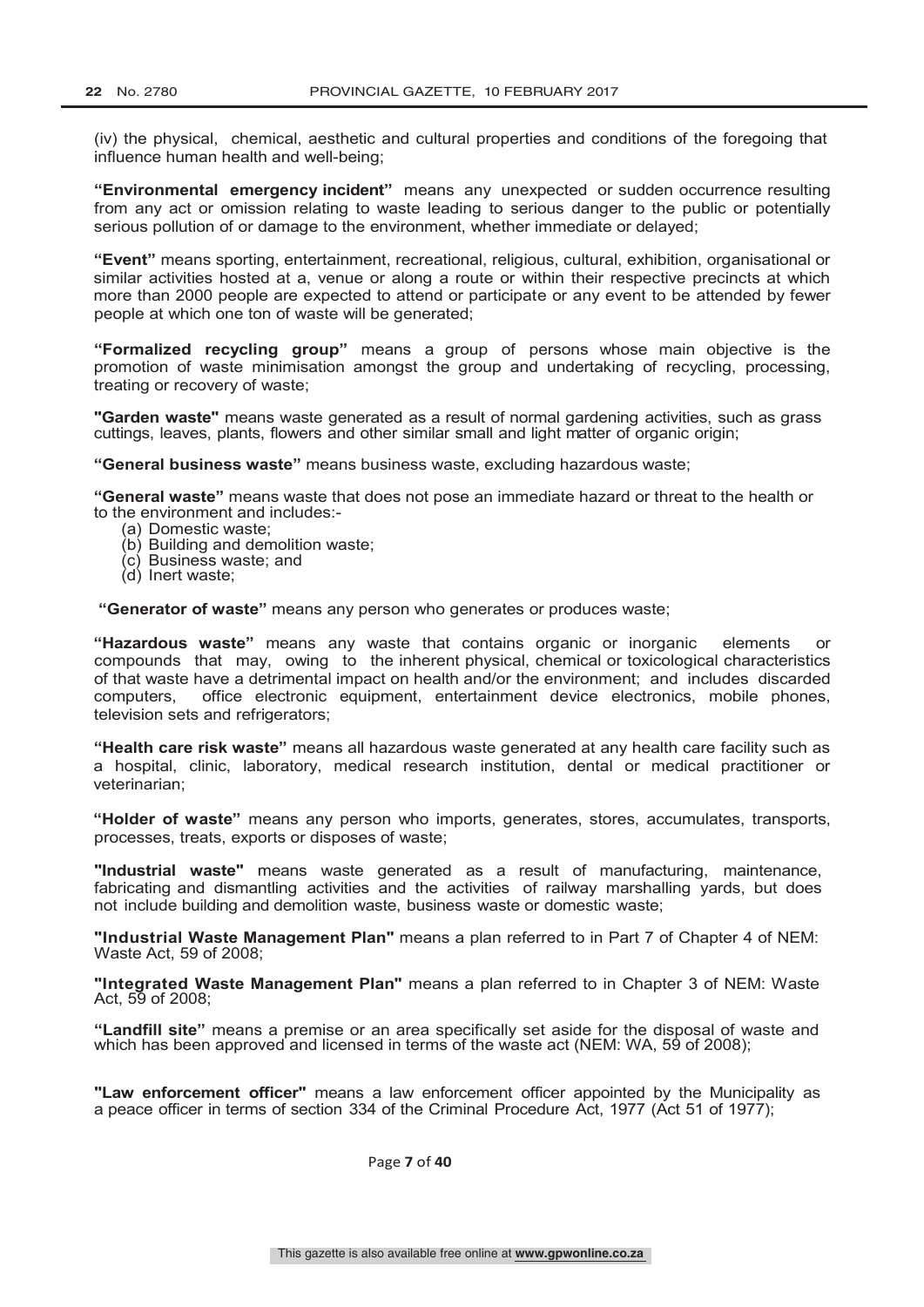(iv) the physical, chemical, aesthetic and cultural properties and conditions of the foregoing that influence human health and well-being;

**"Environmental emergency incident"** means any unexpected or sudden occurrence resulting from any act or omission relating to waste leading to serious danger to the public or potentially serious pollution of or damage to the environment, whether immediate or delayed;

**"Event"** means sporting, entertainment, recreational, religious, cultural, exhibition, organisational or similar activities hosted at a, venue or along a route or within their respective precincts at which more than 2000 people are expected to attend or participate or any event to be attended by fewer people at which one ton of waste will be generated;

**"Formalized recycling group"** means a group of persons whose main objective is the promotion of waste minimisation amongst the group and undertaking of recycling, processing, treating or recovery of waste;

**"Garden waste"** means waste generated as a result of normal gardening activities, such as grass cuttings, leaves, plants, flowers and other similar small and light matter of organic origin;

**"General business waste"** means business waste, excluding hazardous waste;

**"General waste"** means waste that does not pose an immediate hazard or threat to the health or to the environment and includes:-

(a) Domestic waste;
(b) Building and demolition waste;
(c) Business waste; and
(d) Inert waste;

**"Generator of waste"** means any person who generates or produces waste;

**"Hazardous waste"** means any waste that contains organic or inorganic elements or compounds that may, owing to the inherent physical, chemical or toxicological characteristics of that waste have a detrimental impact on health and/or the environment; and includes discarded computers, office electronic equipment, entertainment device electronics, mobile phones, television sets and refrigerators;

**"Health care risk waste"** means all hazardous waste generated at any health care facility such as a hospital, clinic, laboratory, medical research institution, dental or medical practitioner or veterinarian;

**"Holder of waste"** means any person who imports, generates, stores, accumulates, transports, processes, treats, exports or disposes of waste;

**"Industrial waste"** means waste generated as a result of manufacturing, maintenance, fabricating and dismantling activities and the activities of railway marshalling yards, but does not include building and demolition waste, business waste or domestic waste;

**"Industrial Waste Management Plan"** means a plan referred to in Part 7 of Chapter 4 of NEM: Waste Act, 59 of 2008;

**"Integrated Waste Management Plan"** means a plan referred to in Chapter 3 of NEM: Waste Act, 59 of 2008;

**"Landfill site"** means a premise or an area specifically set aside for the disposal of waste and which has been approved and licensed in terms of the waste act (NEM: WA, 59 of 2008);

**"Law enforcement officer"** means a law enforcement officer appointed by the Municipality as a peace officer in terms of section 334 of the Criminal Procedure Act, 1977 (Act 51 of 1977);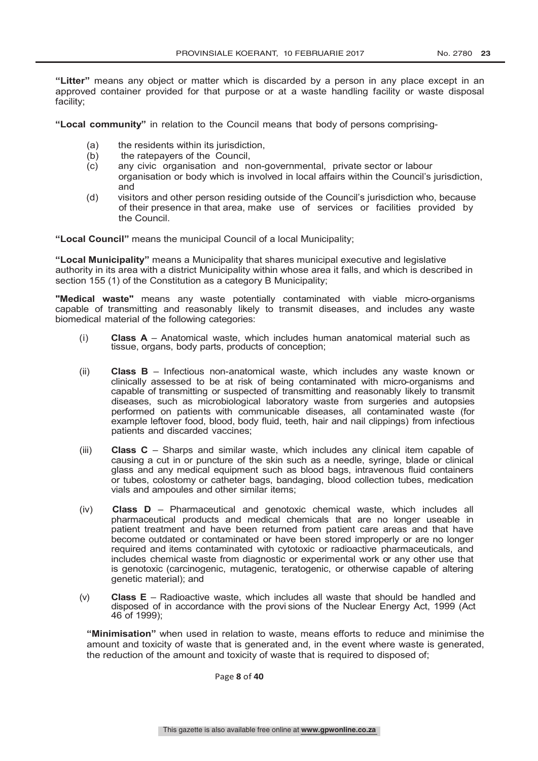**"Litter"** means any object or matter which is discarded by a person in any place except in an approved container provided for that purpose or at a waste handling facility or waste disposal facility;

**"Local community"** in relation to the Council means that body of persons comprising-

(a) the residents within its jurisdiction,
(b) the ratepayers of the Council,
(c) any civic organisation and non-governmental, private sector or labour organisation or body which is involved in local affairs within the Council's jurisdiction, and
(d) visitors and other person residing outside of the Council's jurisdiction who, because of their presence in that area, make use of services or facilities provided by the Council.

**"Local Council"** means the municipal Council of a local Municipality;

**"Local Municipality"** means a Municipality that shares municipal executive and legislative authority in its area with a district Municipality within whose area it falls, and which is described in section 155 (1) of the Constitution as a category B Municipality;

**"Medical waste"** means any waste potentially contaminated with viable micro-organisms capable of transmitting and reasonably likely to transmit diseases, and includes any waste biomedical material of the following categories:

(i) **Class A** – Anatomical waste, which includes human anatomical material such as tissue, organs, body parts, products of conception;

(ii) **Class B** – Infectious non-anatomical waste, which includes any waste known or clinically assessed to be at risk of being contaminated with micro-organisms and capable of transmitting or suspected of transmitting and reasonably likely to transmit diseases, such as microbiological laboratory waste from surgeries and autopsies performed on patients with communicable diseases, all contaminated waste (for example leftover food, blood, body fluid, teeth, hair and nail clippings) from infectious patients and discarded vaccines;

(iii) **Class C** – Sharps and similar waste, which includes any clinical item capable of causing a cut in or puncture of the skin such as a needle, syringe, blade or clinical glass and any medical equipment such as blood bags, intravenous fluid containers or tubes, colostomy or catheter bags, bandaging, blood collection tubes, medication vials and ampoules and other similar items;

(iv) **Class D** – Pharmaceutical and genotoxic chemical waste, which includes all pharmaceutical products and medical chemicals that are no longer useable in patient treatment and have been returned from patient care areas and that have become outdated or contaminated or have been stored improperly or are no longer required and items contaminated with cytotoxic or radioactive pharmaceuticals, and includes chemical waste from diagnostic or experimental work or any other use that is genotoxic (carcinogenic, mutagenic, teratogenic, or otherwise capable of altering genetic material); and

(v) **Class E** – Radioactive waste, which includes all waste that should be handled and disposed of in accordance with the provi sions of the Nuclear Energy Act, 1999 (Act 46 of 1999);

**"Minimisation"** when used in relation to waste, means efforts to reduce and minimise the amount and toxicity of waste that is generated and, in the event where waste is generated, the reduction of the amount and toxicity of waste that is required to disposed of;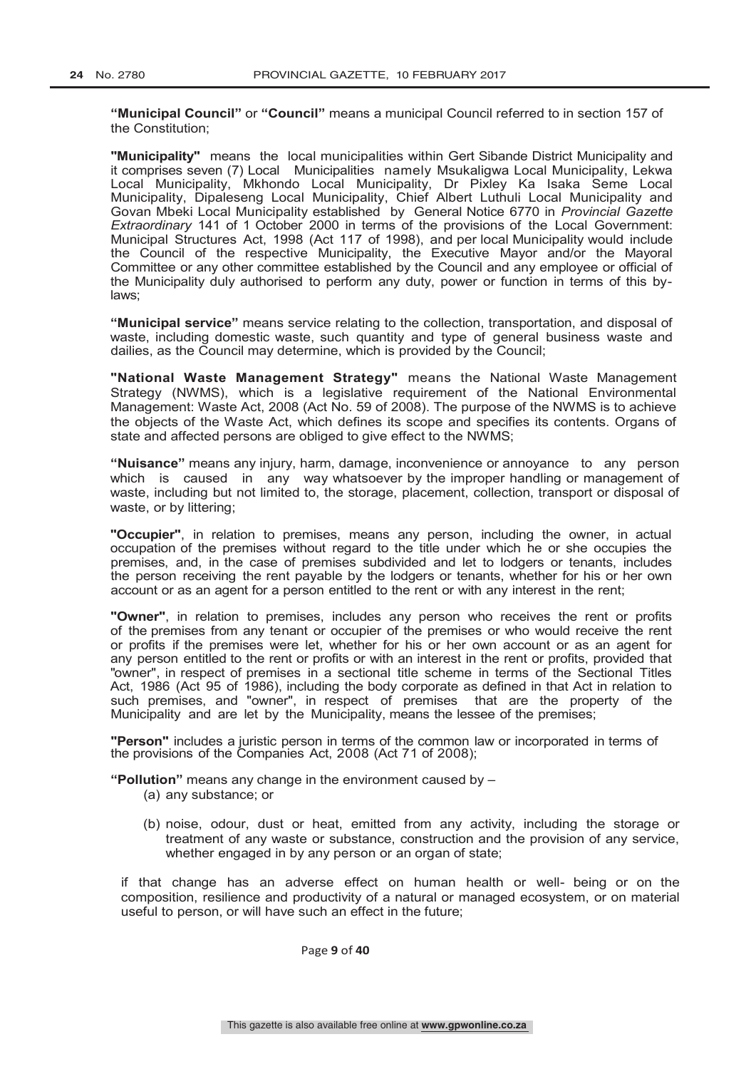**"Municipal Council"** or **"Council"** means a municipal Council referred to in section 157 of the Constitution;

**"Municipality"** means the local municipalities within Gert Sibande District Municipality and it comprises seven (7) Local Municipalities namely Msukaligwa Local Municipality, Lekwa Local Municipality, Mkhondo Local Municipality, Dr Pixley Ka Isaka Seme Local Municipality, Dipaleseng Local Municipality, Chief Albert Luthuli Local Municipality and Govan Mbeki Local Municipality established by General Notice 6770 in *Provincial Gazette Extraordinary* 141 of 1 October 2000 in terms of the provisions of the Local Government: Municipal Structures Act, 1998 (Act 117 of 1998), and per local Municipality would include the Council of the respective Municipality, the Executive Mayor and/or the Mayoral Committee or any other committee established by the Council and any employee or official of the Municipality duly authorised to perform any duty, power or function in terms of this by-laws;

**"Municipal service"** means service relating to the collection, transportation, and disposal of waste, including domestic waste, such quantity and type of general business waste and dailies, as the Council may determine, which is provided by the Council;

**"National Waste Management Strategy"** means the National Waste Management Strategy (NWMS), which is a legislative requirement of the National Environmental Management: Waste Act, 2008 (Act No. 59 of 2008). The purpose of the NWMS is to achieve the objects of the Waste Act, which defines its scope and specifies its contents. Organs of state and affected persons are obliged to give effect to the NWMS;

**"Nuisance"** means any injury, harm, damage, inconvenience or annoyance to any person which is caused in any way whatsoever by the improper handling or management of waste, including but not limited to, the storage, placement, collection, transport or disposal of waste, or by littering;

**"Occupier"**, in relation to premises, means any person, including the owner, in actual occupation of the premises without regard to the title under which he or she occupies the premises, and, in the case of premises subdivided and let to lodgers or tenants, includes the person receiving the rent payable by the lodgers or tenants, whether for his or her own account or as an agent for a person entitled to the rent or with any interest in the rent;

**"Owner"**, in relation to premises, includes any person who receives the rent or profits of the premises from any tenant or occupier of the premises or who would receive the rent or profits if the premises were let, whether for his or her own account or as an agent for any person entitled to the rent or profits or with an interest in the rent or profits, provided that "owner", in respect of premises in a sectional title scheme in terms of the Sectional Titles Act, 1986 (Act 95 of 1986), including the body corporate as defined in that Act in relation to such premises, and "owner", in respect of premises that are the property of the Municipality and are let by the Municipality, means the lessee of the premises;

**"Person"** includes a juristic person in terms of the common law or incorporated in terms of the provisions of the Companies Act, 2008 (Act 71 of 2008);

**"Pollution"** means any change in the environment caused by –

(a) any substance; or

(b) noise, odour, dust or heat, emitted from any activity, including the storage or treatment of any waste or substance, construction and the provision of any service, whether engaged in by any person or an organ of state;

if that change has an adverse effect on human health or well- being or on the composition, resilience and productivity of a natural or managed ecosystem, or on material useful to person, or will have such an effect in the future;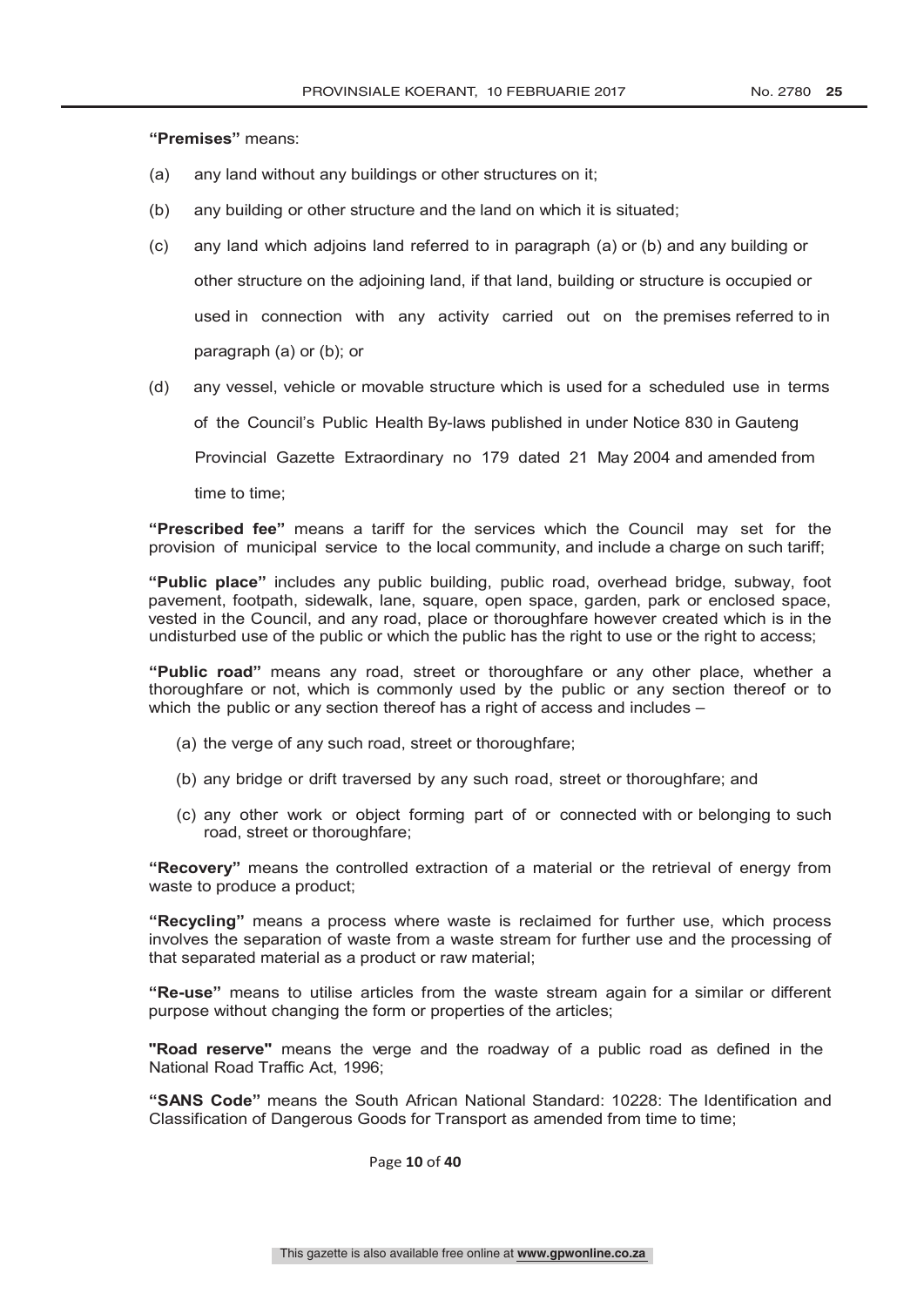**"Premises"** means:

(a) any land without any buildings or other structures on it;

(b) any building or other structure and the land on which it is situated;

(c) any land which adjoins land referred to in paragraph (a) or (b) and any building or other structure on the adjoining land, if that land, building or structure is occupied or used in connection with any activity carried out on the premises referred to in paragraph (a) or (b); or

(d) any vessel, vehicle or movable structure which is used for a scheduled use in terms of the Council's Public Health By-laws published in under Notice 830 in Gauteng Provincial Gazette Extraordinary no 179 dated 21 May 2004 and amended from time to time;

**"Prescribed fee"** means a tariff for the services which the Council may set for the provision of municipal service to the local community, and include a charge on such tariff;

**"Public place"** includes any public building, public road, overhead bridge, subway, foot pavement, footpath, sidewalk, lane, square, open space, garden, park or enclosed space, vested in the Council, and any road, place or thoroughfare however created which is in the undisturbed use of the public or which the public has the right to use or the right to access;

**"Public road"** means any road, street or thoroughfare or any other place, whether a thoroughfare or not, which is commonly used by the public or any section thereof or to which the public or any section thereof has a right of access and includes –

(a) the verge of any such road, street or thoroughfare;

(b) any bridge or drift traversed by any such road, street or thoroughfare; and

(c) any other work or object forming part of or connected with or belonging to such road, street or thoroughfare;

**"Recovery"** means the controlled extraction of a material or the retrieval of energy from waste to produce a product;

**"Recycling"** means a process where waste is reclaimed for further use, which process involves the separation of waste from a waste stream for further use and the processing of that separated material as a product or raw material;

**"Re-use"** means to utilise articles from the waste stream again for a similar or different purpose without changing the form or properties of the articles;

**"Road reserve"** means the verge and the roadway of a public road as defined in the National Road Traffic Act, 1996;

**"SANS Code"** means the South African National Standard: 10228: The Identification and Classification of Dangerous Goods for Transport as amended from time to time;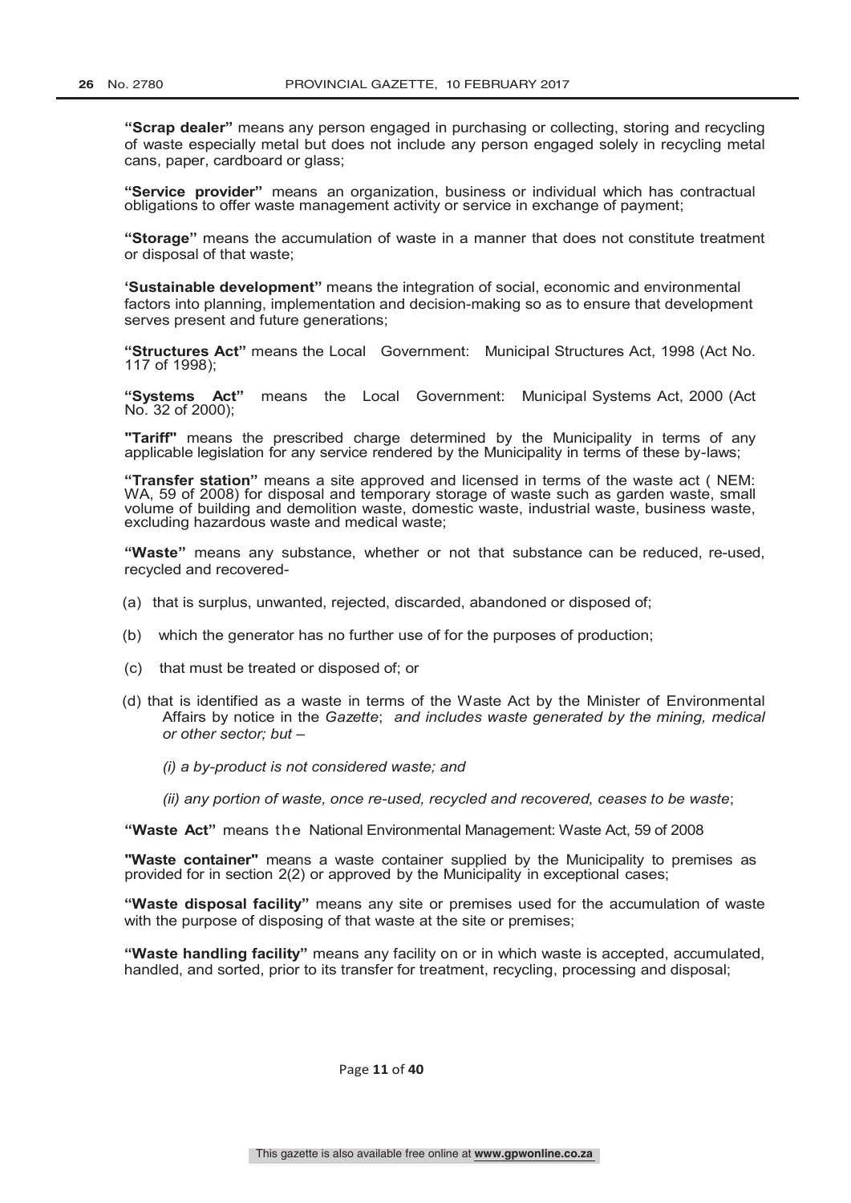**"Scrap dealer"** means any person engaged in purchasing or collecting, storing and recycling of waste especially metal but does not include any person engaged solely in recycling metal cans, paper, cardboard or glass;

**"Service provider"** means an organization, business or individual which has contractual obligations to offer waste management activity or service in exchange of payment;

**"Storage"** means the accumulation of waste in a manner that does not constitute treatment or disposal of that waste;

**'Sustainable development"** means the integration of social, economic and environmental factors into planning, implementation and decision-making so as to ensure that development serves present and future generations;

**"Structures Act"** means the Local Government: Municipal Structures Act, 1998 (Act No. 117 of 1998);

**"Systems Act"** means the Local Government: Municipal Systems Act, 2000 (Act No. 32 of 2000);

**"Tariff"** means the prescribed charge determined by the Municipality in terms of any applicable legislation for any service rendered by the Municipality in terms of these by-laws;

**"Transfer station"** means a site approved and licensed in terms of the waste act ( NEM: WA, 59 of 2008) for disposal and temporary storage of waste such as garden waste, small volume of building and demolition waste, domestic waste, industrial waste, business waste, excluding hazardous waste and medical waste;

**"Waste"** means any substance, whether or not that substance can be reduced, re-used, recycled and recovered-

(a) that is surplus, unwanted, rejected, discarded, abandoned or disposed of;

(b) which the generator has no further use of for the purposes of production;

(c) that must be treated or disposed of; or

(d) that is identified as a waste in terms of the Waste Act by the Minister of Environmental Affairs by notice in the *Gazette*; *and includes waste generated by the mining, medical or other sector; but –*

*(i) a by-product is not considered waste; and*

*(ii) any portion of waste, once re-used, recycled and recovered, ceases to be waste*;

**"Waste Act"** means the National Environmental Management: Waste Act, 59 of 2008

**"Waste container"** means a waste container supplied by the Municipality to premises as provided for in section 2(2) or approved by the Municipality in exceptional cases;

**"Waste disposal facility"** means any site or premises used for the accumulation of waste with the purpose of disposing of that waste at the site or premises;

**"Waste handling facility"** means any facility on or in which waste is accepted, accumulated, handled, and sorted, prior to its transfer for treatment, recycling, processing and disposal;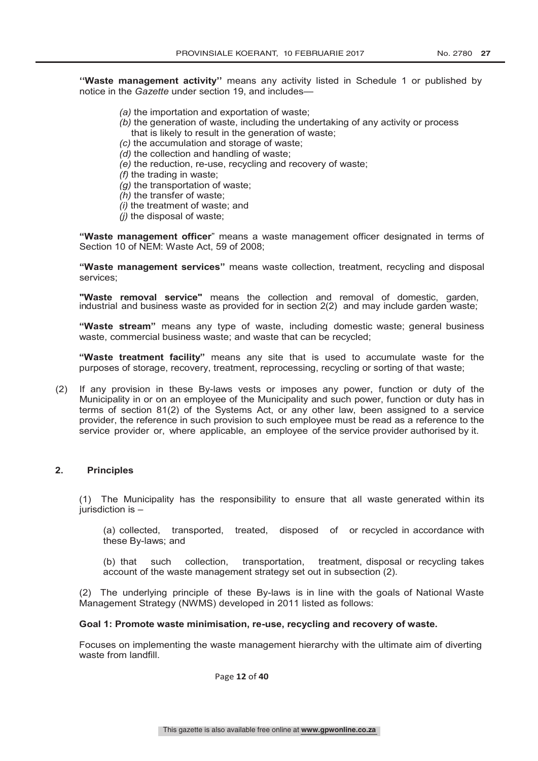**''Waste management activity''** means any activity listed in Schedule 1 or published by notice in the *Gazette* under section 19, and includes—

*(a)* the importation and exportation of waste;
*(b)* the generation of waste, including the undertaking of any activity or process that is likely to result in the generation of waste;
*(c)* the accumulation and storage of waste;
*(d)* the collection and handling of waste;
*(e)* the reduction, re-use, recycling and recovery of waste;
*(f)* the trading in waste;
*(g)* the transportation of waste;
*(h)* the transfer of waste;
*(i)* the treatment of waste; and
*(j)* the disposal of waste;

**"Waste management officer**" means a waste management officer designated in terms of Section 10 of NEM: Waste Act, 59 of 2008;

**"Waste management services"** means waste collection, treatment, recycling and disposal services;

**"Waste removal service"** means the collection and removal of domestic, garden, industrial and business waste as provided for in section 2(2) and may include garden waste;

**"Waste stream"** means any type of waste, including domestic waste; general business waste, commercial business waste; and waste that can be recycled;

**"Waste treatment facility"** means any site that is used to accumulate waste for the purposes of storage, recovery, treatment, reprocessing, recycling or sorting of that waste;

(2) If any provision in these By-laws vests or imposes any power, function or duty of the Municipality in or on an employee of the Municipality and such power, function or duty has in terms of section 81(2) of the Systems Act, or any other law, been assigned to a service provider, the reference in such provision to such employee must be read as a reference to the service provider or, where applicable, an employee of the service provider authorised by it.

## 2. Principles

(1) The Municipality has the responsibility to ensure that all waste generated within its jurisdiction is –

(a) collected, transported, treated, disposed of or recycled in accordance with these By-laws; and

(b) that such collection, transportation, treatment, disposal or recycling takes account of the waste management strategy set out in subsection (2).

(2) The underlying principle of these By-laws is in line with the goals of National Waste Management Strategy (NWMS) developed in 2011 listed as follows:

**Goal 1: Promote waste minimisation, re-use, recycling and recovery of waste.**

Focuses on implementing the waste management hierarchy with the ultimate aim of diverting waste from landfill.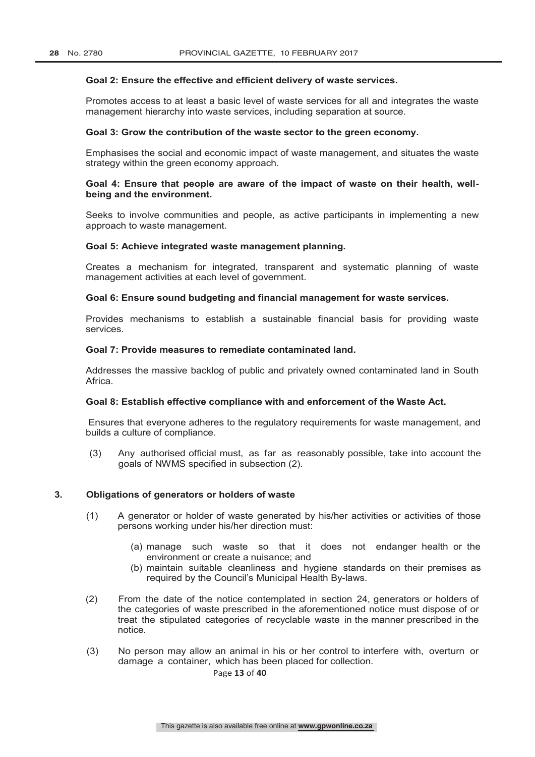**Goal 2: Ensure the effective and efficient delivery of waste services.**

Promotes access to at least a basic level of waste services for all and integrates the waste management hierarchy into waste services, including separation at source.

**Goal 3: Grow the contribution of the waste sector to the green economy.**

Emphasises the social and economic impact of waste management, and situates the waste strategy within the green economy approach.

**Goal 4: Ensure that people are aware of the impact of waste on their health, well-being and the environment.**

Seeks to involve communities and people, as active participants in implementing a new approach to waste management.

**Goal 5: Achieve integrated waste management planning.**

Creates a mechanism for integrated, transparent and systematic planning of waste management activities at each level of government.

**Goal 6: Ensure sound budgeting and financial management for waste services.**

Provides mechanisms to establish a sustainable financial basis for providing waste services.

**Goal 7: Provide measures to remediate contaminated land.**

Addresses the massive backlog of public and privately owned contaminated land in South Africa.

**Goal 8: Establish effective compliance with and enforcement of the Waste Act.**

Ensures that everyone adheres to the regulatory requirements for waste management, and builds a culture of compliance.

(3) Any authorised official must, as far as reasonably possible, take into account the goals of NWMS specified in subsection (2).

**3. Obligations of generators or holders of waste**

(1) A generator or holder of waste generated by his/her activities or activities of those persons working under his/her direction must:

(a) manage such waste so that it does not endanger health or the environment or create a nuisance; and
(b) maintain suitable cleanliness and hygiene standards on their premises as required by the Council's Municipal Health By-laws.

(2) From the date of the notice contemplated in section 24, generators or holders of the categories of waste prescribed in the aforementioned notice must dispose of or treat the stipulated categories of recyclable waste in the manner prescribed in the notice.

(3) No person may allow an animal in his or her control to interfere with, overturn or damage a container, which has been placed for collection.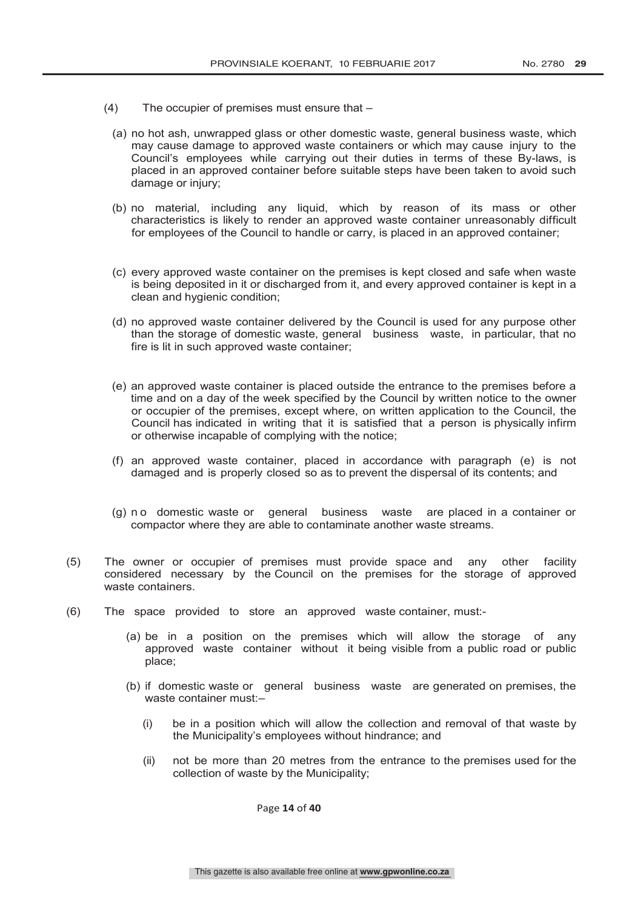(4) The occupier of premises must ensure that –

(a) no hot ash, unwrapped glass or other domestic waste, general business waste, which may cause damage to approved waste containers or which may cause injury to the Council's employees while carrying out their duties in terms of these By-laws, is placed in an approved container before suitable steps have been taken to avoid such damage or injury;

(b) no material, including any liquid, which by reason of its mass or other characteristics is likely to render an approved waste container unreasonably difficult for employees of the Council to handle or carry, is placed in an approved container;

(c) every approved waste container on the premises is kept closed and safe when waste is being deposited in it or discharged from it, and every approved container is kept in a clean and hygienic condition;

(d) no approved waste container delivered by the Council is used for any purpose other than the storage of domestic waste, general business waste, in particular, that no fire is lit in such approved waste container;

(e) an approved waste container is placed outside the entrance to the premises before a time and on a day of the week specified by the Council by written notice to the owner or occupier of the premises, except where, on written application to the Council, the Council has indicated in writing that it is satisfied that a person is physically infirm or otherwise incapable of complying with the notice;

(f) an approved waste container, placed in accordance with paragraph (e) is not damaged and is properly closed so as to prevent the dispersal of its contents; and

(g) n o domestic waste or general business waste are placed in a container or compactor where they are able to contaminate another waste streams.

(5) The owner or occupier of premises must provide space and any other facility considered necessary by the Council on the premises for the storage of approved waste containers.

(6) The space provided to store an approved waste container, must:-

(a) be in a position on the premises which will allow the storage of any approved waste container without it being visible from a public road or public place;

(b) if domestic waste or general business waste are generated on premises, the waste container must:–

(i) be in a position which will allow the collection and removal of that waste by the Municipality's employees without hindrance; and

(ii) not be more than 20 metres from the entrance to the premises used for the collection of waste by the Municipality;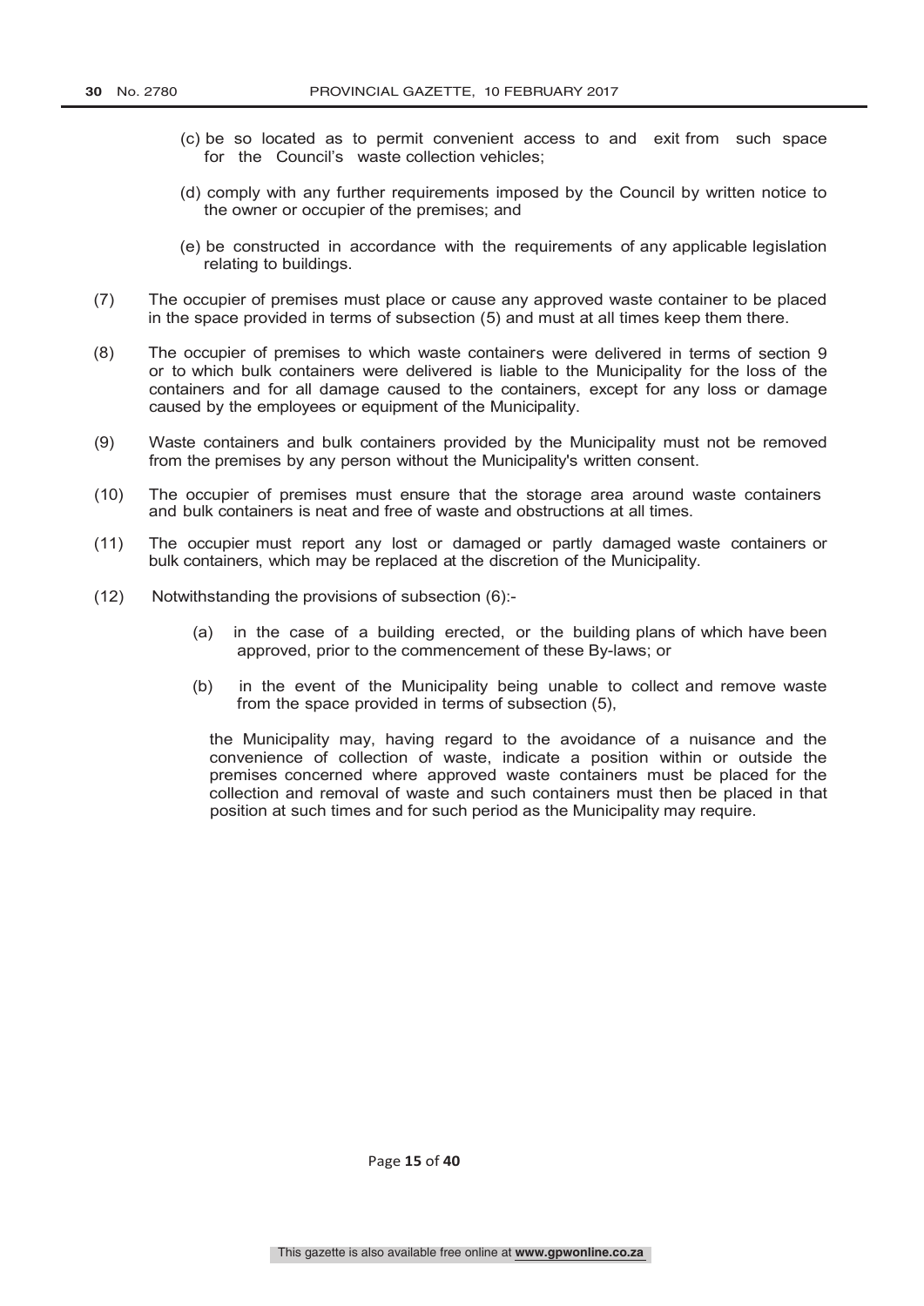(c) be so located as to permit convenient access to and exit from such space for the Council's waste collection vehicles;

(d) comply with any further requirements imposed by the Council by written notice to the owner or occupier of the premises; and

(e) be constructed in accordance with the requirements of any applicable legislation relating to buildings.

(7) The occupier of premises must place or cause any approved waste container to be placed in the space provided in terms of subsection (5) and must at all times keep them there.

(8) The occupier of premises to which waste containers were delivered in terms of section 9 or to which bulk containers were delivered is liable to the Municipality for the loss of the containers and for all damage caused to the containers, except for any loss or damage caused by the employees or equipment of the Municipality.

(9) Waste containers and bulk containers provided by the Municipality must not be removed from the premises by any person without the Municipality's written consent.

(10) The occupier of premises must ensure that the storage area around waste containers and bulk containers is neat and free of waste and obstructions at all times.

(11) The occupier must report any lost or damaged or partly damaged waste containers or bulk containers, which may be replaced at the discretion of the Municipality.

(12) Notwithstanding the provisions of subsection (6):-

(a) in the case of a building erected, or the building plans of which have been approved, prior to the commencement of these By-laws; or

(b) in the event of the Municipality being unable to collect and remove waste from the space provided in terms of subsection (5),

the Municipality may, having regard to the avoidance of a nuisance and the convenience of collection of waste, indicate a position within or outside the premises concerned where approved waste containers must be placed for the collection and removal of waste and such containers must then be placed in that position at such times and for such period as the Municipality may require.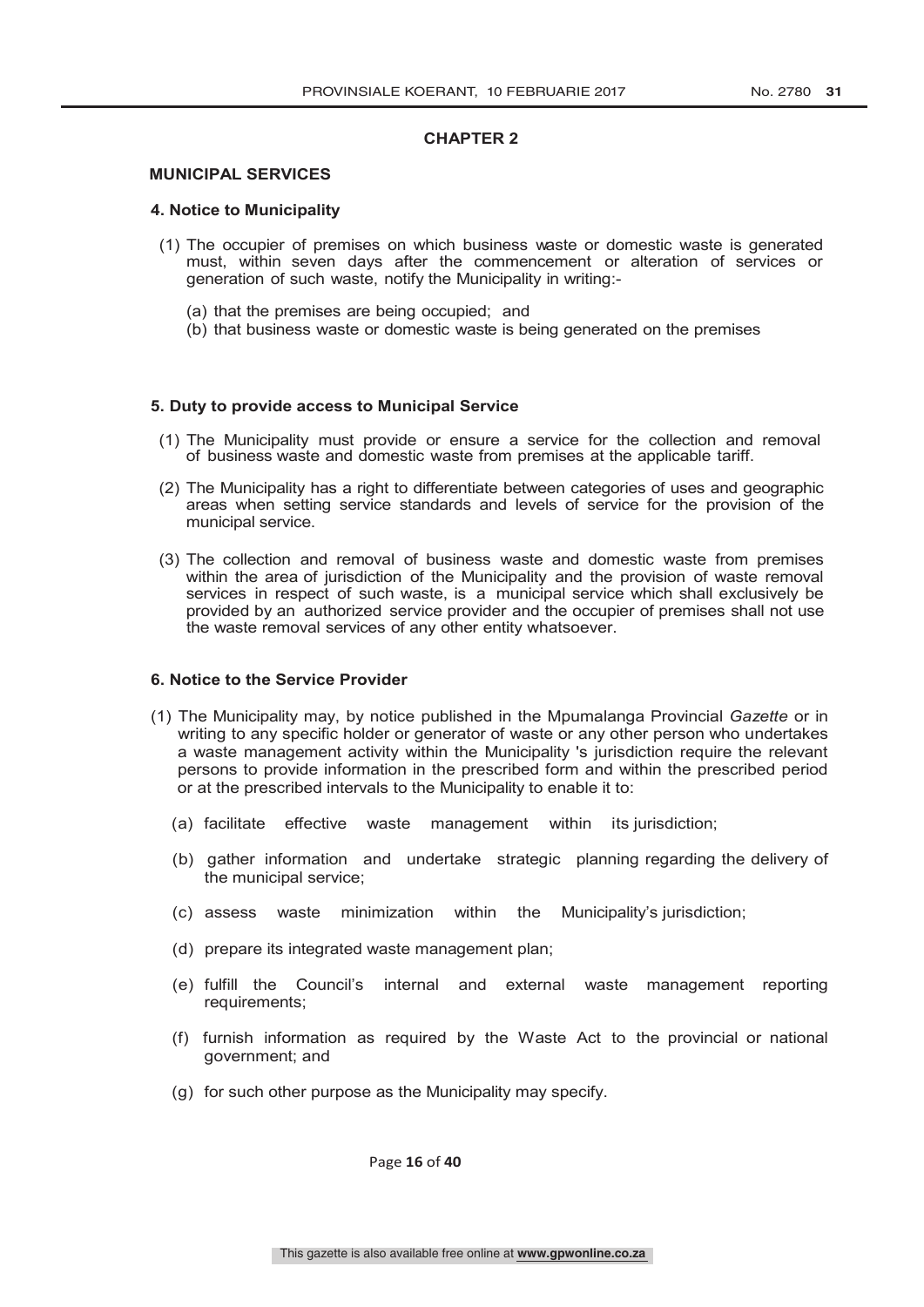## CHAPTER 2

### MUNICIPAL SERVICES

#### 4. Notice to Municipality

(1) The occupier of premises on which business waste or domestic waste is generated must, within seven days after the commencement or alteration of services or generation of such waste, notify the Municipality in writing:-

(a) that the premises are being occupied; and
(b) that business waste or domestic waste is being generated on the premises

#### 5. Duty to provide access to Municipal Service

(1) The Municipality must provide or ensure a service for the collection and removal of business waste and domestic waste from premises at the applicable tariff.

(2) The Municipality has a right to differentiate between categories of uses and geographic areas when setting service standards and levels of service for the provision of the municipal service.

(3) The collection and removal of business waste and domestic waste from premises within the area of jurisdiction of the Municipality and the provision of waste removal services in respect of such waste, is a municipal service which shall exclusively be provided by an authorized service provider and the occupier of premises shall not use the waste removal services of any other entity whatsoever.

#### 6. Notice to the Service Provider

(1) The Municipality may, by notice published in the Mpumalanga Provincial *Gazette* or in writing to any specific holder or generator of waste or any other person who undertakes a waste management activity within the Municipality 's jurisdiction require the relevant persons to provide information in the prescribed form and within the prescribed period or at the prescribed intervals to the Municipality to enable it to:

(a) facilitate effective waste management within its jurisdiction;

(b) gather information and undertake strategic planning regarding the delivery of the municipal service;

(c) assess waste minimization within the Municipality's jurisdiction;

(d) prepare its integrated waste management plan;

(e) fulfill the Council's internal and external waste management reporting requirements;

(f) furnish information as required by the Waste Act to the provincial or national government; and

(g) for such other purpose as the Municipality may specify.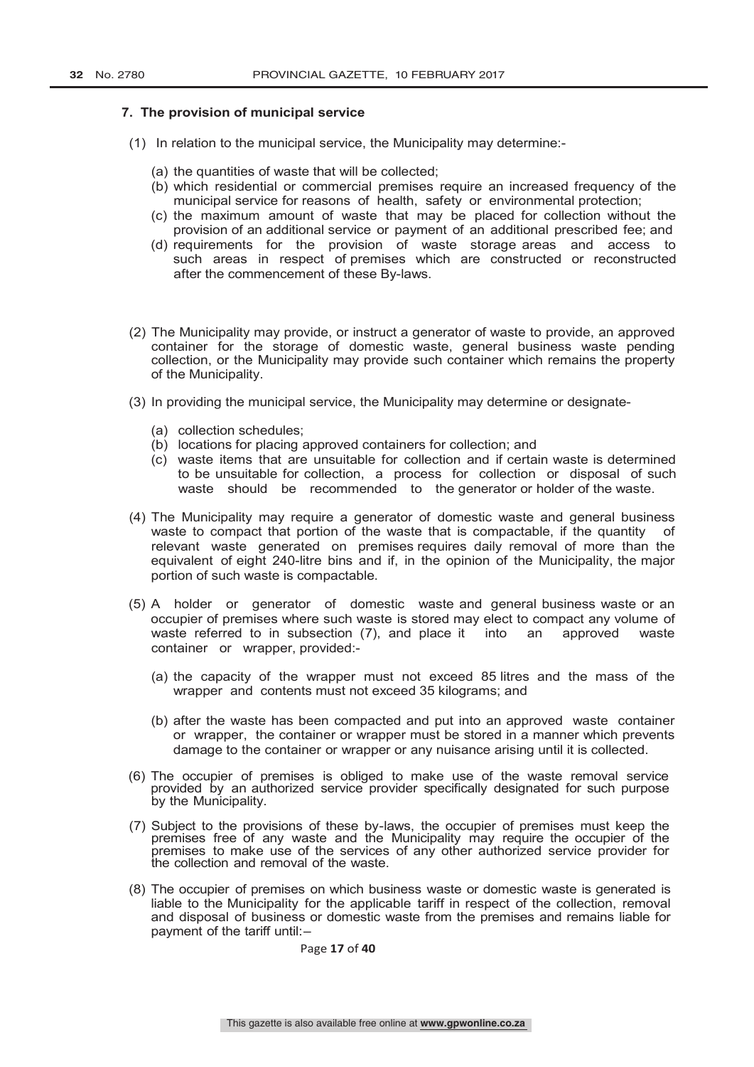### 7. The provision of municipal service

(1) In relation to the municipal service, the Municipality may determine:-

(a) the quantities of waste that will be collected;
(b) which residential or commercial premises require an increased frequency of the municipal service for reasons of health, safety or environmental protection;
(c) the maximum amount of waste that may be placed for collection without the provision of an additional service or payment of an additional prescribed fee; and
(d) requirements for the provision of waste storage areas and access to such areas in respect of premises which are constructed or reconstructed after the commencement of these By-laws.

(2) The Municipality may provide, or instruct a generator of waste to provide, an approved container for the storage of domestic waste, general business waste pending collection, or the Municipality may provide such container which remains the property of the Municipality.

(3) In providing the municipal service, the Municipality may determine or designate-

(a) collection schedules;
(b) locations for placing approved containers for collection; and
(c) waste items that are unsuitable for collection and if certain waste is determined to be unsuitable for collection, a process for collection or disposal of such waste should be recommended to the generator or holder of the waste.

(4) The Municipality may require a generator of domestic waste and general business waste to compact that portion of the waste that is compactable, if the quantity of relevant waste generated on premises requires daily removal of more than the equivalent of eight 240-litre bins and if, in the opinion of the Municipality, the major portion of such waste is compactable.

(5) A holder or generator of domestic waste and general business waste or an occupier of premises where such waste is stored may elect to compact any volume of waste referred to in subsection (7), and place it into an approved waste container or wrapper, provided:-

(a) the capacity of the wrapper must not exceed 85 litres and the mass of the wrapper and contents must not exceed 35 kilograms; and

(b) after the waste has been compacted and put into an approved waste container or wrapper, the container or wrapper must be stored in a manner which prevents damage to the container or wrapper or any nuisance arising until it is collected.

(6) The occupier of premises is obliged to make use of the waste removal service provided by an authorized service provider specifically designated for such purpose by the Municipality.

(7) Subject to the provisions of these by-laws, the occupier of premises must keep the premises free of any waste and the Municipality may require the occupier of the premises to make use of the services of any other authorized service provider for the collection and removal of the waste.

(8) The occupier of premises on which business waste or domestic waste is generated is liable to the Municipality for the applicable tariff in respect of the collection, removal and disposal of business or domestic waste from the premises and remains liable for payment of the tariff until:–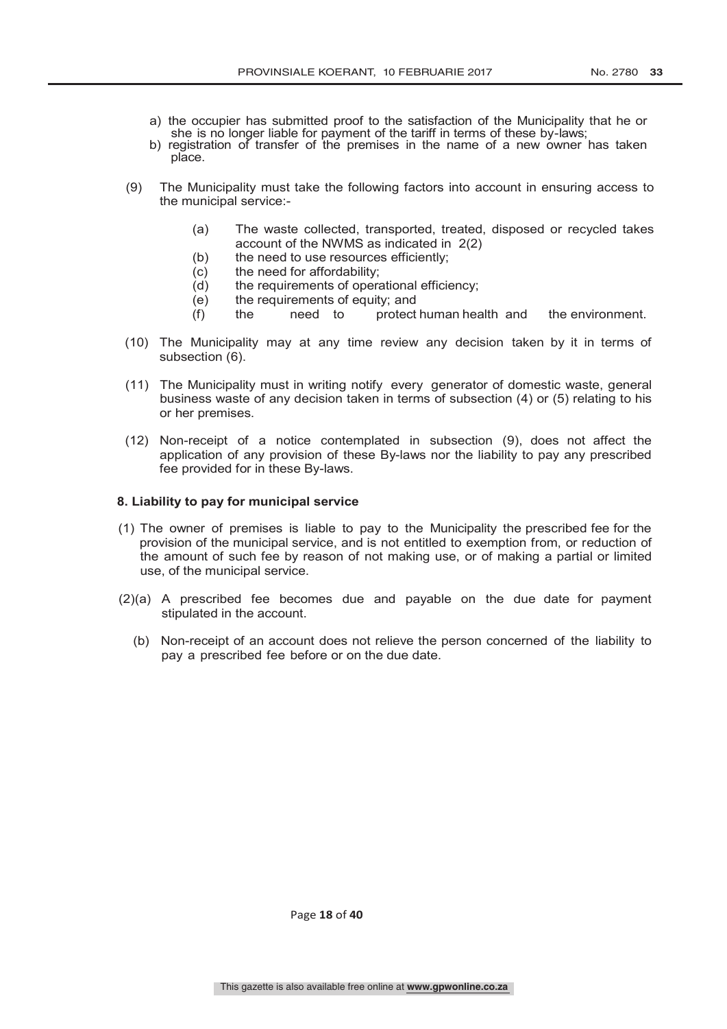a) the occupier has submitted proof to the satisfaction of the Municipality that he or she is no longer liable for payment of the tariff in terms of these by-laws;
b) registration of transfer of the premises in the name of a new owner has taken place.

(9) The Municipality must take the following factors into account in ensuring access to the municipal service:-

- (a) The waste collected, transported, treated, disposed or recycled takes account of the NWMS as indicated in 2(2)
- (b) the need to use resources efficiently;
- (c) the need for affordability;
- (d) the requirements of operational efficiency;
- (e) the requirements of equity; and
- (f) the need to protect human health and the environment.

(10) The Municipality may at any time review any decision taken by it in terms of subsection (6).

(11) The Municipality must in writing notify every generator of domestic waste, general business waste of any decision taken in terms of subsection (4) or (5) relating to his or her premises.

(12) Non-receipt of a notice contemplated in subsection (9), does not affect the application of any provision of these By-laws nor the liability to pay any prescribed fee provided for in these By-laws.

**8. Liability to pay for municipal service**

(1) The owner of premises is liable to pay to the Municipality the prescribed fee for the provision of the municipal service, and is not entitled to exemption from, or reduction of the amount of such fee by reason of not making use, or of making a partial or limited use, of the municipal service.

(2)(a) A prescribed fee becomes due and payable on the due date for payment stipulated in the account.

(b) Non-receipt of an account does not relieve the person concerned of the liability to pay a prescribed fee before or on the due date.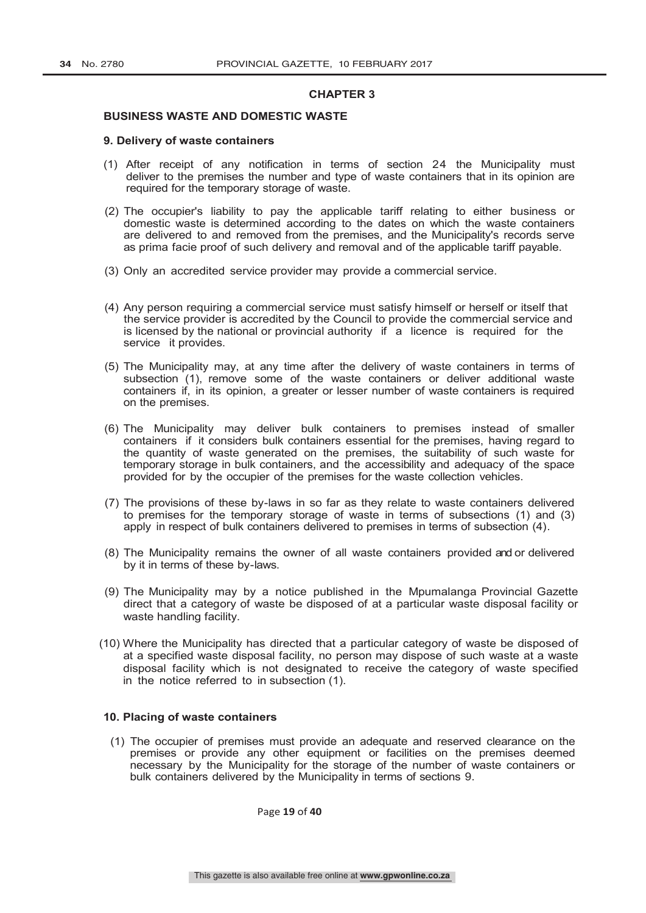## CHAPTER 3

### BUSINESS WASTE AND DOMESTIC WASTE

#### 9. Delivery of waste containers

(1) After receipt of any notification in terms of section 24 the Municipality must deliver to the premises the number and type of waste containers that in its opinion are required for the temporary storage of waste.

(2) The occupier's liability to pay the applicable tariff relating to either business or domestic waste is determined according to the dates on which the waste containers are delivered to and removed from the premises, and the Municipality's records serve as prima facie proof of such delivery and removal and of the applicable tariff payable.

(3) Only an accredited service provider may provide a commercial service.

(4) Any person requiring a commercial service must satisfy himself or herself or itself that the service provider is accredited by the Council to provide the commercial service and is licensed by the national or provincial authority if a licence is required for the service it provides.

(5) The Municipality may, at any time after the delivery of waste containers in terms of subsection (1), remove some of the waste containers or deliver additional waste containers if, in its opinion, a greater or lesser number of waste containers is required on the premises.

(6) The Municipality may deliver bulk containers to premises instead of smaller containers if it considers bulk containers essential for the premises, having regard to the quantity of waste generated on the premises, the suitability of such waste for temporary storage in bulk containers, and the accessibility and adequacy of the space provided for by the occupier of the premises for the waste collection vehicles.

(7) The provisions of these by-laws in so far as they relate to waste containers delivered to premises for the temporary storage of waste in terms of subsections (1) and (3) apply in respect of bulk containers delivered to premises in terms of subsection (4).

(8) The Municipality remains the owner of all waste containers provided and or delivered by it in terms of these by-laws.

(9) The Municipality may by a notice published in the Mpumalanga Provincial Gazette direct that a category of waste be disposed of at a particular waste disposal facility or waste handling facility.

(10) Where the Municipality has directed that a particular category of waste be disposed of at a specified waste disposal facility, no person may dispose of such waste at a waste disposal facility which is not designated to receive the category of waste specified in the notice referred to in subsection (1).

#### 10. Placing of waste containers

(1) The occupier of premises must provide an adequate and reserved clearance on the premises or provide any other equipment or facilities on the premises deemed necessary by the Municipality for the storage of the number of waste containers or bulk containers delivered by the Municipality in terms of sections 9.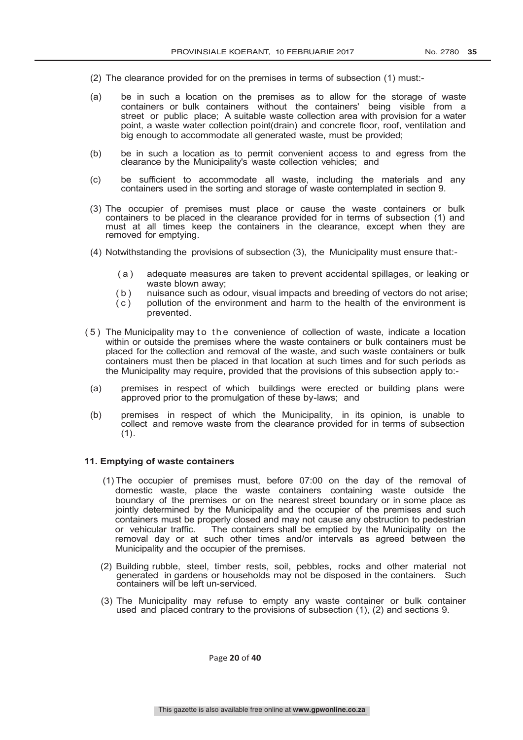(2) The clearance provided for on the premises in terms of subsection (1) must:-

(a) be in such a location on the premises as to allow for the storage of waste containers or bulk containers without the containers' being visible from a street or public place; A suitable waste collection area with provision for a water point, a waste water collection point(drain) and concrete floor, roof, ventilation and big enough to accommodate all generated waste, must be provided;

(b) be in such a location as to permit convenient access to and egress from the clearance by the Municipality's waste collection vehicles; and

(c) be sufficient to accommodate all waste, including the materials and any containers used in the sorting and storage of waste contemplated in section 9.

(3) The occupier of premises must place or cause the waste containers or bulk containers to be placed in the clearance provided for in terms of subsection (1) and must at all times keep the containers in the clearance, except when they are removed for emptying.

(4) Notwithstanding the provisions of subsection (3), the Municipality must ensure that:-

(a) adequate measures are taken to prevent accidental spillages, or leaking or waste blown away;
(b) nuisance such as odour, visual impacts and breeding of vectors do not arise;
(c) pollution of the environment and harm to the health of the environment is prevented.

(5) The Municipality may to the convenience of collection of waste, indicate a location within or outside the premises where the waste containers or bulk containers must be placed for the collection and removal of the waste, and such waste containers or bulk containers must then be placed in that location at such times and for such periods as the Municipality may require, provided that the provisions of this subsection apply to:-

(a) premises in respect of which buildings were erected or building plans were approved prior to the promulgation of these by-laws; and

(b) premises in respect of which the Municipality, in its opinion, is unable to collect and remove waste from the clearance provided for in terms of subsection (1).

### 11. Emptying of waste containers

(1) The occupier of premises must, before 07:00 on the day of the removal of domestic waste, place the waste containers containing waste outside the boundary of the premises or on the nearest street boundary or in some place as jointly determined by the Municipality and the occupier of the premises and such containers must be properly closed and may not cause any obstruction to pedestrian or vehicular traffic. The containers shall be emptied by the Municipality on the removal day or at such other times and/or intervals as agreed between the Municipality and the occupier of the premises.

(2) Building rubble, steel, timber rests, soil, pebbles, rocks and other material not generated in gardens or households may not be disposed in the containers. Such containers will be left un-serviced.

(3) The Municipality may refuse to empty any waste container or bulk container used and placed contrary to the provisions of subsection (1), (2) and sections 9.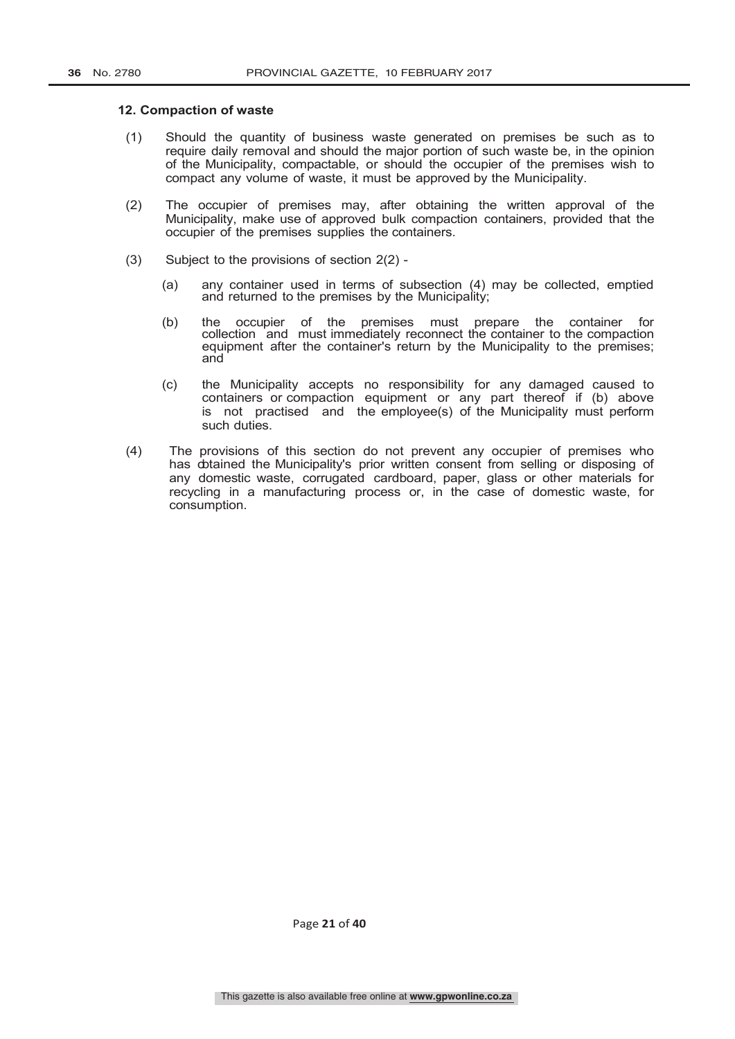### 12. Compaction of waste

(1) Should the quantity of business waste generated on premises be such as to require daily removal and should the major portion of such waste be, in the opinion of the Municipality, compactable, or should the occupier of the premises wish to compact any volume of waste, it must be approved by the Municipality.

(2) The occupier of premises may, after obtaining the written approval of the Municipality, make use of approved bulk compaction containers, provided that the occupier of the premises supplies the containers.

(3) Subject to the provisions of section 2(2) -

(a) any container used in terms of subsection (4) may be collected, emptied and returned to the premises by the Municipality;

(b) the occupier of the premises must prepare the container for collection and must immediately reconnect the container to the compaction equipment after the container's return by the Municipality to the premises; and

(c) the Municipality accepts no responsibility for any damaged caused to containers or compaction equipment or any part thereof if (b) above is not practised and the employee(s) of the Municipality must perform such duties.

(4) The provisions of this section do not prevent any occupier of premises who has obtained the Municipality's prior written consent from selling or disposing of any domestic waste, corrugated cardboard, paper, glass or other materials for recycling in a manufacturing process or, in the case of domestic waste, for consumption.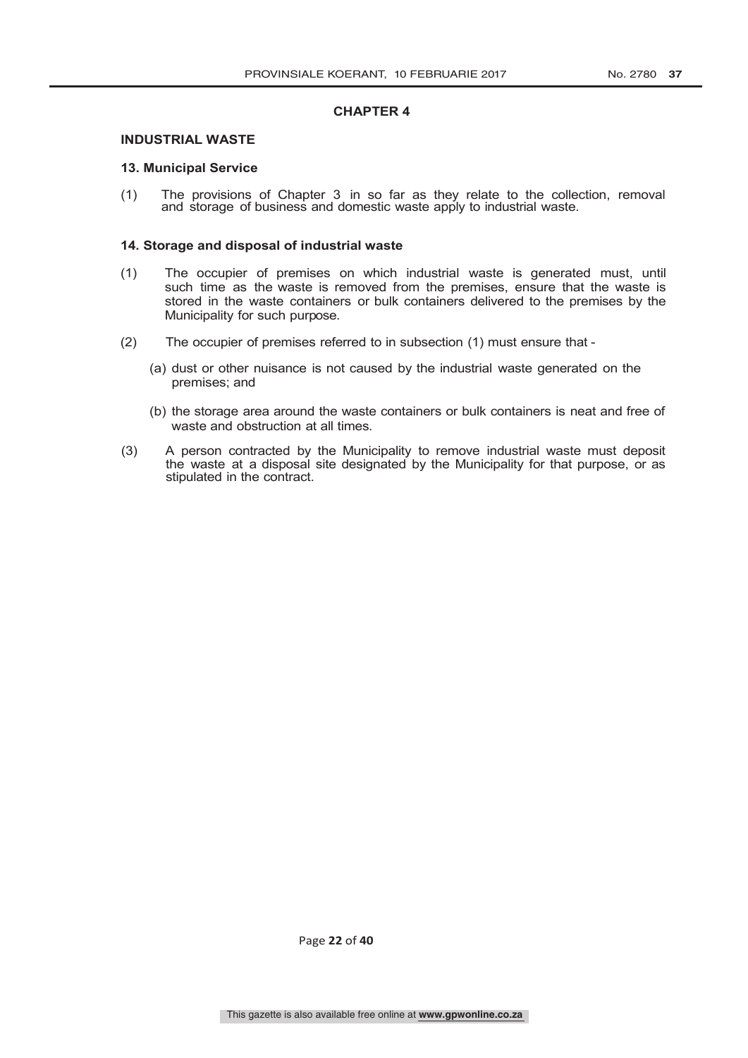## CHAPTER 4

### INDUSTRIAL WASTE

#### 13. Municipal Service

(1) The provisions of Chapter 3 in so far as they relate to the collection, removal and storage of business and domestic waste apply to industrial waste.

#### 14. Storage and disposal of industrial waste

(1) The occupier of premises on which industrial waste is generated must, until such time as the waste is removed from the premises, ensure that the waste is stored in the waste containers or bulk containers delivered to the premises by the Municipality for such purpose.

(2) The occupier of premises referred to in subsection (1) must ensure that -

(a) dust or other nuisance is not caused by the industrial waste generated on the premises; and

(b) the storage area around the waste containers or bulk containers is neat and free of waste and obstruction at all times.

(3) A person contracted by the Municipality to remove industrial waste must deposit the waste at a disposal site designated by the Municipality for that purpose, or as stipulated in the contract.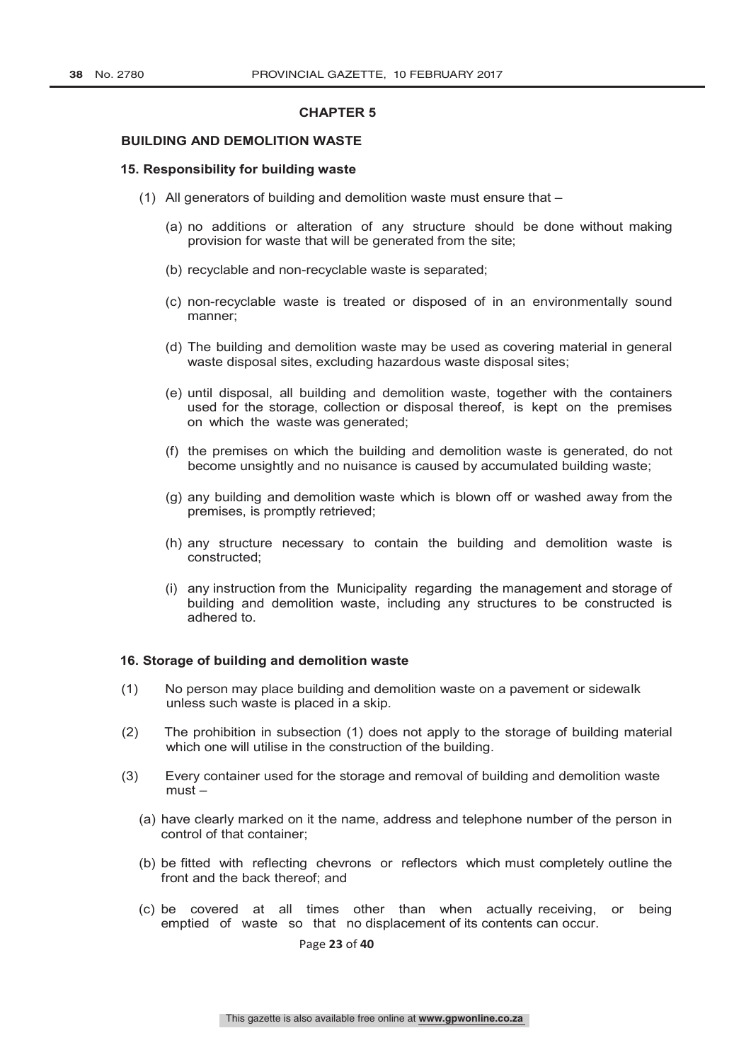## CHAPTER 5

### BUILDING AND DEMOLITION WASTE

#### 15. Responsibility for building waste

(1) All generators of building and demolition waste must ensure that –

(a) no additions or alteration of any structure should be done without making provision for waste that will be generated from the site;

(b) recyclable and non-recyclable waste is separated;

(c) non-recyclable waste is treated or disposed of in an environmentally sound manner;

(d) The building and demolition waste may be used as covering material in general waste disposal sites, excluding hazardous waste disposal sites;

(e) until disposal, all building and demolition waste, together with the containers used for the storage, collection or disposal thereof, is kept on the premises on which the waste was generated;

(f) the premises on which the building and demolition waste is generated, do not become unsightly and no nuisance is caused by accumulated building waste;

(g) any building and demolition waste which is blown off or washed away from the premises, is promptly retrieved;

(h) any structure necessary to contain the building and demolition waste is constructed;

(i) any instruction from the Municipality regarding the management and storage of building and demolition waste, including any structures to be constructed is adhered to.

#### 16. Storage of building and demolition waste

(1) No person may place building and demolition waste on a pavement or sidewalk unless such waste is placed in a skip.

(2) The prohibition in subsection (1) does not apply to the storage of building material which one will utilise in the construction of the building.

(3) Every container used for the storage and removal of building and demolition waste must –

(a) have clearly marked on it the name, address and telephone number of the person in control of that container;

(b) be fitted with reflecting chevrons or reflectors which must completely outline the front and the back thereof; and

(c) be covered at all times other than when actually receiving, or being emptied of waste so that no displacement of its contents can occur.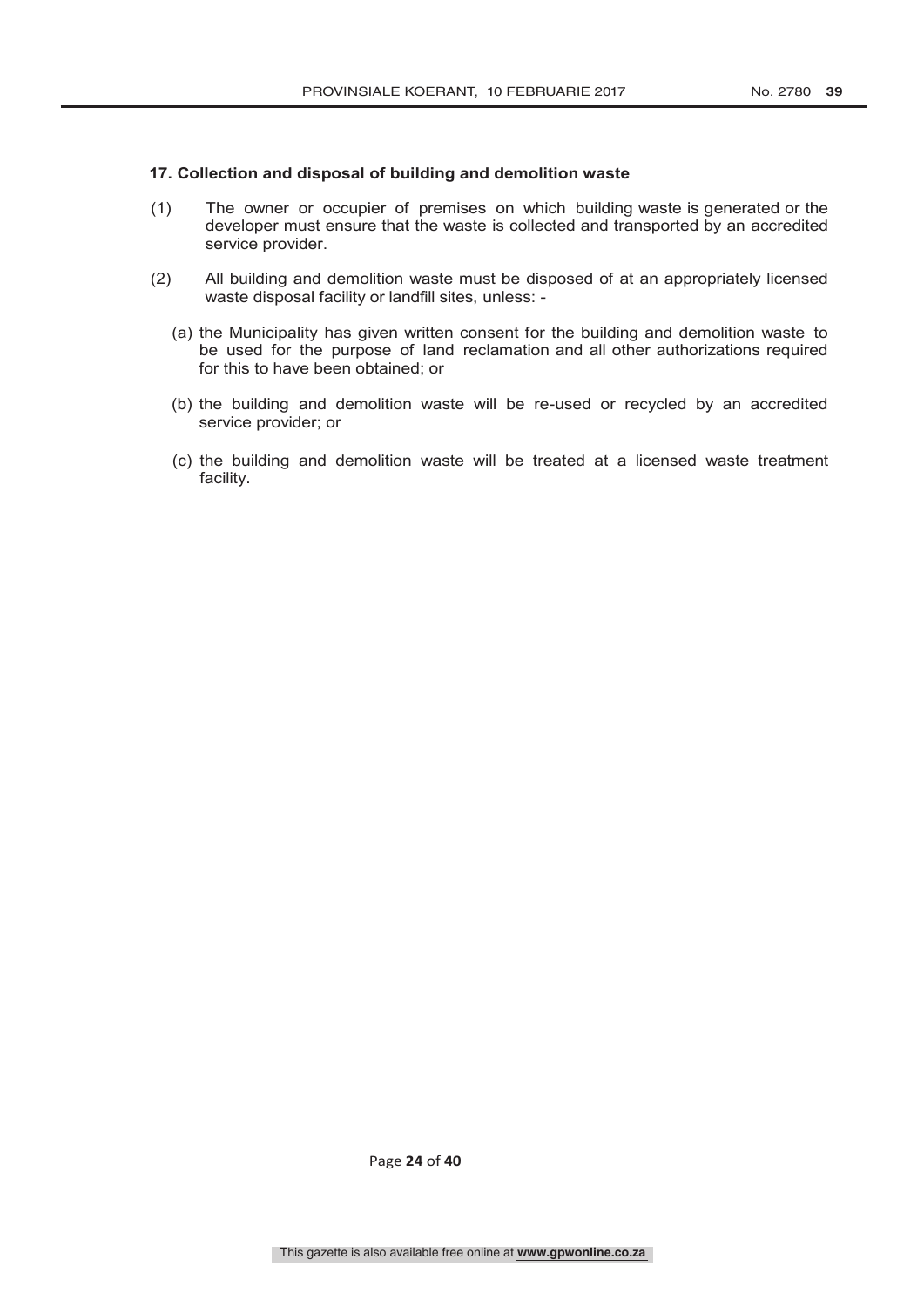**17. Collection and disposal of building and demolition waste**

(1) The owner or occupier of premises on which building waste is generated or the developer must ensure that the waste is collected and transported by an accredited service provider.

(2) All building and demolition waste must be disposed of at an appropriately licensed waste disposal facility or landfill sites, unless: -

(a) the Municipality has given written consent for the building and demolition waste to be used for the purpose of land reclamation and all other authorizations required for this to have been obtained; or

(b) the building and demolition waste will be re-used or recycled by an accredited service provider; or

(c) the building and demolition waste will be treated at a licensed waste treatment facility.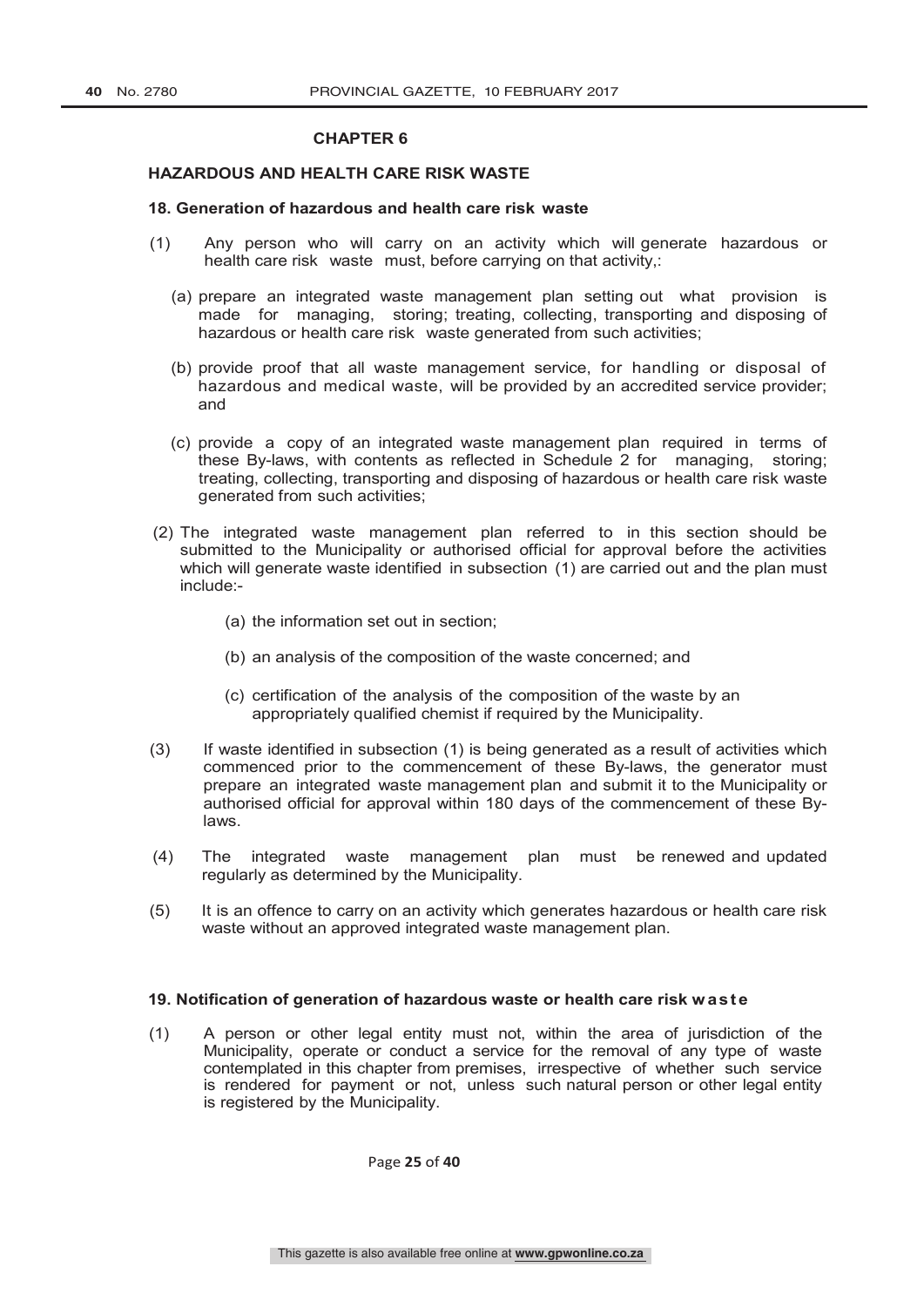## CHAPTER 6

### HAZARDOUS AND HEALTH CARE RISK WASTE

#### 18. Generation of hazardous and health care risk waste

(1) Any person who will carry on an activity which will generate hazardous or health care risk waste must, before carrying on that activity,:

(a) prepare an integrated waste management plan setting out what provision is made for managing, storing; treating, collecting, transporting and disposing of hazardous or health care risk waste generated from such activities;

(b) provide proof that all waste management service, for handling or disposal of hazardous and medical waste, will be provided by an accredited service provider; and

(c) provide a copy of an integrated waste management plan required in terms of these By-laws, with contents as reflected in Schedule 2 for managing, storing; treating, collecting, transporting and disposing of hazardous or health care risk waste generated from such activities;

(2) The integrated waste management plan referred to in this section should be submitted to the Municipality or authorised official for approval before the activities which will generate waste identified in subsection (1) are carried out and the plan must include:-

(a) the information set out in section;

(b) an analysis of the composition of the waste concerned; and

(c) certification of the analysis of the composition of the waste by an appropriately qualified chemist if required by the Municipality.

(3) If waste identified in subsection (1) is being generated as a result of activities which commenced prior to the commencement of these By-laws, the generator must prepare an integrated waste management plan and submit it to the Municipality or authorised official for approval within 180 days of the commencement of these By-laws.

(4) The integrated waste management plan must be renewed and updated regularly as determined by the Municipality.

(5) It is an offence to carry on an activity which generates hazardous or health care risk waste without an approved integrated waste management plan.

#### 19. Notification of generation of hazardous waste or health care risk waste

(1) A person or other legal entity must not, within the area of jurisdiction of the Municipality, operate or conduct a service for the removal of any type of waste contemplated in this chapter from premises, irrespective of whether such service is rendered for payment or not, unless such natural person or other legal entity is registered by the Municipality.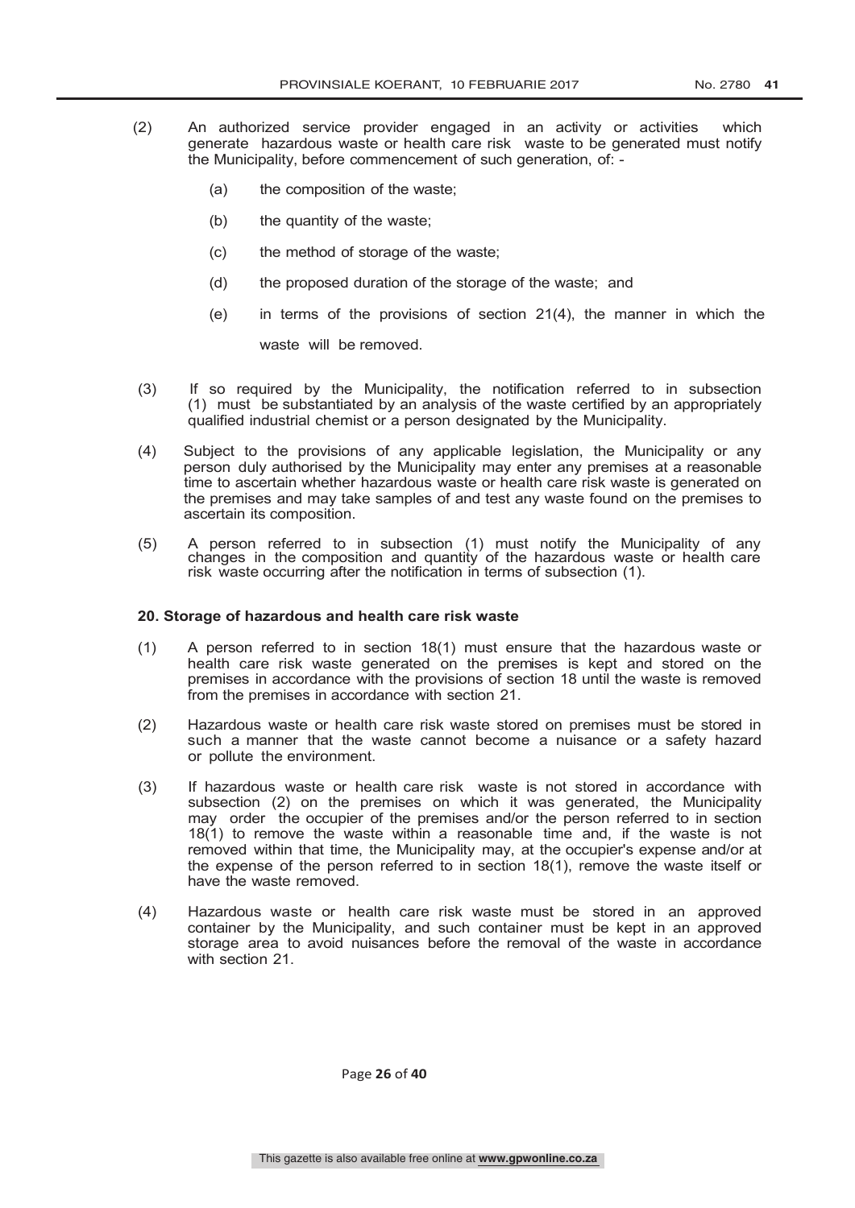(2) An authorized service provider engaged in an activity or activities which generate hazardous waste or health care risk waste to be generated must notify the Municipality, before commencement of such generation, of: -

   (a) the composition of the waste;

   (b) the quantity of the waste;

   (c) the method of storage of the waste;

   (d) the proposed duration of the storage of the waste; and

   (e) in terms of the provisions of section 21(4), the manner in which the waste will be removed.

(3) If so required by the Municipality, the notification referred to in subsection (1) must be substantiated by an analysis of the waste certified by an appropriately qualified industrial chemist or a person designated by the Municipality.

(4) Subject to the provisions of any applicable legislation, the Municipality or any person duly authorised by the Municipality may enter any premises at a reasonable time to ascertain whether hazardous waste or health care risk waste is generated on the premises and may take samples of and test any waste found on the premises to ascertain its composition.

(5) A person referred to in subsection (1) must notify the Municipality of any changes in the composition and quantity of the hazardous waste or health care risk waste occurring after the notification in terms of subsection (1).

**20. Storage of hazardous and health care risk waste**

(1) A person referred to in section 18(1) must ensure that the hazardous waste or health care risk waste generated on the premises is kept and stored on the premises in accordance with the provisions of section 18 until the waste is removed from the premises in accordance with section 21.

(2) Hazardous waste or health care risk waste stored on premises must be stored in such a manner that the waste cannot become a nuisance or a safety hazard or pollute the environment.

(3) If hazardous waste or health care risk waste is not stored in accordance with subsection (2) on the premises on which it was generated, the Municipality may order the occupier of the premises and/or the person referred to in section 18(1) to remove the waste within a reasonable time and, if the waste is not removed within that time, the Municipality may, at the occupier's expense and/or at the expense of the person referred to in section 18(1), remove the waste itself or have the waste removed.

(4) Hazardous waste or health care risk waste must be stored in an approved container by the Municipality, and such container must be kept in an approved storage area to avoid nuisances before the removal of the waste in accordance with section 21.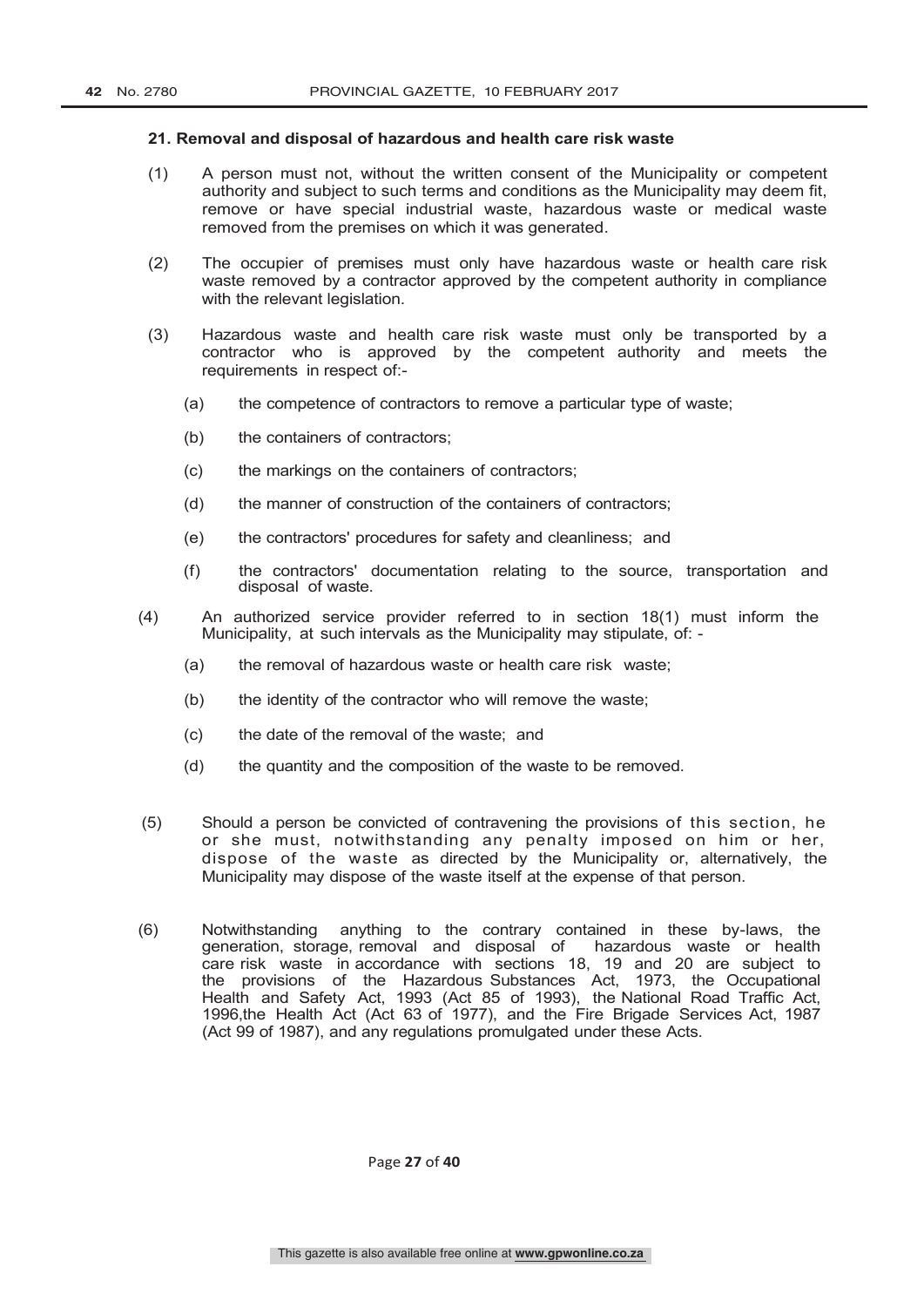**21. Removal and disposal of hazardous and health care risk waste**

(1) A person must not, without the written consent of the Municipality or competent authority and subject to such terms and conditions as the Municipality may deem fit, remove or have special industrial waste, hazardous waste or medical waste removed from the premises on which it was generated.

(2) The occupier of premises must only have hazardous waste or health care risk waste removed by a contractor approved by the competent authority in compliance with the relevant legislation.

(3) Hazardous waste and health care risk waste must only be transported by a contractor who is approved by the competent authority and meets the requirements in respect of:-

(a) the competence of contractors to remove a particular type of waste;

(b) the containers of contractors;

(c) the markings on the containers of contractors;

(d) the manner of construction of the containers of contractors;

(e) the contractors' procedures for safety and cleanliness; and

(f) the contractors' documentation relating to the source, transportation and disposal of waste.

(4) An authorized service provider referred to in section 18(1) must inform the Municipality, at such intervals as the Municipality may stipulate, of: -

(a) the removal of hazardous waste or health care risk waste;

(b) the identity of the contractor who will remove the waste;

(c) the date of the removal of the waste; and

(d) the quantity and the composition of the waste to be removed.

(5) Should a person be convicted of contravening the provisions of this section, he or she must, notwithstanding any penalty imposed on him or her, dispose of the waste as directed by the Municipality or, alternatively, the Municipality may dispose of the waste itself at the expense of that person.

(6) Notwithstanding anything to the contrary contained in these by-laws, the generation, storage, removal and disposal of hazardous waste or health care risk waste in accordance with sections 18, 19 and 20 are subject to the provisions of the Hazardous Substances Act, 1973, the Occupational Health and Safety Act, 1993 (Act 85 of 1993), the National Road Traffic Act, 1996,the Health Act (Act 63 of 1977), and the Fire Brigade Services Act, 1987 (Act 99 of 1987), and any regulations promulgated under these Acts.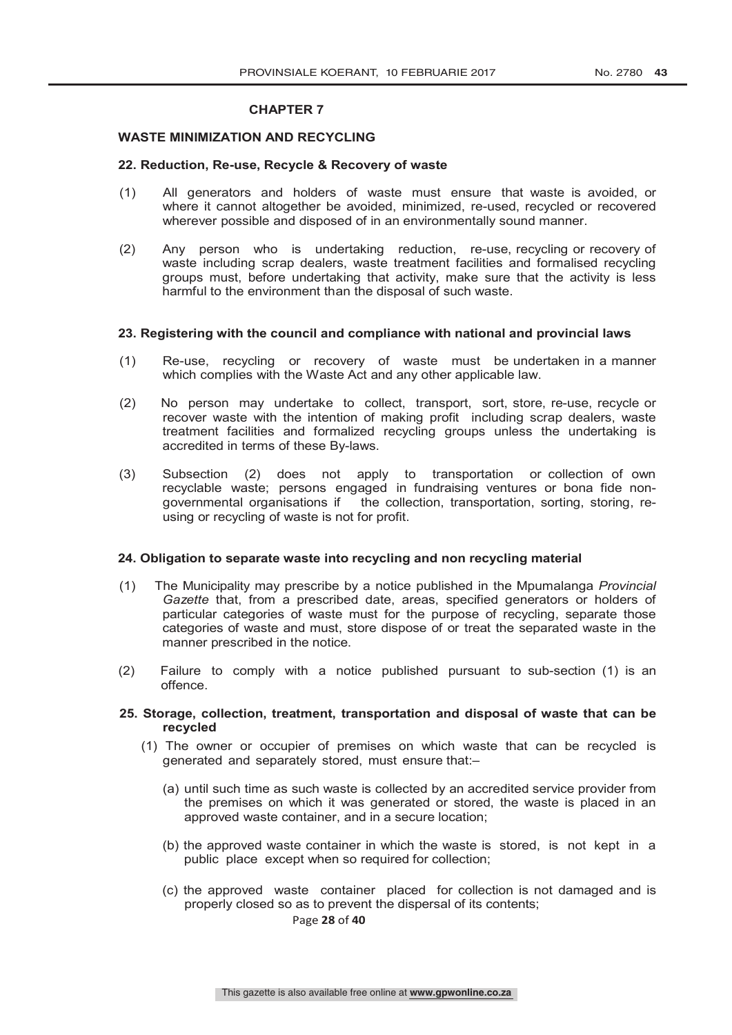## CHAPTER 7

### WASTE MINIMIZATION AND RECYCLING

#### 22. Reduction, Re-use, Recycle & Recovery of waste

(1) All generators and holders of waste must ensure that waste is avoided, or where it cannot altogether be avoided, minimized, re-used, recycled or recovered wherever possible and disposed of in an environmentally sound manner.

(2) Any person who is undertaking reduction, re-use, recycling or recovery of waste including scrap dealers, waste treatment facilities and formalised recycling groups must, before undertaking that activity, make sure that the activity is less harmful to the environment than the disposal of such waste.

#### 23. Registering with the council and compliance with national and provincial laws

(1) Re-use, recycling or recovery of waste must be undertaken in a manner which complies with the Waste Act and any other applicable law.

(2) No person may undertake to collect, transport, sort, store, re-use, recycle or recover waste with the intention of making profit including scrap dealers, waste treatment facilities and formalized recycling groups unless the undertaking is accredited in terms of these By-laws.

(3) Subsection (2) does not apply to transportation or collection of own recyclable waste; persons engaged in fundraising ventures or bona fide non-governmental organisations if the collection, transportation, sorting, storing, re-using or recycling of waste is not for profit.

#### 24. Obligation to separate waste into recycling and non recycling material

(1) The Municipality may prescribe by a notice published in the Mpumalanga *Provincial Gazette* that, from a prescribed date, areas, specified generators or holders of particular categories of waste must for the purpose of recycling, separate those categories of waste and must, store dispose of or treat the separated waste in the manner prescribed in the notice.

(2) Failure to comply with a notice published pursuant to sub-section (1) is an offence.

#### 25. Storage, collection, treatment, transportation and disposal of waste that can be recycled

(1) The owner or occupier of premises on which waste that can be recycled is generated and separately stored, must ensure that:–

(a) until such time as such waste is collected by an accredited service provider from the premises on which it was generated or stored, the waste is placed in an approved waste container, and in a secure location;

(b) the approved waste container in which the waste is stored, is not kept in a public place except when so required for collection;

(c) the approved waste container placed for collection is not damaged and is properly closed so as to prevent the dispersal of its contents;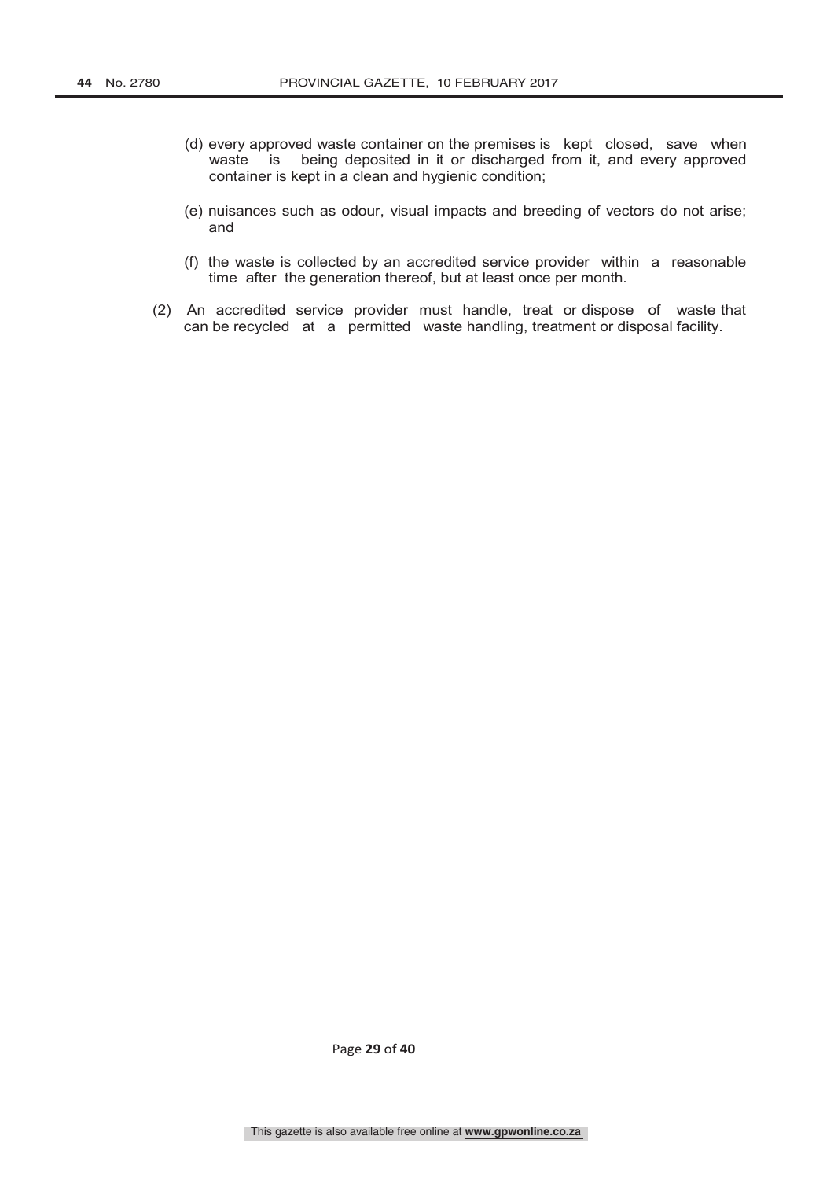(d) every approved waste container on the premises is kept closed, save when waste is being deposited in it or discharged from it, and every approved container is kept in a clean and hygienic condition;

(e) nuisances such as odour, visual impacts and breeding of vectors do not arise; and

(f) the waste is collected by an accredited service provider within a reasonable time after the generation thereof, but at least once per month.

(2) An accredited service provider must handle, treat or dispose of waste that can be recycled at a permitted waste handling, treatment or disposal facility.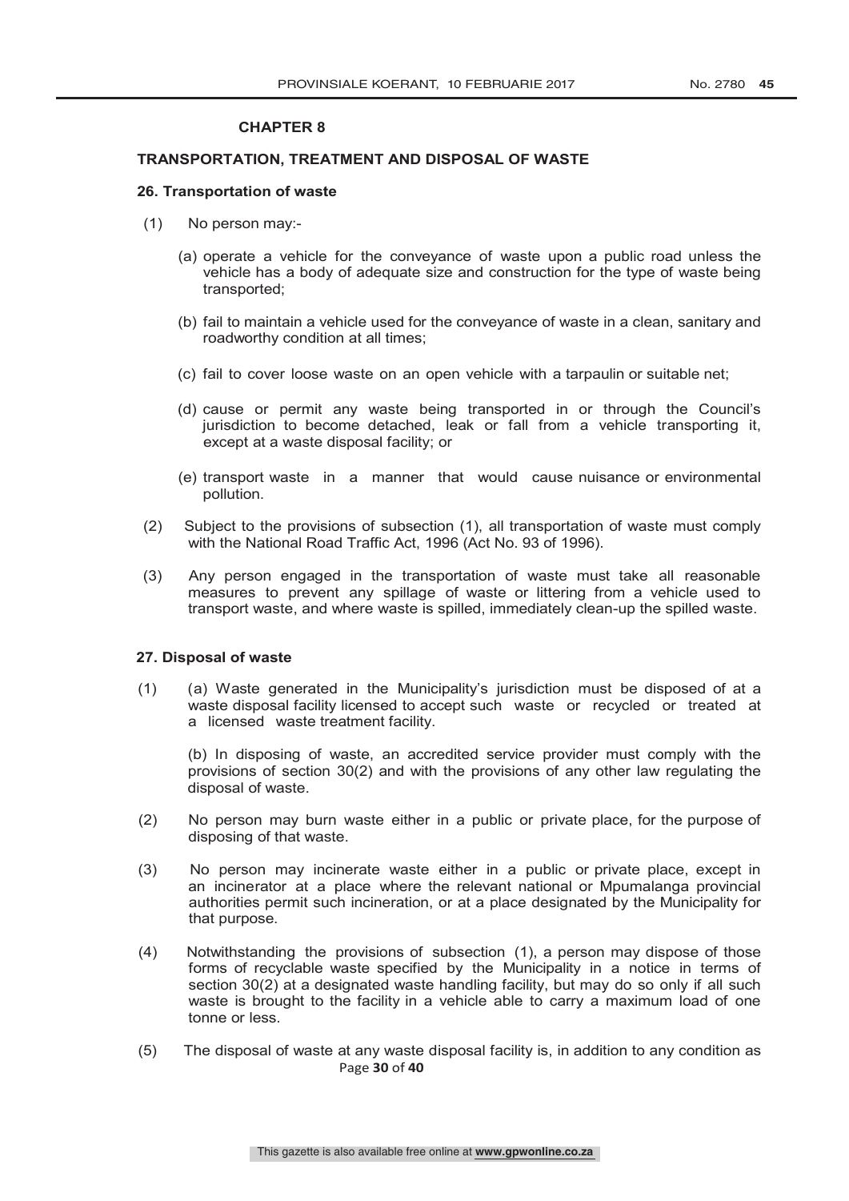## CHAPTER 8

### TRANSPORTATION, TREATMENT AND DISPOSAL OF WASTE

#### 26. Transportation of waste

(1) No person may:-

(a) operate a vehicle for the conveyance of waste upon a public road unless the vehicle has a body of adequate size and construction for the type of waste being transported;

(b) fail to maintain a vehicle used for the conveyance of waste in a clean, sanitary and roadworthy condition at all times;

(c) fail to cover loose waste on an open vehicle with a tarpaulin or suitable net;

(d) cause or permit any waste being transported in or through the Council's jurisdiction to become detached, leak or fall from a vehicle transporting it, except at a waste disposal facility; or

(e) transport waste in a manner that would cause nuisance or environmental pollution.

(2) Subject to the provisions of subsection (1), all transportation of waste must comply with the National Road Traffic Act, 1996 (Act No. 93 of 1996).

(3) Any person engaged in the transportation of waste must take all reasonable measures to prevent any spillage of waste or littering from a vehicle used to transport waste, and where waste is spilled, immediately clean-up the spilled waste.

#### 27. Disposal of waste

(1) (a) Waste generated in the Municipality's jurisdiction must be disposed of at a waste disposal facility licensed to accept such waste or recycled or treated at a licensed waste treatment facility.

(b) In disposing of waste, an accredited service provider must comply with the provisions of section 30(2) and with the provisions of any other law regulating the disposal of waste.

(2) No person may burn waste either in a public or private place, for the purpose of disposing of that waste.

(3) No person may incinerate waste either in a public or private place, except in an incinerator at a place where the relevant national or Mpumalanga provincial authorities permit such incineration, or at a place designated by the Municipality for that purpose.

(4) Notwithstanding the provisions of subsection (1), a person may dispose of those forms of recyclable waste specified by the Municipality in a notice in terms of section 30(2) at a designated waste handling facility, but may do so only if all such waste is brought to the facility in a vehicle able to carry a maximum load of one tonne or less.

(5) The disposal of waste at any waste disposal facility is, in addition to any condition as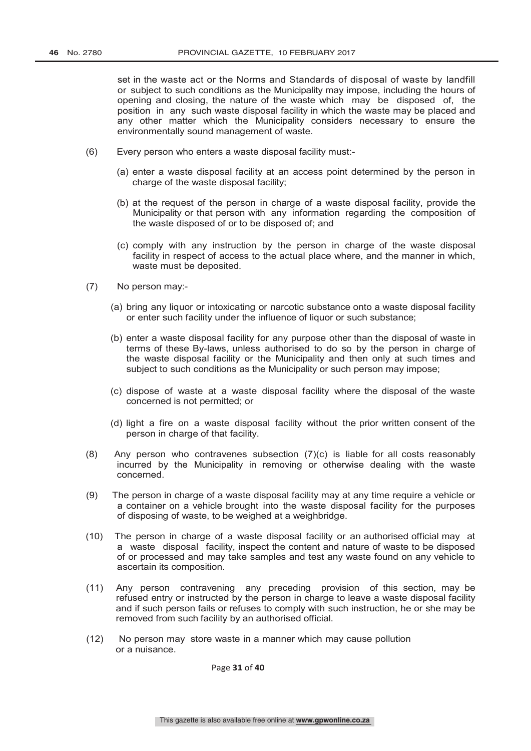set in the waste act or the Norms and Standards of disposal of waste by landfill or subject to such conditions as the Municipality may impose, including the hours of opening and closing, the nature of the waste which may be disposed of, the position in any such waste disposal facility in which the waste may be placed and any other matter which the Municipality considers necessary to ensure the environmentally sound management of waste.

(6) Every person who enters a waste disposal facility must:-

(a) enter a waste disposal facility at an access point determined by the person in charge of the waste disposal facility;

(b) at the request of the person in charge of a waste disposal facility, provide the Municipality or that person with any information regarding the composition of the waste disposed of or to be disposed of; and

(c) comply with any instruction by the person in charge of the waste disposal facility in respect of access to the actual place where, and the manner in which, waste must be deposited.

(7) No person may:-

(a) bring any liquor or intoxicating or narcotic substance onto a waste disposal facility or enter such facility under the influence of liquor or such substance;

(b) enter a waste disposal facility for any purpose other than the disposal of waste in terms of these By-laws, unless authorised to do so by the person in charge of the waste disposal facility or the Municipality and then only at such times and subject to such conditions as the Municipality or such person may impose;

(c) dispose of waste at a waste disposal facility where the disposal of the waste concerned is not permitted; or

(d) light a fire on a waste disposal facility without the prior written consent of the person in charge of that facility.

(8) Any person who contravenes subsection (7)(c) is liable for all costs reasonably incurred by the Municipality in removing or otherwise dealing with the waste concerned.

(9) The person in charge of a waste disposal facility may at any time require a vehicle or a container on a vehicle brought into the waste disposal facility for the purposes of disposing of waste, to be weighed at a weighbridge.

(10) The person in charge of a waste disposal facility or an authorised official may at a waste disposal facility, inspect the content and nature of waste to be disposed of or processed and may take samples and test any waste found on any vehicle to ascertain its composition.

(11) Any person contravening any preceding provision of this section, may be refused entry or instructed by the person in charge to leave a waste disposal facility and if such person fails or refuses to comply with such instruction, he or she may be removed from such facility by an authorised official.

(12) No person may store waste in a manner which may cause pollution or a nuisance.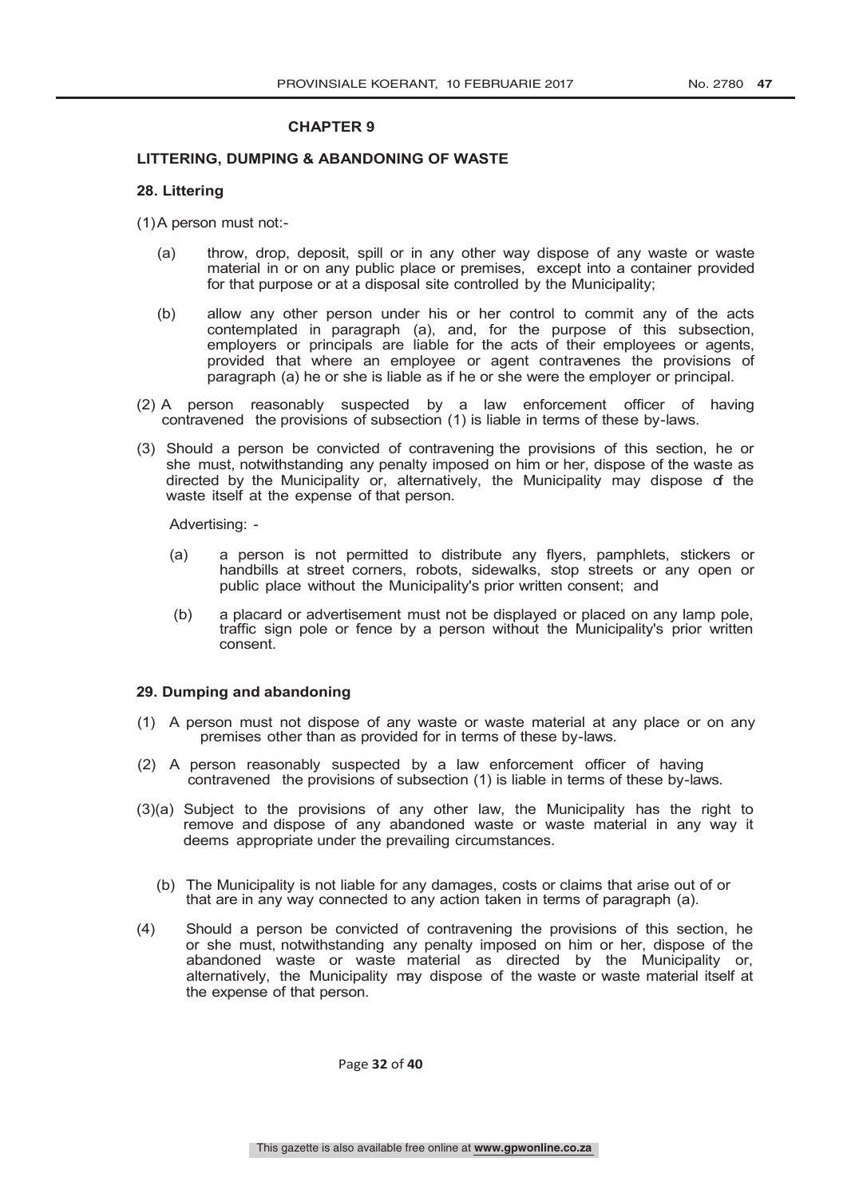## CHAPTER 9

### LITTERING, DUMPING & ABANDONING OF WASTE

#### 28. Littering

(1) A person must not:-

(a) throw, drop, deposit, spill or in any other way dispose of any waste or waste material in or on any public place or premises, except into a container provided for that purpose or at a disposal site controlled by the Municipality;

(b) allow any other person under his or her control to commit any of the acts contemplated in paragraph (a), and, for the purpose of this subsection, employers or principals are liable for the acts of their employees or agents, provided that where an employee or agent contravenes the provisions of paragraph (a) he or she is liable as if he or she were the employer or principal.

(2) A person reasonably suspected by a law enforcement officer of having contravened the provisions of subsection (1) is liable in terms of these by-laws.

(3) Should a person be convicted of contravening the provisions of this section, he or she must, notwithstanding any penalty imposed on him or her, dispose of the waste as directed by the Municipality or, alternatively, the Municipality may dispose of the waste itself at the expense of that person.

Advertising: -

(a) a person is not permitted to distribute any flyers, pamphlets, stickers or handbills at street corners, robots, sidewalks, stop streets or any open or public place without the Municipality's prior written consent; and

(b) a placard or advertisement must not be displayed or placed on any lamp pole, traffic sign pole or fence by a person without the Municipality's prior written consent.

#### 29. Dumping and abandoning

(1) A person must not dispose of any waste or waste material at any place or on any premises other than as provided for in terms of these by-laws.

(2) A person reasonably suspected by a law enforcement officer of having contravened the provisions of subsection (1) is liable in terms of these by-laws.

(3)(a) Subject to the provisions of any other law, the Municipality has the right to remove and dispose of any abandoned waste or waste material in any way it deems appropriate under the prevailing circumstances.

(b) The Municipality is not liable for any damages, costs or claims that arise out of or that are in any way connected to any action taken in terms of paragraph (a).

(4) Should a person be convicted of contravening the provisions of this section, he or she must, notwithstanding any penalty imposed on him or her, dispose of the abandoned waste or waste material as directed by the Municipality or, alternatively, the Municipality may dispose of the waste or waste material itself at the expense of that person.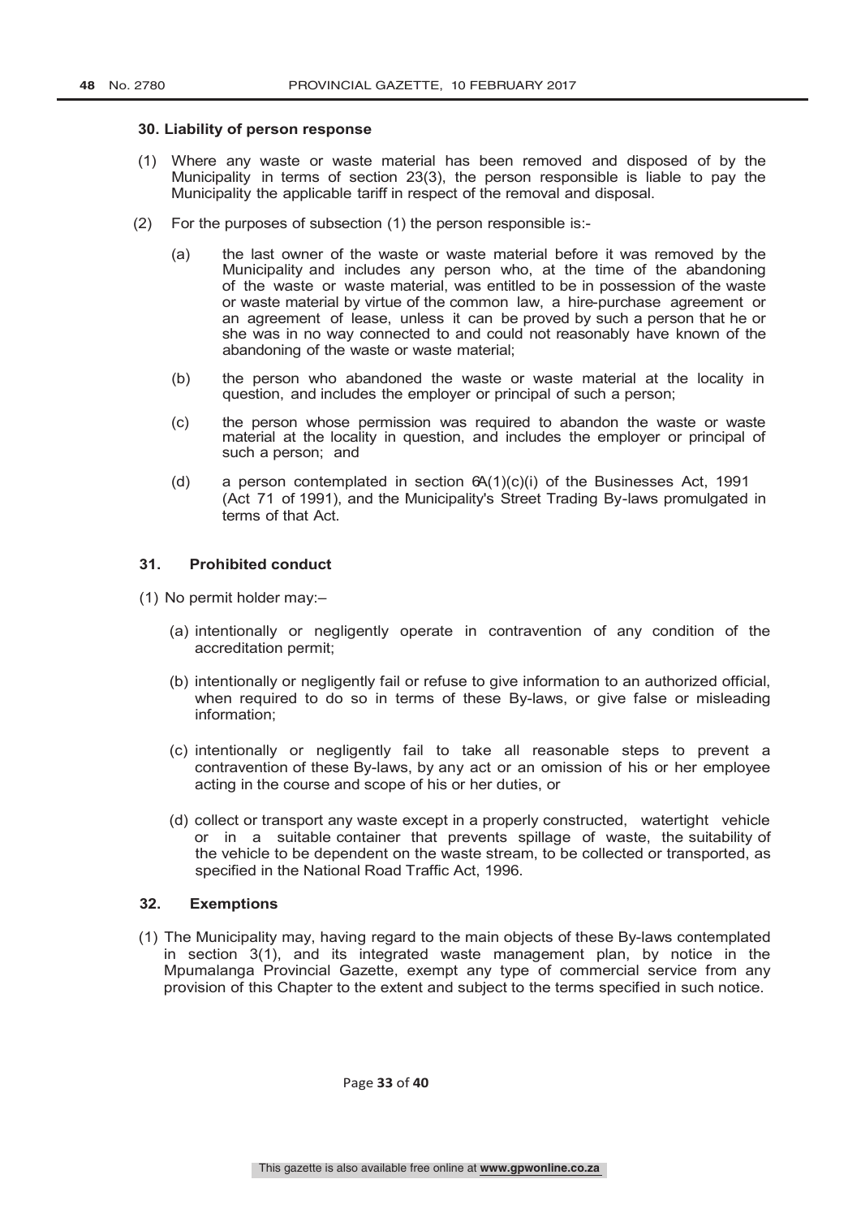### 30. Liability of person response

(1) Where any waste or waste material has been removed and disposed of by the Municipality in terms of section 23(3), the person responsible is liable to pay the Municipality the applicable tariff in respect of the removal and disposal.

(2) For the purposes of subsection (1) the person responsible is:-

(a) the last owner of the waste or waste material before it was removed by the Municipality and includes any person who, at the time of the abandoning of the waste or waste material, was entitled to be in possession of the waste or waste material by virtue of the common law, a hire-purchase agreement or an agreement of lease, unless it can be proved by such a person that he or she was in no way connected to and could not reasonably have known of the abandoning of the waste or waste material;

(b) the person who abandoned the waste or waste material at the locality in question, and includes the employer or principal of such a person;

(c) the person whose permission was required to abandon the waste or waste material at the locality in question, and includes the employer or principal of such a person; and

(d) a person contemplated in section 6A(1)(c)(i) of the Businesses Act, 1991 (Act 71 of 1991), and the Municipality's Street Trading By-laws promulgated in terms of that Act.

### 31. Prohibited conduct

(1) No permit holder may:–

(a) intentionally or negligently operate in contravention of any condition of the accreditation permit;

(b) intentionally or negligently fail or refuse to give information to an authorized official, when required to do so in terms of these By-laws, or give false or misleading information;

(c) intentionally or negligently fail to take all reasonable steps to prevent a contravention of these By-laws, by any act or an omission of his or her employee acting in the course and scope of his or her duties, or

(d) collect or transport any waste except in a properly constructed, watertight vehicle or in a suitable container that prevents spillage of waste, the suitability of the vehicle to be dependent on the waste stream, to be collected or transported, as specified in the National Road Traffic Act, 1996.

### 32. Exemptions

(1) The Municipality may, having regard to the main objects of these By-laws contemplated in section 3(1), and its integrated waste management plan, by notice in the Mpumalanga Provincial Gazette, exempt any type of commercial service from any provision of this Chapter to the extent and subject to the terms specified in such notice.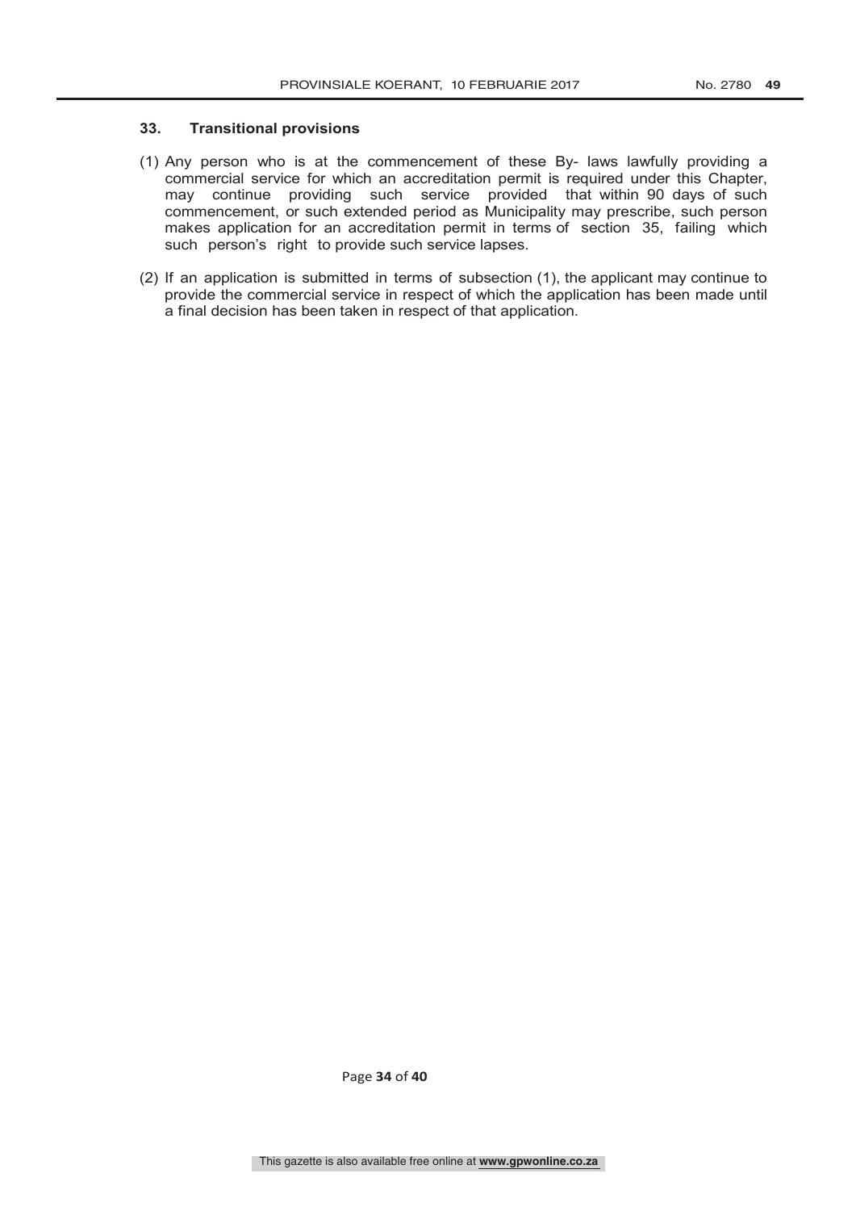### 33. Transitional provisions

(1) Any person who is at the commencement of these By- laws lawfully providing a commercial service for which an accreditation permit is required under this Chapter, may continue providing such service provided that within 90 days of such commencement, or such extended period as Municipality may prescribe, such person makes application for an accreditation permit in terms of section 35, failing which such person's right to provide such service lapses.

(2) If an application is submitted in terms of subsection (1), the applicant may continue to provide the commercial service in respect of which the application has been made until a final decision has been taken in respect of that application.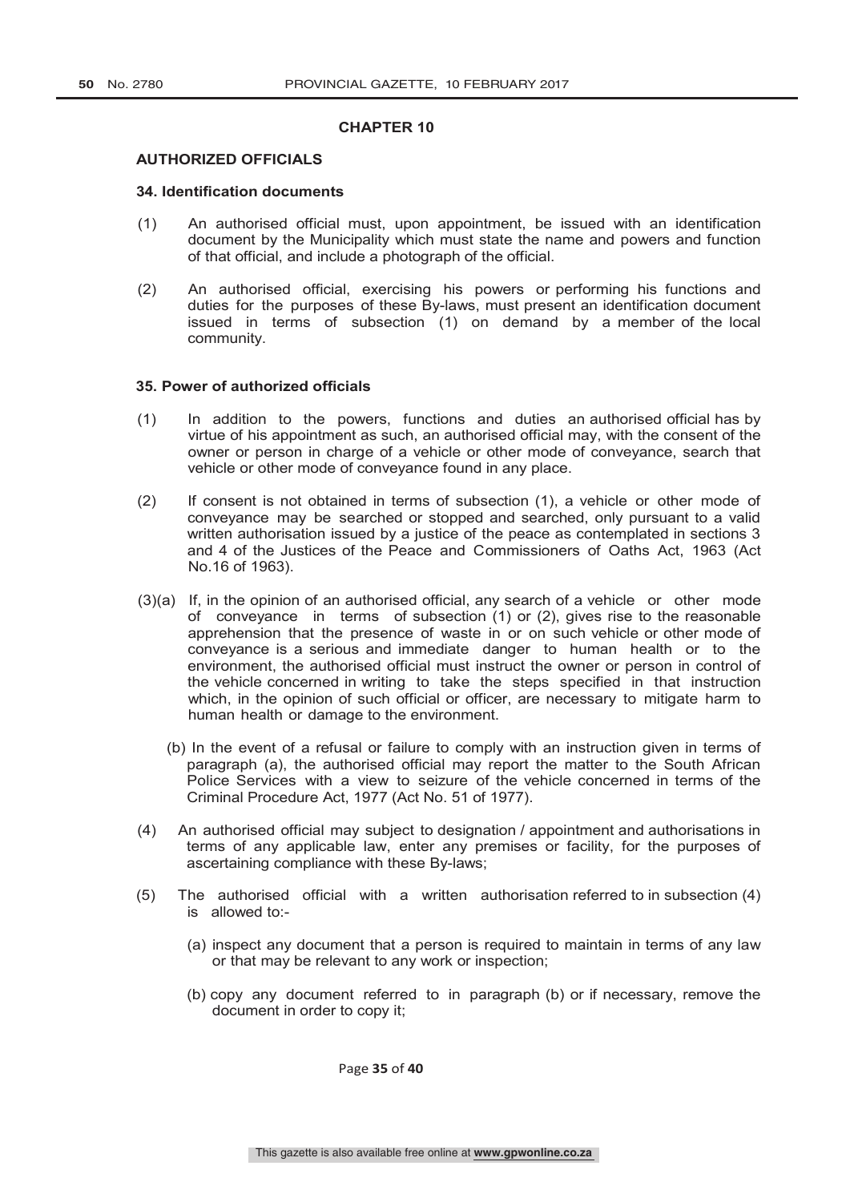## CHAPTER 10

### AUTHORIZED OFFICIALS

#### 34. Identification documents

(1) An authorised official must, upon appointment, be issued with an identification document by the Municipality which must state the name and powers and function of that official, and include a photograph of the official.

(2) An authorised official, exercising his powers or performing his functions and duties for the purposes of these By-laws, must present an identification document issued in terms of subsection (1) on demand by a member of the local community.

#### 35. Power of authorized officials

(1) In addition to the powers, functions and duties an authorised official has by virtue of his appointment as such, an authorised official may, with the consent of the owner or person in charge of a vehicle or other mode of conveyance, search that vehicle or other mode of conveyance found in any place.

(2) If consent is not obtained in terms of subsection (1), a vehicle or other mode of conveyance may be searched or stopped and searched, only pursuant to a valid written authorisation issued by a justice of the peace as contemplated in sections 3 and 4 of the Justices of the Peace and Commissioners of Oaths Act, 1963 (Act No.16 of 1963).

(3)(a) If, in the opinion of an authorised official, any search of a vehicle or other mode of conveyance in terms of subsection (1) or (2), gives rise to the reasonable apprehension that the presence of waste in or on such vehicle or other mode of conveyance is a serious and immediate danger to human health or to the environment, the authorised official must instruct the owner or person in control of the vehicle concerned in writing to take the steps specified in that instruction which, in the opinion of such official or officer, are necessary to mitigate harm to human health or damage to the environment.

(b) In the event of a refusal or failure to comply with an instruction given in terms of paragraph (a), the authorised official may report the matter to the South African Police Services with a view to seizure of the vehicle concerned in terms of the Criminal Procedure Act, 1977 (Act No. 51 of 1977).

(4) An authorised official may subject to designation / appointment and authorisations in terms of any applicable law, enter any premises or facility, for the purposes of ascertaining compliance with these By-laws;

(5) The authorised official with a written authorisation referred to in subsection (4) is allowed to:-

(a) inspect any document that a person is required to maintain in terms of any law or that may be relevant to any work or inspection;

(b) copy any document referred to in paragraph (b) or if necessary, remove the document in order to copy it;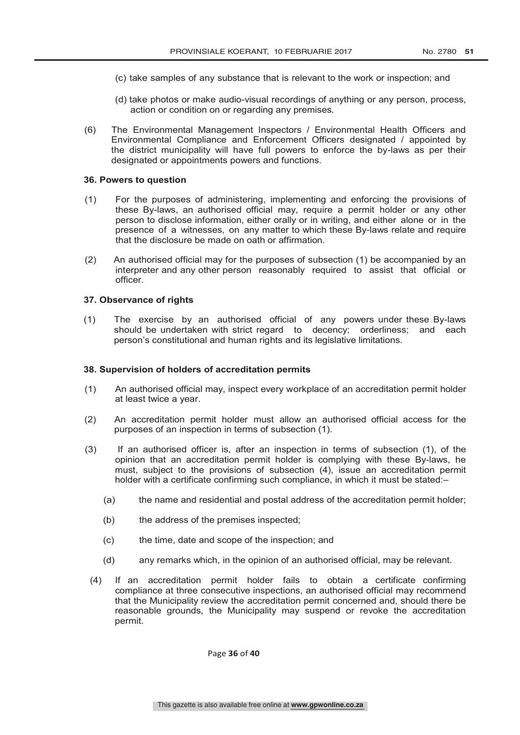(c) take samples of any substance that is relevant to the work or inspection; and

(d) take photos or make audio-visual recordings of anything or any person, process, action or condition on or regarding any premises.

(6) The Environmental Management Inspectors / Environmental Health Officers and Environmental Compliance and Enforcement Officers designated / appointed by the district municipality will have full powers to enforce the by-laws as per their designated or appointments powers and functions.

**36. Powers to question**

(1) For the purposes of administering, implementing and enforcing the provisions of these By-laws, an authorised official may, require a permit holder or any other person to disclose information, either orally or in writing, and either alone or in the presence of a witnesses, on any matter to which these By-laws relate and require that the disclosure be made on oath or affirmation.

(2) An authorised official may for the purposes of subsection (1) be accompanied by an interpreter and any other person reasonably required to assist that official or officer.

**37. Observance of rights**

(1) The exercise by an authorised official of any powers under these By-laws should be undertaken with strict regard to decency; orderliness; and each person's constitutional and human rights and its legislative limitations.

**38. Supervision of holders of accreditation permits**

(1) An authorised official may, inspect every workplace of an accreditation permit holder at least twice a year.

(2) An accreditation permit holder must allow an authorised official access for the purposes of an inspection in terms of subsection (1).

(3) If an authorised officer is, after an inspection in terms of subsection (1), of the opinion that an accreditation permit holder is complying with these By-laws, he must, subject to the provisions of subsection (4), issue an accreditation permit holder with a certificate confirming such compliance, in which it must be stated:–

(a) the name and residential and postal address of the accreditation permit holder;

(b) the address of the premises inspected;

(c) the time, date and scope of the inspection; and

(d) any remarks which, in the opinion of an authorised official, may be relevant.

(4) If an accreditation permit holder fails to obtain a certificate confirming compliance at three consecutive inspections, an authorised official may recommend that the Municipality review the accreditation permit concerned and, should there be reasonable grounds, the Municipality may suspend or revoke the accreditation permit.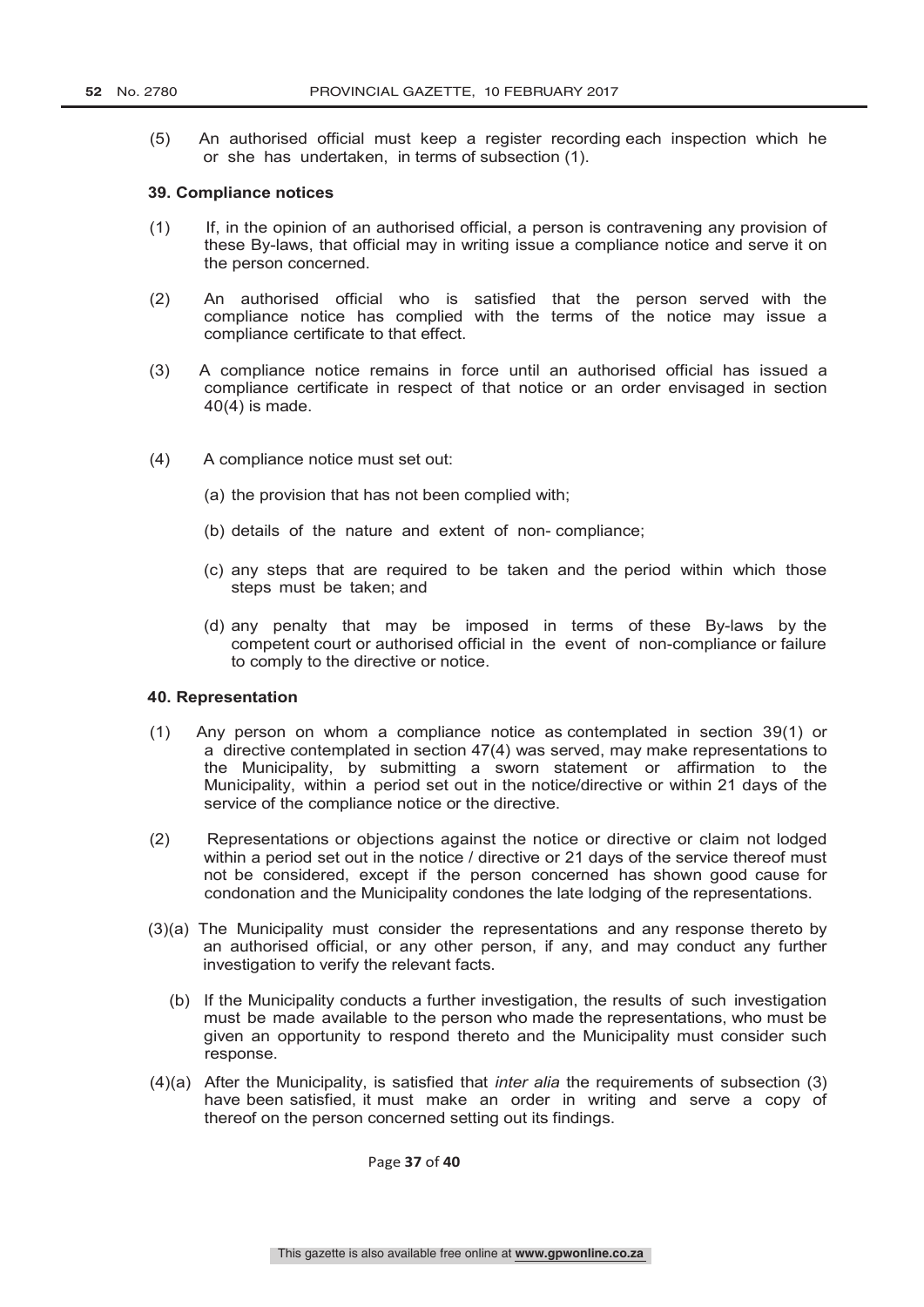(5) An authorised official must keep a register recording each inspection which he or she has undertaken, in terms of subsection (1).

**39. Compliance notices**

(1) If, in the opinion of an authorised official, a person is contravening any provision of these By-laws, that official may in writing issue a compliance notice and serve it on the person concerned.

(2) An authorised official who is satisfied that the person served with the compliance notice has complied with the terms of the notice may issue a compliance certificate to that effect.

(3) A compliance notice remains in force until an authorised official has issued a compliance certificate in respect of that notice or an order envisaged in section 40(4) is made.

(4) A compliance notice must set out:

(a) the provision that has not been complied with;

(b) details of the nature and extent of non- compliance;

(c) any steps that are required to be taken and the period within which those steps must be taken; and

(d) any penalty that may be imposed in terms of these By-laws by the competent court or authorised official in the event of non-compliance or failure to comply to the directive or notice.

**40. Representation**

(1) Any person on whom a compliance notice as contemplated in section 39(1) or a directive contemplated in section 47(4) was served, may make representations to the Municipality, by submitting a sworn statement or affirmation to the Municipality, within a period set out in the notice/directive or within 21 days of the service of the compliance notice or the directive.

(2) Representations or objections against the notice or directive or claim not lodged within a period set out in the notice / directive or 21 days of the service thereof must not be considered, except if the person concerned has shown good cause for condonation and the Municipality condones the late lodging of the representations.

(3)(a) The Municipality must consider the representations and any response thereto by an authorised official, or any other person, if any, and may conduct any further investigation to verify the relevant facts.

(b) If the Municipality conducts a further investigation, the results of such investigation must be made available to the person who made the representations, who must be given an opportunity to respond thereto and the Municipality must consider such response.

(4)(a) After the Municipality, is satisfied that *inter alia* the requirements of subsection (3) have been satisfied, it must make an order in writing and serve a copy of thereof on the person concerned setting out its findings.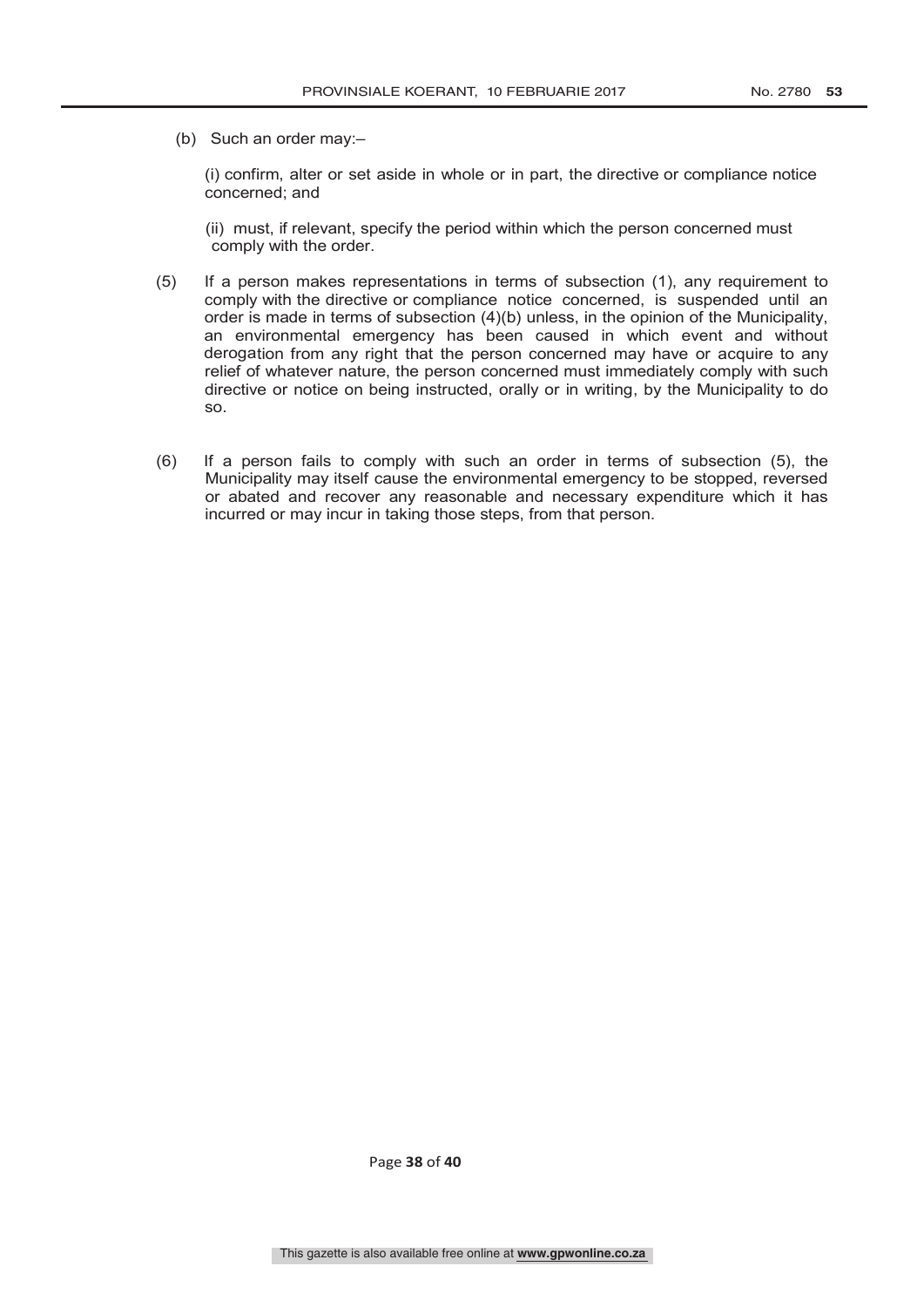(b) Such an order may:–

(i) confirm, alter or set aside in whole or in part, the directive or compliance notice concerned; and

(ii) must, if relevant, specify the period within which the person concerned must comply with the order.

(5) If a person makes representations in terms of subsection (1), any requirement to comply with the directive or compliance notice concerned, is suspended until an order is made in terms of subsection (4)(b) unless, in the opinion of the Municipality, an environmental emergency has been caused in which event and without derogation from any right that the person concerned may have or acquire to any relief of whatever nature, the person concerned must immediately comply with such directive or notice on being instructed, orally or in writing, by the Municipality to do so.

(6) If a person fails to comply with such an order in terms of subsection (5), the Municipality may itself cause the environmental emergency to be stopped, reversed or abated and recover any reasonable and necessary expenditure which it has incurred or may incur in taking those steps, from that person.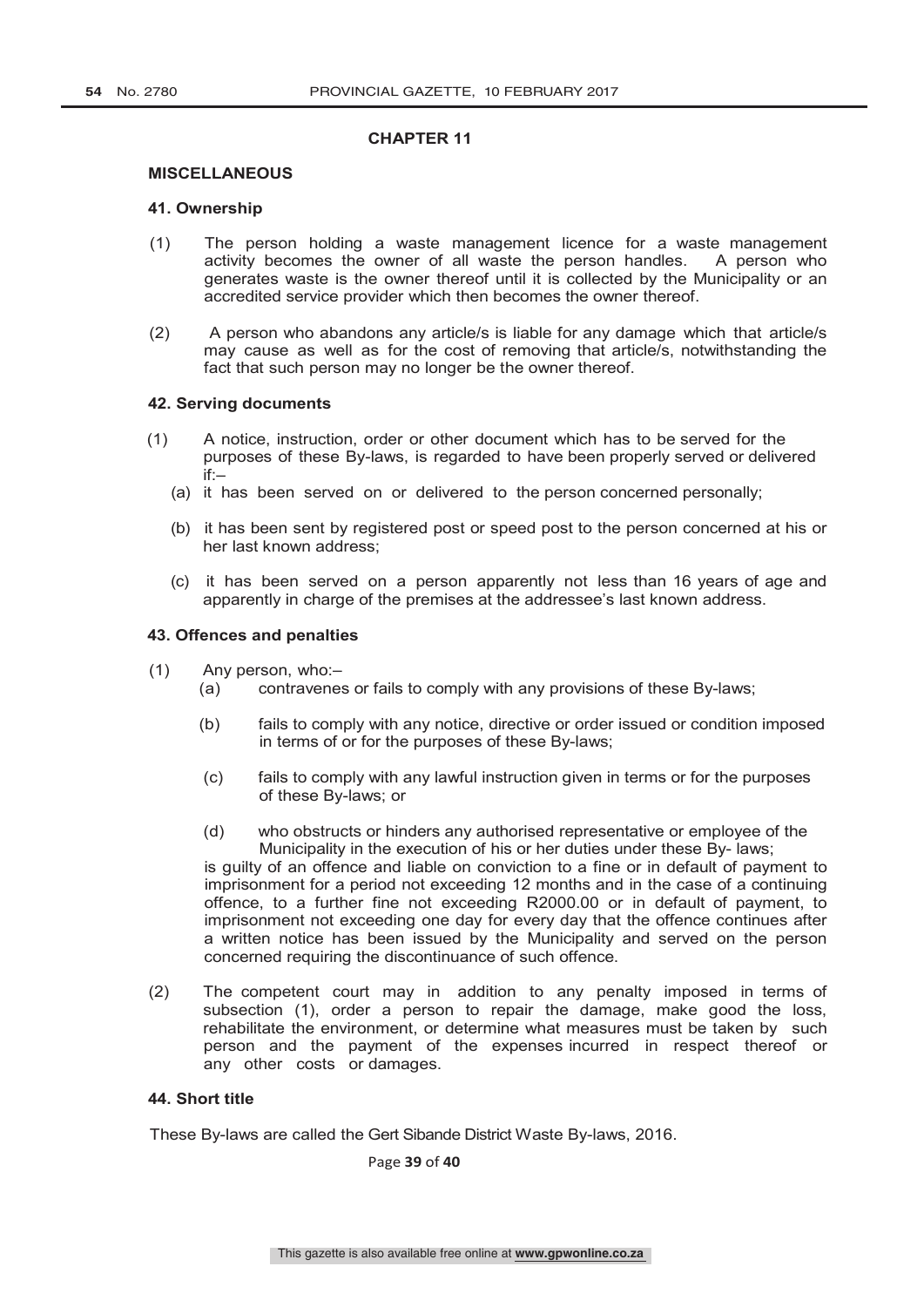## CHAPTER 11

### MISCELLANEOUS

**41. Ownership**

(1) The person holding a waste management licence for a waste management activity becomes the owner of all waste the person handles. A person who generates waste is the owner thereof until it is collected by the Municipality or an accredited service provider which then becomes the owner thereof.

(2) A person who abandons any article/s is liable for any damage which that article/s may cause as well as for the cost of removing that article/s, notwithstanding the fact that such person may no longer be the owner thereof.

**42. Serving documents**

(1) A notice, instruction, order or other document which has to be served for the purposes of these By-laws, is regarded to have been properly served or delivered if:–

(a) it has been served on or delivered to the person concerned personally;

(b) it has been sent by registered post or speed post to the person concerned at his or her last known address;

(c) it has been served on a person apparently not less than 16 years of age and apparently in charge of the premises at the addressee's last known address.

**43. Offences and penalties**

(1) Any person, who:–

(a) contravenes or fails to comply with any provisions of these By-laws;

(b) fails to comply with any notice, directive or order issued or condition imposed in terms of or for the purposes of these By-laws;

(c) fails to comply with any lawful instruction given in terms or for the purposes of these By-laws; or

(d) who obstructs or hinders any authorised representative or employee of the Municipality in the execution of his or her duties under these By- laws;

is guilty of an offence and liable on conviction to a fine or in default of payment to imprisonment for a period not exceeding 12 months and in the case of a continuing offence, to a further fine not exceeding R2000.00 or in default of payment, to imprisonment not exceeding one day for every day that the offence continues after a written notice has been issued by the Municipality and served on the person concerned requiring the discontinuance of such offence.

(2) The competent court may in addition to any penalty imposed in terms of subsection (1), order a person to repair the damage, make good the loss, rehabilitate the environment, or determine what measures must be taken by such person and the payment of the expenses incurred in respect thereof or any other costs or damages.

**44. Short title**

These By-laws are called the Gert Sibande District Waste By-laws, 2016.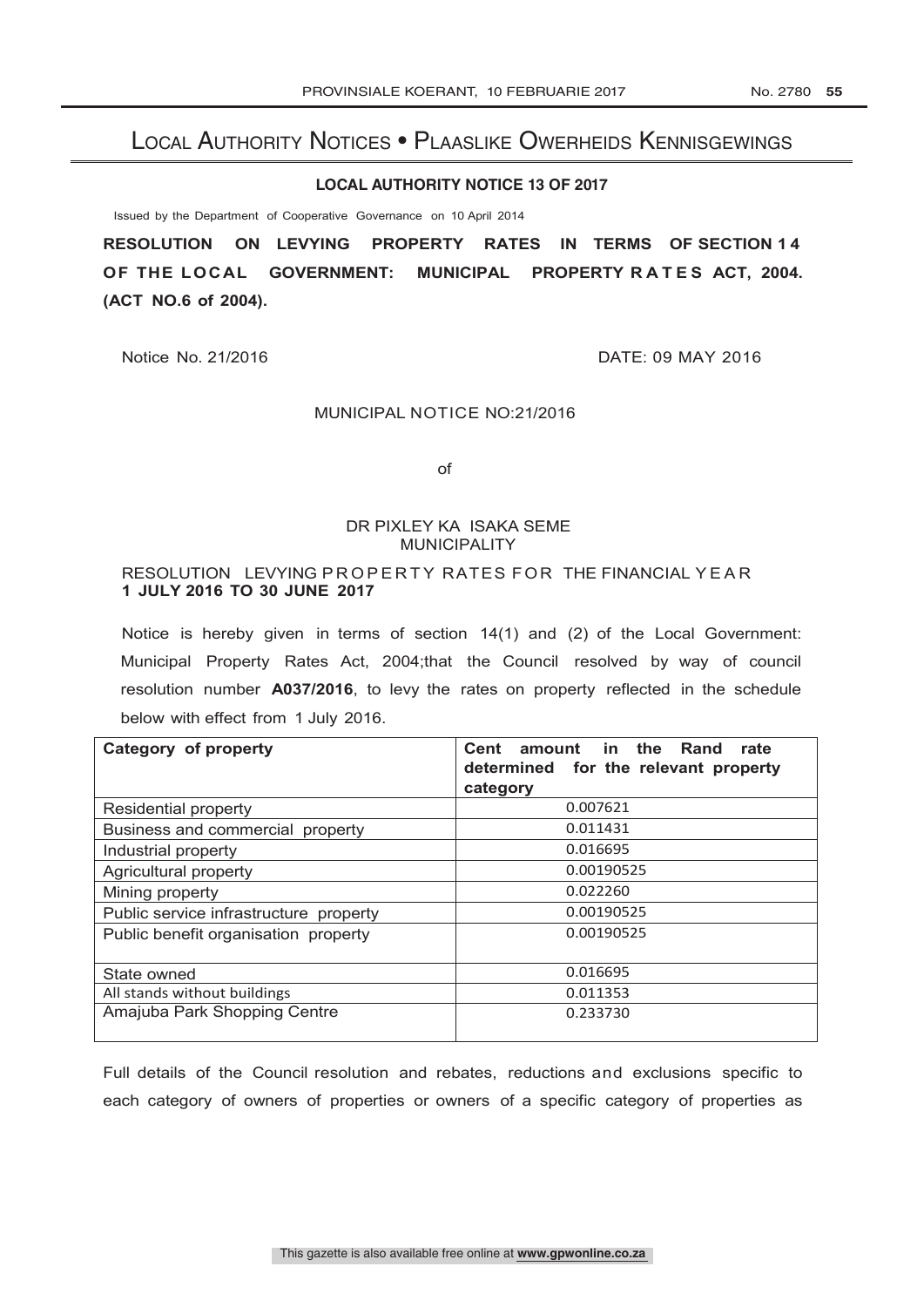# Local Authority Notices • Plaaslike Owerheids Kennisgewings

**LOCAL AUTHORITY NOTICE 13 OF 2017**

Issued by the Department of Cooperative Governance on 10 April 2014

**RESOLUTION ON LEVYING PROPERTY RATES IN TERMS OF SECTION 14 OF THE LOCAL GOVERNMENT: MUNICIPAL PROPERTY RATES ACT, 2004. (ACT NO.6 of 2004).**

Notice No. 21/2016 DATE: 09 MAY 2016

MUNICIPAL NOTICE NO:21/2016

of

DR PIXLEY KA ISAKA SEME
MUNICIPALITY

RESOLUTION LEVYING PROPERTY RATES FOR THE FINANCIAL YEAR
**1 JULY 2016 TO 30 JUNE 2017**

Notice is hereby given in terms of section 14(1) and (2) of the Local Government: Municipal Property Rates Act, 2004;that the Council resolved by way of council resolution number **A037/2016**, to levy the rates on property reflected in the schedule below with effect from 1 July 2016.

| **Category of property** | **Cent amount in the Rand rate determined for the relevant property category** |
|---|---|
| Residential property | 0.007621 |
| Business and commercial property | 0.011431 |
| Industrial property | 0.016695 |
| Agricultural property | 0.00190525 |
| Mining property | 0.022260 |
| Public service infrastructure property | 0.00190525 |
| Public benefit organisation property | 0.00190525 |
| State owned | 0.016695 |
| All stands without buildings | 0.011353 |
| Amajuba Park Shopping Centre | 0.233730 |

Full details of the Council resolution and rebates, reductions and exclusions specific to each category of owners of properties or owners of a specific category of properties as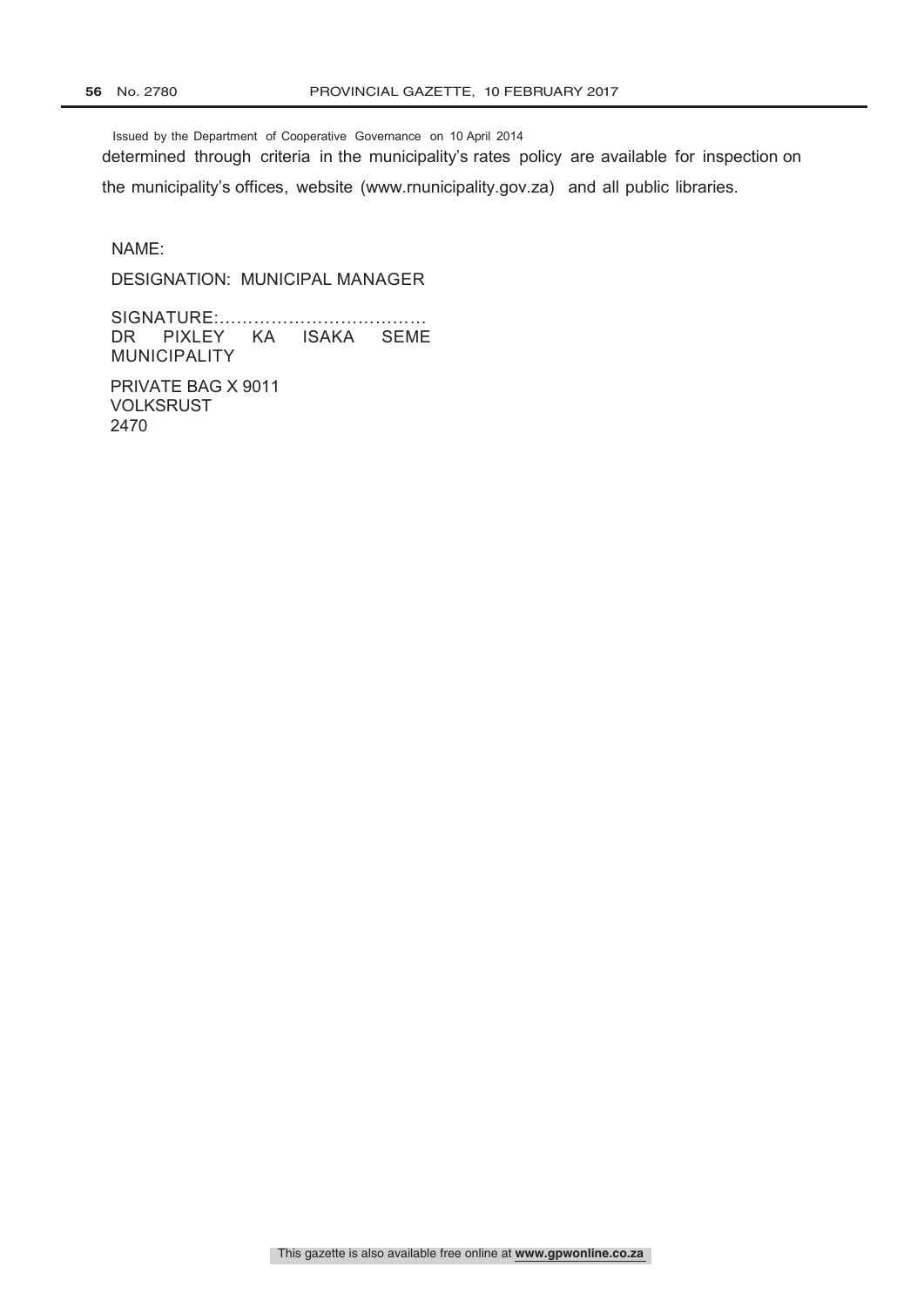Issued by the Department of Cooperative Governance on 10 April 2014

determined through criteria in the municipality's rates policy are available for inspection on the municipality's offices, website (www.rnunicipality.gov.za) and all public libraries.

NAME:

DESIGNATION: MUNICIPAL MANAGER

SIGNATURE:………………………………
DR PIXLEY KA ISAKA SEME MUNICIPALITY

PRIVATE BAG X 9011
VOLKSRUST
2470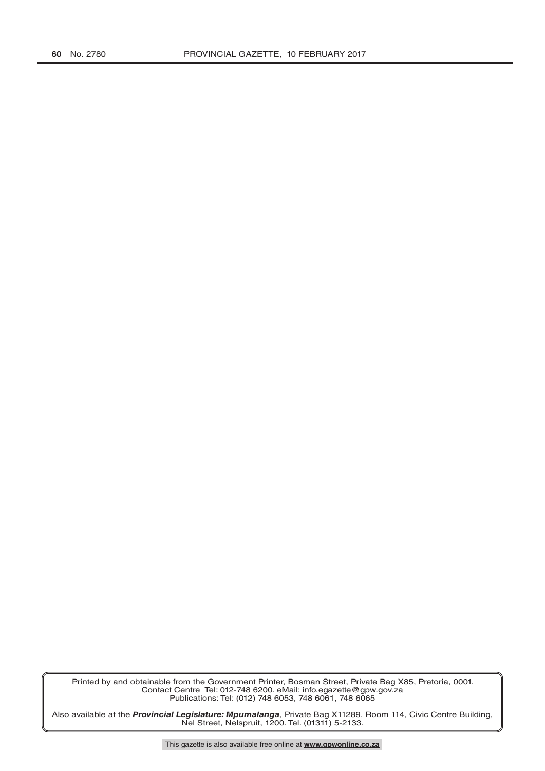Printed by and obtainable from the Government Printer, Bosman Street, Private Bag X85, Pretoria, 0001.
Contact Centre Tel: 012-748 6200. eMail: info.egazette@gpw.gov.za
Publications: Tel: (012) 748 6053, 748 6061, 748 6065

Also available at the ***Provincial Legislature: Mpumalanga***, Private Bag X11289, Room 114, Civic Centre Building, Nel Street, Nelspruit, 1200. Tel. (01311) 5-2133.

This gazette is also available free online at **www.gpwonline.co.za**